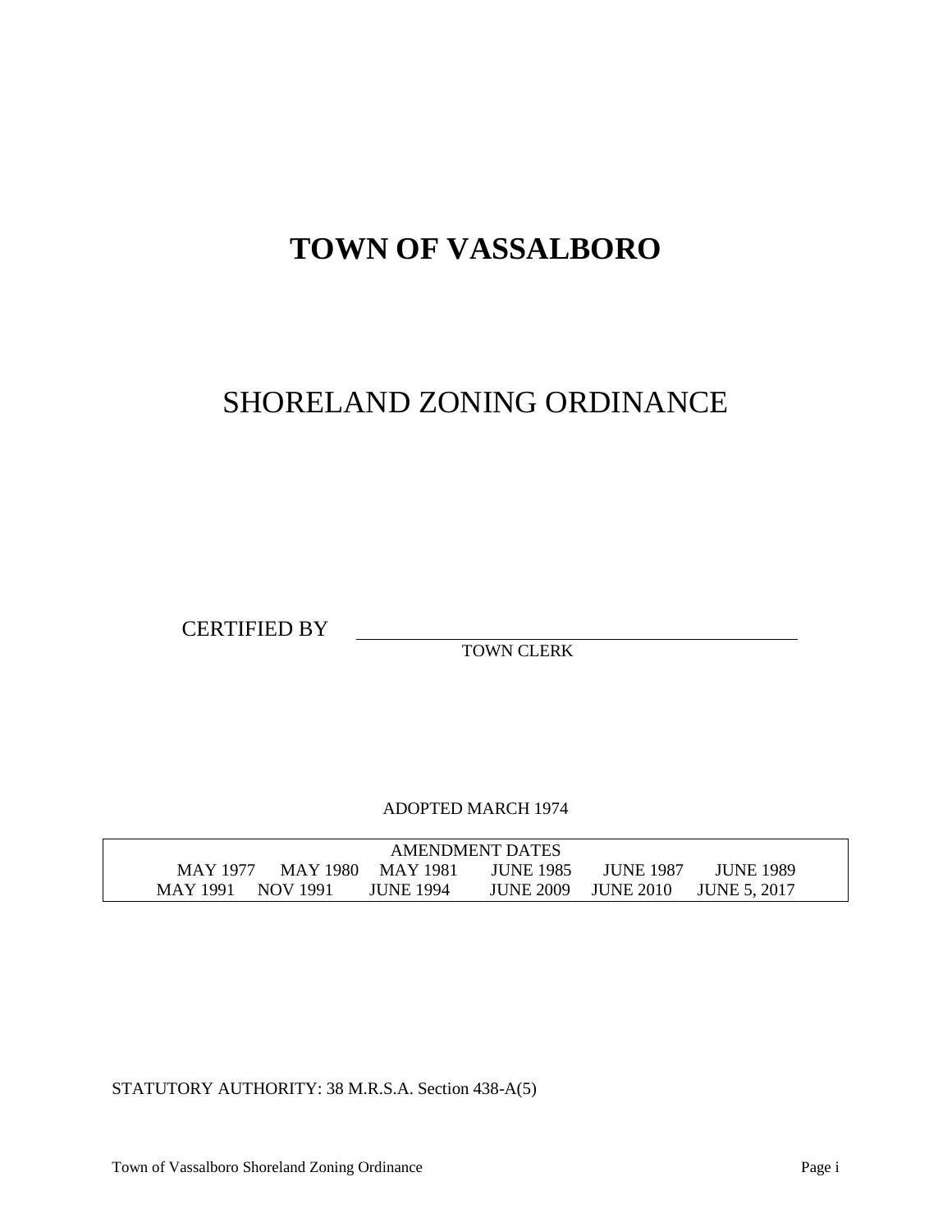# TOWN OF VASSALBORO

## SHORELAND ZONING ORDINANCE

CERTIFIED BY \_\_\_\_\_\_\_\_\_\_\_\_\_\_\_\_\_\_\_\_\_\_\_\_\_\_\_\_\_\_\_\_\_\_\_\_\_\_\_\_
TOWN CLERK

ADOPTED MARCH 1974

| AMENDMENT DATES | | | | | |
|---|---|---|---|---|---|
| MAY 1977 | MAY 1980 | MAY 1981 | JUNE 1985 | JUNE 1987 | JUNE 1989 |
| MAY 1991 | NOV 1991 | JUNE 1994 | JUNE 2009 | JUNE 2010 | JUNE 5, 2017 |

STATUTORY AUTHORITY: 38 M.R.S.A. Section 438-A(5)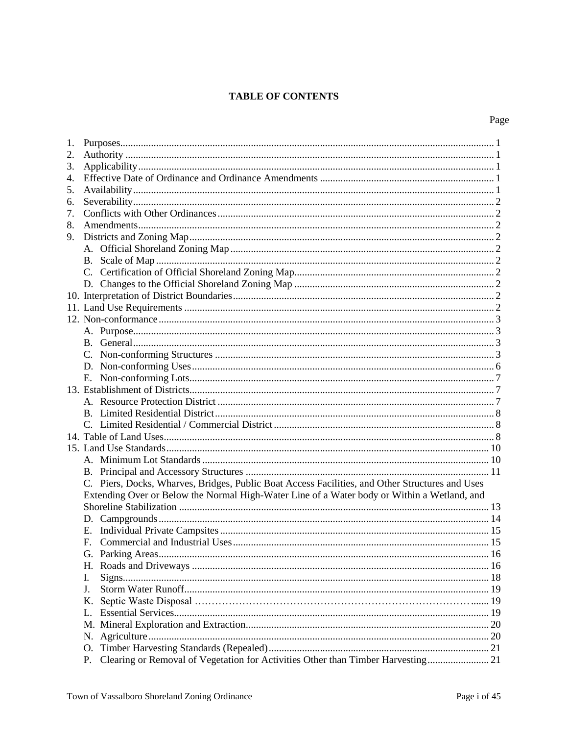# TABLE OF CONTENTS

Page

1. Purposes............................................................................................................................................ 1
2. Authority ........................................................................................................................................... 1
3. Applicability....................................................................................................................................... 1
4. Effective Date of Ordinance and Ordinance Amendments .................................................................. 1
5. Availability......................................................................................................................................... 1
6. Severability........................................................................................................................................ 2
7. Conflicts with Other Ordinances........................................................................................................ 2
8. Amendments...................................................................................................................................... 2
9. Districts and Zoning Map................................................................................................................... 2
   - A. Official Shoreland Zoning Map ..................................................................................................... 2
   - B. Scale of Map ................................................................................................................................. 2
   - C. Certification of Official Shoreland Zoning Map............................................................................ 2
   - D. Changes to the Official Shoreland Zoning Map ............................................................................ 2
10. Interpretation of District Boundaries.................................................................................................. 2
11. Land Use Requirements ..................................................................................................................... 2
12. Non-conformance.............................................................................................................................. 3
    - A. Purpose.......................................................................................................................................... 3
    - B. General.......................................................................................................................................... 3
    - C. Non-conforming Structures ........................................................................................................... 3
    - D. Non-conforming Uses.................................................................................................................... 6
    - E. Non-conforming Lots..................................................................................................................... 7
13. Establishment of Districts................................................................................................................... 7
    - A. Resource Protection District .......................................................................................................... 7
    - B. Limited Residential District........................................................................................................... 8
    - C. Limited Residential / Commercial District.................................................................................... 8
14. Table of Land Uses............................................................................................................................. 8
15. Land Use Standards............................................................................................................................ 10
    - A. Minimum Lot Standards ............................................................................................................... 10
    - B. Principal and Accessory Structures .............................................................................................. 11
    - C. Piers, Docks, Wharves, Bridges, Public Boat Access Facilities, and Other Structures and Uses Extending Over or Below the Normal High-Water Line of a Water body or Within a Wetland, and Shoreline Stabilization ........................................................................................................................ 13
    - D. Campgrounds................................................................................................................................ 14
    - E. Individual Private Campsites......................................................................................................... 15
    - F. Commercial and Industrial Uses.................................................................................................... 15
    - G. Parking Areas................................................................................................................................ 16
    - H. Roads and Driveways ................................................................................................................... 16
    - I. Signs.............................................................................................................................................. 18
    - J. Storm Water Runoff....................................................................................................................... 19
    - K. Septic Waste Disposal ……………………………………………………………………....... 19
    - L. Essential Services.......................................................................................................................... 19
    - M. Mineral Exploration and Extraction.............................................................................................. 20
    - N. Agriculture.................................................................................................................................... 20
    - O. Timber Harvesting Standards (Repealed)...................................................................................... 21
    - P. Clearing or Removal of Vegetation for Activities Other than Timber Harvesting........................ 21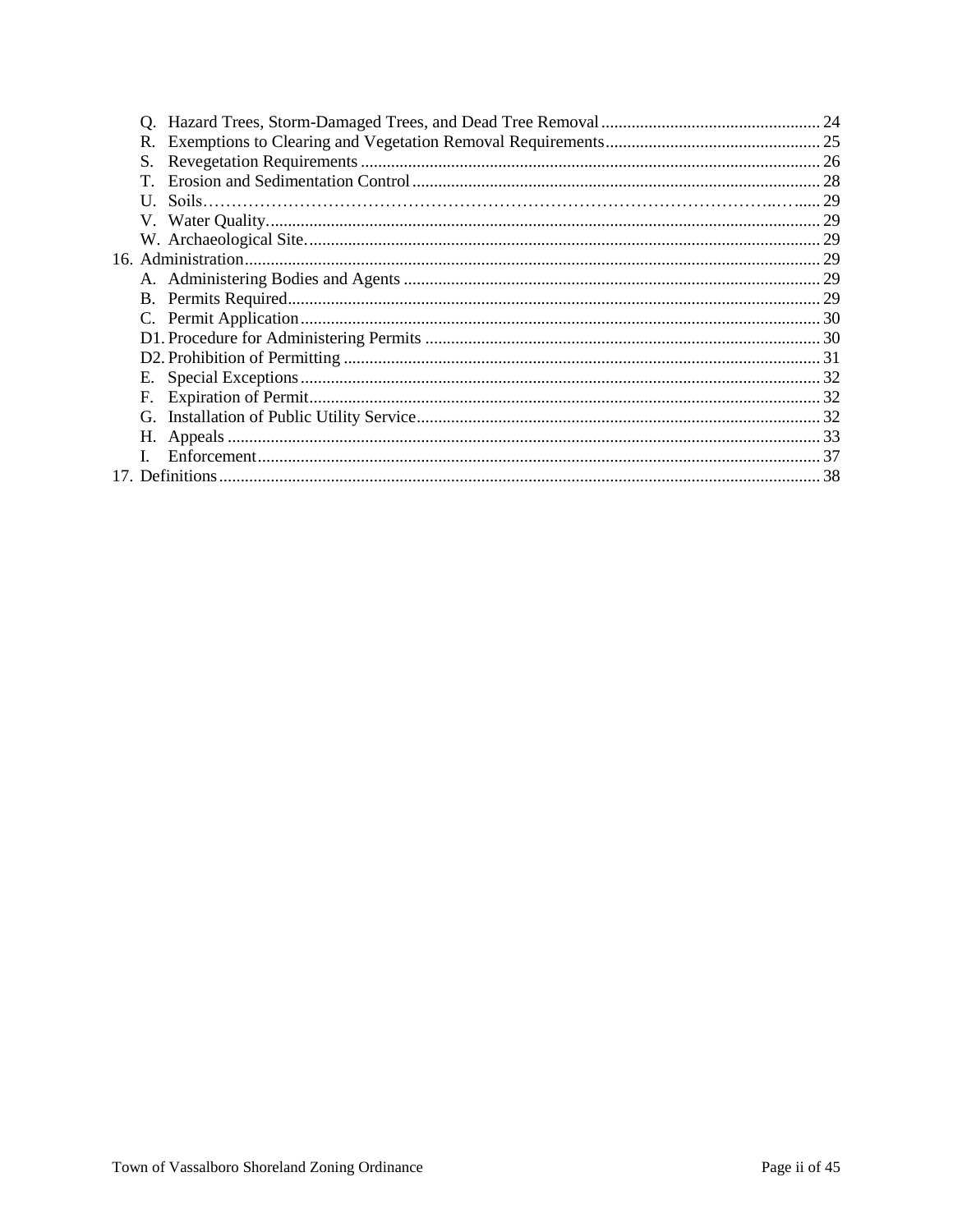Q. Hazard Trees, Storm-Damaged Trees, and Dead Tree Removal ........ 24
R. Exemptions to Clearing and Vegetation Removal Requirements ........ 25
S. Revegetation Requirements ........ 26
T. Erosion and Sedimentation Control ........ 28
U. Soils ........ 29
V. Water Quality ........ 29
W. Archaeological Site ........ 29

16. Administration ........ 29
A. Administering Bodies and Agents ........ 29
B. Permits Required ........ 29
C. Permit Application ........ 30
D1. Procedure for Administering Permits ........ 30
D2. Prohibition of Permitting ........ 31
E. Special Exceptions ........ 32
F. Expiration of Permit ........ 32
G. Installation of Public Utility Service ........ 32
H. Appeals ........ 33
I. Enforcement ........ 37

17. Definitions ........ 38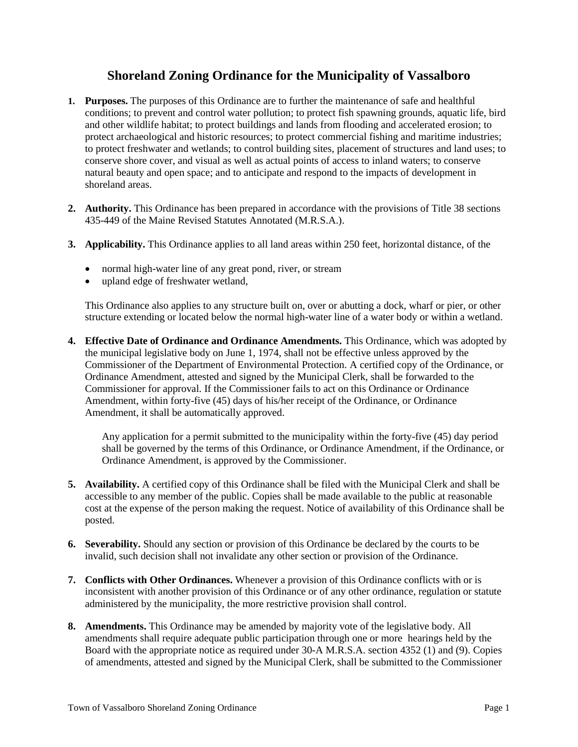# Shoreland Zoning Ordinance for the Municipality of Vassalboro

1. **Purposes.** The purposes of this Ordinance are to further the maintenance of safe and healthful conditions; to prevent and control water pollution; to protect fish spawning grounds, aquatic life, bird and other wildlife habitat; to protect buildings and lands from flooding and accelerated erosion; to protect archaeological and historic resources; to protect commercial fishing and maritime industries; to protect freshwater and wetlands; to control building sites, placement of structures and land uses; to conserve shore cover, and visual as well as actual points of access to inland waters; to conserve natural beauty and open space; and to anticipate and respond to the impacts of development in shoreland areas.

2. **Authority.** This Ordinance has been prepared in accordance with the provisions of Title 38 sections 435-449 of the Maine Revised Statutes Annotated (M.R.S.A.).

3. **Applicability.** This Ordinance applies to all land areas within 250 feet, horizontal distance, of the

   - normal high-water line of any great pond, river, or stream
   - upland edge of freshwater wetland,

   This Ordinance also applies to any structure built on, over or abutting a dock, wharf or pier, or other structure extending or located below the normal high-water line of a water body or within a wetland.

4. **Effective Date of Ordinance and Ordinance Amendments.** This Ordinance, which was adopted by the municipal legislative body on June 1, 1974, shall not be effective unless approved by the Commissioner of the Department of Environmental Protection. A certified copy of the Ordinance, or Ordinance Amendment, attested and signed by the Municipal Clerk, shall be forwarded to the Commissioner for approval. If the Commissioner fails to act on this Ordinance or Ordinance Amendment, within forty-five (45) days of his/her receipt of the Ordinance, or Ordinance Amendment, it shall be automatically approved.

   Any application for a permit submitted to the municipality within the forty-five (45) day period shall be governed by the terms of this Ordinance, or Ordinance Amendment, if the Ordinance, or Ordinance Amendment, is approved by the Commissioner.

5. **Availability.** A certified copy of this Ordinance shall be filed with the Municipal Clerk and shall be accessible to any member of the public. Copies shall be made available to the public at reasonable cost at the expense of the person making the request. Notice of availability of this Ordinance shall be posted.

6. **Severability.** Should any section or provision of this Ordinance be declared by the courts to be invalid, such decision shall not invalidate any other section or provision of the Ordinance.

7. **Conflicts with Other Ordinances.** Whenever a provision of this Ordinance conflicts with or is inconsistent with another provision of this Ordinance or of any other ordinance, regulation or statute administered by the municipality, the more restrictive provision shall control.

8. **Amendments.** This Ordinance may be amended by majority vote of the legislative body. All amendments shall require adequate public participation through one or more hearings held by the Board with the appropriate notice as required under 30-A M.R.S.A. section 4352 (1) and (9). Copies of amendments, attested and signed by the Municipal Clerk, shall be submitted to the Commissioner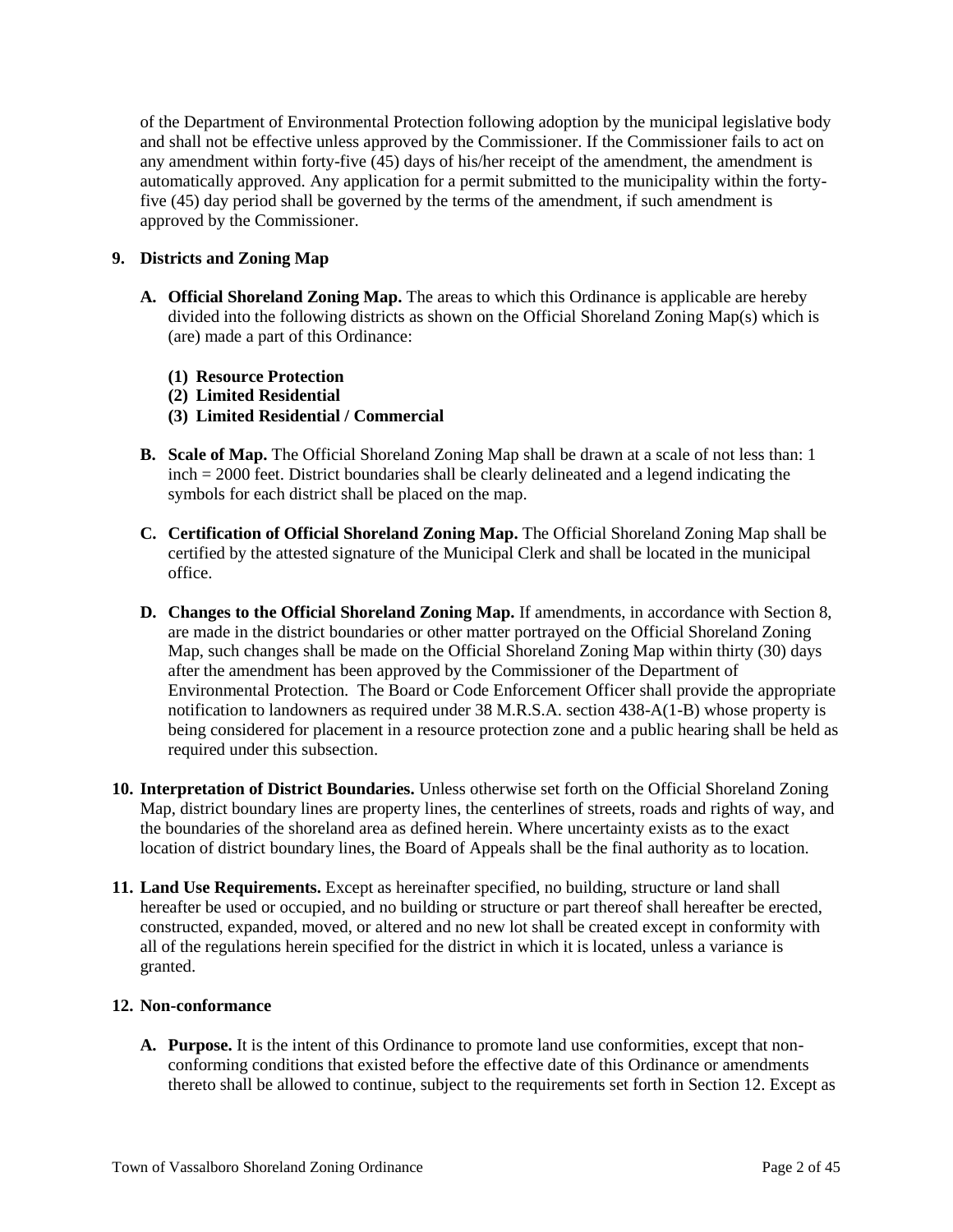of the Department of Environmental Protection following adoption by the municipal legislative body and shall not be effective unless approved by the Commissioner. If the Commissioner fails to act on any amendment within forty-five (45) days of his/her receipt of the amendment, the amendment is automatically approved. Any application for a permit submitted to the municipality within the forty-five (45) day period shall be governed by the terms of the amendment, if such amendment is approved by the Commissioner.

**9. Districts and Zoning Map**

**A. Official Shoreland Zoning Map.** The areas to which this Ordinance is applicable are hereby divided into the following districts as shown on the Official Shoreland Zoning Map(s) which is (are) made a part of this Ordinance:

**(1) Resource Protection**
**(2) Limited Residential**
**(3) Limited Residential / Commercial**

**B. Scale of Map.** The Official Shoreland Zoning Map shall be drawn at a scale of not less than: 1 inch = 2000 feet. District boundaries shall be clearly delineated and a legend indicating the symbols for each district shall be placed on the map.

**C. Certification of Official Shoreland Zoning Map.** The Official Shoreland Zoning Map shall be certified by the attested signature of the Municipal Clerk and shall be located in the municipal office.

**D. Changes to the Official Shoreland Zoning Map.** If amendments, in accordance with Section 8, are made in the district boundaries or other matter portrayed on the Official Shoreland Zoning Map, such changes shall be made on the Official Shoreland Zoning Map within thirty (30) days after the amendment has been approved by the Commissioner of the Department of Environmental Protection. The Board or Code Enforcement Officer shall provide the appropriate notification to landowners as required under 38 M.R.S.A. section 438-A(1-B) whose property is being considered for placement in a resource protection zone and a public hearing shall be held as required under this subsection.

**10. Interpretation of District Boundaries.** Unless otherwise set forth on the Official Shoreland Zoning Map, district boundary lines are property lines, the centerlines of streets, roads and rights of way, and the boundaries of the shoreland area as defined herein. Where uncertainty exists as to the exact location of district boundary lines, the Board of Appeals shall be the final authority as to location.

**11. Land Use Requirements.** Except as hereinafter specified, no building, structure or land shall hereafter be used or occupied, and no building or structure or part thereof shall hereafter be erected, constructed, expanded, moved, or altered and no new lot shall be created except in conformity with all of the regulations herein specified for the district in which it is located, unless a variance is granted.

**12. Non-conformance**

**A. Purpose.** It is the intent of this Ordinance to promote land use conformities, except that non-conforming conditions that existed before the effective date of this Ordinance or amendments thereto shall be allowed to continue, subject to the requirements set forth in Section 12. Except as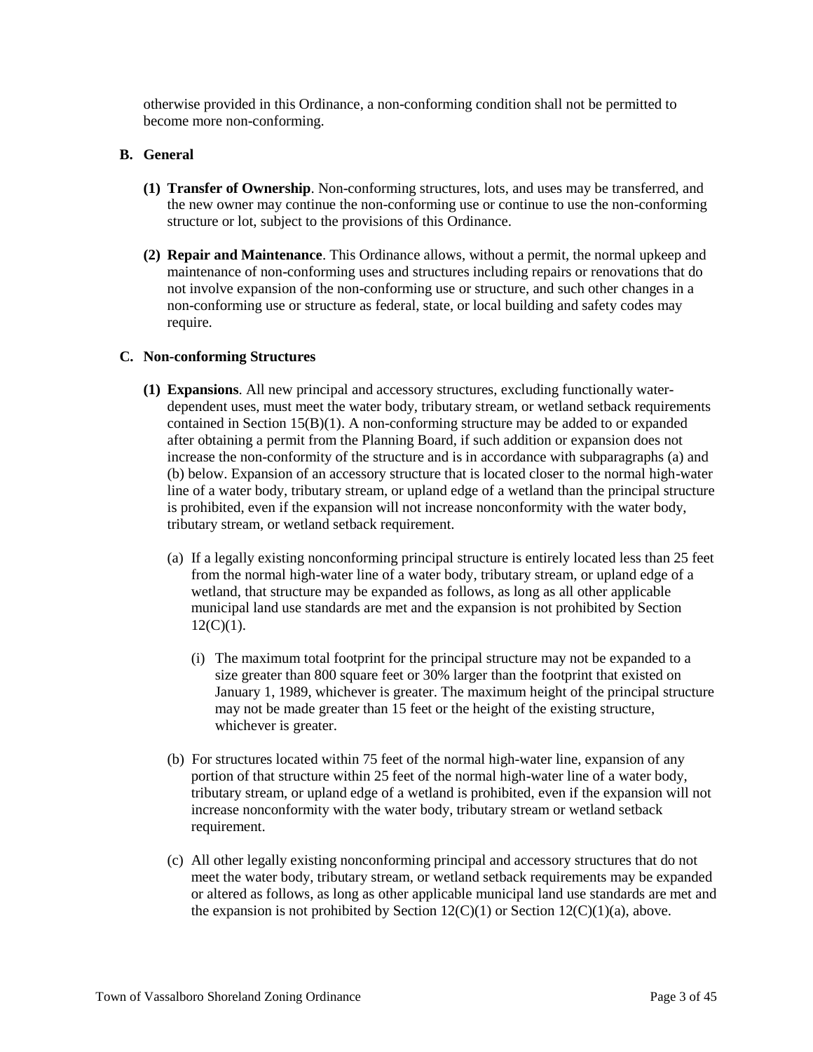otherwise provided in this Ordinance, a non-conforming condition shall not be permitted to become more non-conforming.

**B. General**

**(1) Transfer of Ownership**. Non-conforming structures, lots, and uses may be transferred, and the new owner may continue the non-conforming use or continue to use the non-conforming structure or lot, subject to the provisions of this Ordinance.

**(2) Repair and Maintenance**. This Ordinance allows, without a permit, the normal upkeep and maintenance of non-conforming uses and structures including repairs or renovations that do not involve expansion of the non-conforming use or structure, and such other changes in a non-conforming use or structure as federal, state, or local building and safety codes may require.

**C. Non-conforming Structures**

**(1) Expansions**. All new principal and accessory structures, excluding functionally water-dependent uses, must meet the water body, tributary stream, or wetland setback requirements contained in Section 15(B)(1). A non-conforming structure may be added to or expanded after obtaining a permit from the Planning Board, if such addition or expansion does not increase the non-conformity of the structure and is in accordance with subparagraphs (a) and (b) below. Expansion of an accessory structure that is located closer to the normal high-water line of a water body, tributary stream, or upland edge of a wetland than the principal structure is prohibited, even if the expansion will not increase nonconformity with the water body, tributary stream, or wetland setback requirement.

(a) If a legally existing nonconforming principal structure is entirely located less than 25 feet from the normal high-water line of a water body, tributary stream, or upland edge of a wetland, that structure may be expanded as follows, as long as all other applicable municipal land use standards are met and the expansion is not prohibited by Section 12(C)(1).

(i) The maximum total footprint for the principal structure may not be expanded to a size greater than 800 square feet or 30% larger than the footprint that existed on January 1, 1989, whichever is greater. The maximum height of the principal structure may not be made greater than 15 feet or the height of the existing structure, whichever is greater.

(b) For structures located within 75 feet of the normal high-water line, expansion of any portion of that structure within 25 feet of the normal high-water line of a water body, tributary stream, or upland edge of a wetland is prohibited, even if the expansion will not increase nonconformity with the water body, tributary stream or wetland setback requirement.

(c) All other legally existing nonconforming principal and accessory structures that do not meet the water body, tributary stream, or wetland setback requirements may be expanded or altered as follows, as long as other applicable municipal land use standards are met and the expansion is not prohibited by Section 12(C)(1) or Section 12(C)(1)(a), above.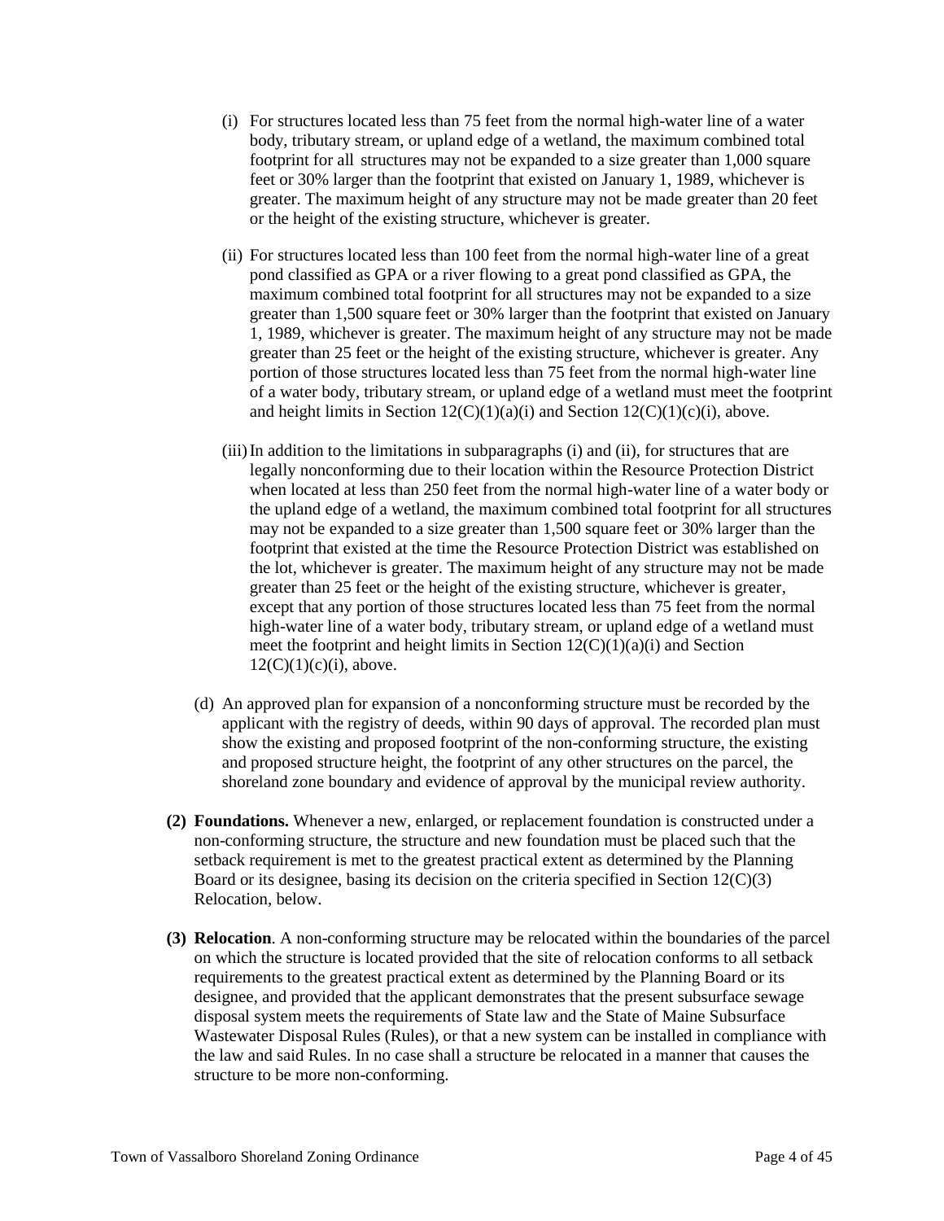(i) For structures located less than 75 feet from the normal high-water line of a water body, tributary stream, or upland edge of a wetland, the maximum combined total footprint for all structures may not be expanded to a size greater than 1,000 square feet or 30% larger than the footprint that existed on January 1, 1989, whichever is greater. The maximum height of any structure may not be made greater than 20 feet or the height of the existing structure, whichever is greater.

(ii) For structures located less than 100 feet from the normal high-water line of a great pond classified as GPA or a river flowing to a great pond classified as GPA, the maximum combined total footprint for all structures may not be expanded to a size greater than 1,500 square feet or 30% larger than the footprint that existed on January 1, 1989, whichever is greater. The maximum height of any structure may not be made greater than 25 feet or the height of the existing structure, whichever is greater. Any portion of those structures located less than 75 feet from the normal high-water line of a water body, tributary stream, or upland edge of a wetland must meet the footprint and height limits in Section 12(C)(1)(a)(i) and Section 12(C)(1)(c)(i), above.

(iii) In addition to the limitations in subparagraphs (i) and (ii), for structures that are legally nonconforming due to their location within the Resource Protection District when located at less than 250 feet from the normal high-water line of a water body or the upland edge of a wetland, the maximum combined total footprint for all structures may not be expanded to a size greater than 1,500 square feet or 30% larger than the footprint that existed at the time the Resource Protection District was established on the lot, whichever is greater. The maximum height of any structure may not be made greater than 25 feet or the height of the existing structure, whichever is greater, except that any portion of those structures located less than 75 feet from the normal high-water line of a water body, tributary stream, or upland edge of a wetland must meet the footprint and height limits in Section 12(C)(1)(a)(i) and Section 12(C)(1)(c)(i), above.

(d) An approved plan for expansion of a nonconforming structure must be recorded by the applicant with the registry of deeds, within 90 days of approval. The recorded plan must show the existing and proposed footprint of the non-conforming structure, the existing and proposed structure height, the footprint of any other structures on the parcel, the shoreland zone boundary and evidence of approval by the municipal review authority.

**(2) Foundations.** Whenever a new, enlarged, or replacement foundation is constructed under a non-conforming structure, the structure and new foundation must be placed such that the setback requirement is met to the greatest practical extent as determined by the Planning Board or its designee, basing its decision on the criteria specified in Section 12(C)(3) Relocation, below.

**(3) Relocation**. A non-conforming structure may be relocated within the boundaries of the parcel on which the structure is located provided that the site of relocation conforms to all setback requirements to the greatest practical extent as determined by the Planning Board or its designee, and provided that the applicant demonstrates that the present subsurface sewage disposal system meets the requirements of State law and the State of Maine Subsurface Wastewater Disposal Rules (Rules), or that a new system can be installed in compliance with the law and said Rules. In no case shall a structure be relocated in a manner that causes the structure to be more non-conforming.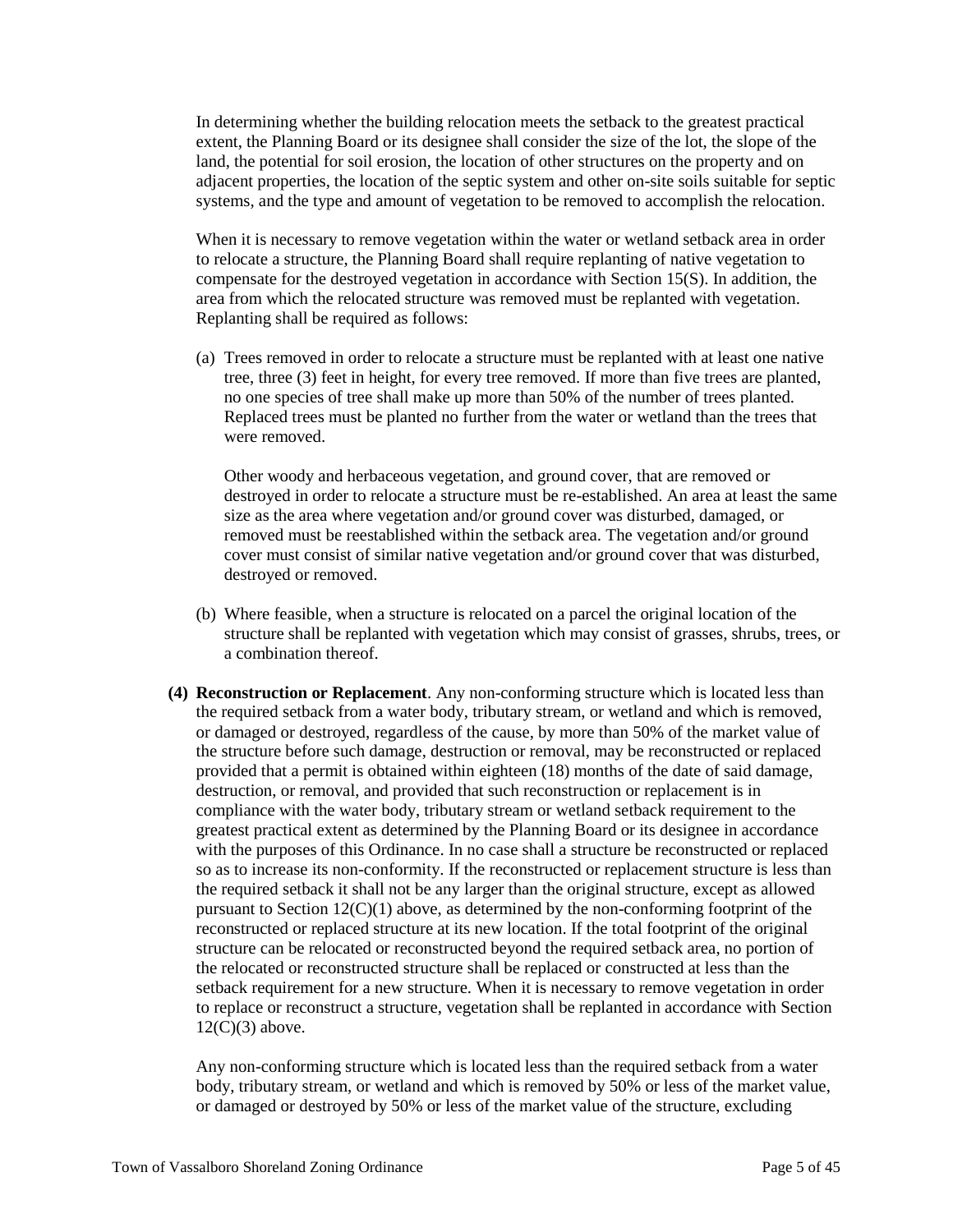In determining whether the building relocation meets the setback to the greatest practical extent, the Planning Board or its designee shall consider the size of the lot, the slope of the land, the potential for soil erosion, the location of other structures on the property and on adjacent properties, the location of the septic system and other on-site soils suitable for septic systems, and the type and amount of vegetation to be removed to accomplish the relocation.

When it is necessary to remove vegetation within the water or wetland setback area in order to relocate a structure, the Planning Board shall require replanting of native vegetation to compensate for the destroyed vegetation in accordance with Section 15(S). In addition, the area from which the relocated structure was removed must be replanted with vegetation. Replanting shall be required as follows:

(a) Trees removed in order to relocate a structure must be replanted with at least one native tree, three (3) feet in height, for every tree removed. If more than five trees are planted, no one species of tree shall make up more than 50% of the number of trees planted. Replaced trees must be planted no further from the water or wetland than the trees that were removed.

    Other woody and herbaceous vegetation, and ground cover, that are removed or destroyed in order to relocate a structure must be re-established. An area at least the same size as the area where vegetation and/or ground cover was disturbed, damaged, or removed must be reestablished within the setback area. The vegetation and/or ground cover must consist of similar native vegetation and/or ground cover that was disturbed, destroyed or removed.

(b) Where feasible, when a structure is relocated on a parcel the original location of the structure shall be replanted with vegetation which may consist of grasses, shrubs, trees, or a combination thereof.

**(4) Reconstruction or Replacement**. Any non-conforming structure which is located less than the required setback from a water body, tributary stream, or wetland and which is removed, or damaged or destroyed, regardless of the cause, by more than 50% of the market value of the structure before such damage, destruction or removal, may be reconstructed or replaced provided that a permit is obtained within eighteen (18) months of the date of said damage, destruction, or removal, and provided that such reconstruction or replacement is in compliance with the water body, tributary stream or wetland setback requirement to the greatest practical extent as determined by the Planning Board or its designee in accordance with the purposes of this Ordinance. In no case shall a structure be reconstructed or replaced so as to increase its non-conformity. If the reconstructed or replacement structure is less than the required setback it shall not be any larger than the original structure, except as allowed pursuant to Section 12(C)(1) above, as determined by the non-conforming footprint of the reconstructed or replaced structure at its new location. If the total footprint of the original structure can be relocated or reconstructed beyond the required setback area, no portion of the relocated or reconstructed structure shall be replaced or constructed at less than the setback requirement for a new structure. When it is necessary to remove vegetation in order to replace or reconstruct a structure, vegetation shall be replanted in accordance with Section 12(C)(3) above.

Any non-conforming structure which is located less than the required setback from a water body, tributary stream, or wetland and which is removed by 50% or less of the market value, or damaged or destroyed by 50% or less of the market value of the structure, excluding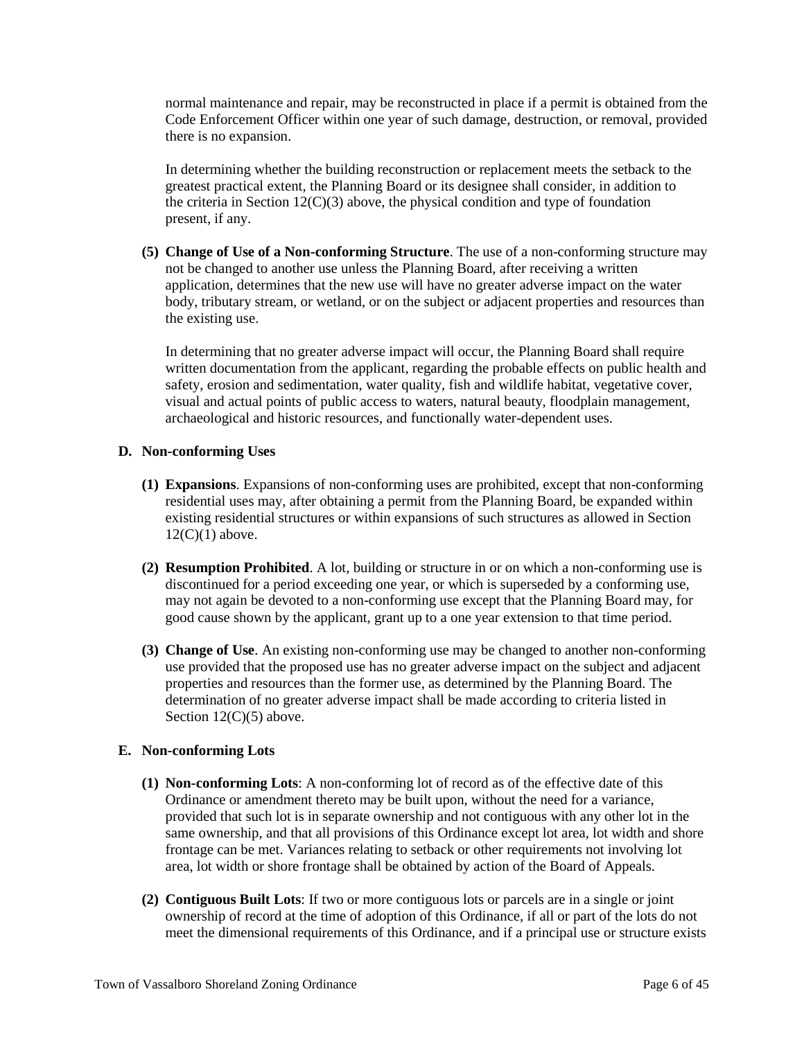normal maintenance and repair, may be reconstructed in place if a permit is obtained from the Code Enforcement Officer within one year of such damage, destruction, or removal, provided there is no expansion.

In determining whether the building reconstruction or replacement meets the setback to the greatest practical extent, the Planning Board or its designee shall consider, in addition to the criteria in Section 12(C)(3) above, the physical condition and type of foundation present, if any.

**(5) Change of Use of a Non-conforming Structure**. The use of a non-conforming structure may not be changed to another use unless the Planning Board, after receiving a written application, determines that the new use will have no greater adverse impact on the water body, tributary stream, or wetland, or on the subject or adjacent properties and resources than the existing use.

In determining that no greater adverse impact will occur, the Planning Board shall require written documentation from the applicant, regarding the probable effects on public health and safety, erosion and sedimentation, water quality, fish and wildlife habitat, vegetative cover, visual and actual points of public access to waters, natural beauty, floodplain management, archaeological and historic resources, and functionally water-dependent uses.

**D. Non-conforming Uses**

**(1) Expansions**. Expansions of non-conforming uses are prohibited, except that non-conforming residential uses may, after obtaining a permit from the Planning Board, be expanded within existing residential structures or within expansions of such structures as allowed in Section 12(C)(1) above.

**(2) Resumption Prohibited**. A lot, building or structure in or on which a non-conforming use is discontinued for a period exceeding one year, or which is superseded by a conforming use, may not again be devoted to a non-conforming use except that the Planning Board may, for good cause shown by the applicant, grant up to a one year extension to that time period.

**(3) Change of Use**. An existing non-conforming use may be changed to another non-conforming use provided that the proposed use has no greater adverse impact on the subject and adjacent properties and resources than the former use, as determined by the Planning Board. The determination of no greater adverse impact shall be made according to criteria listed in Section 12(C)(5) above.

**E. Non-conforming Lots**

**(1) Non-conforming Lots**: A non-conforming lot of record as of the effective date of this Ordinance or amendment thereto may be built upon, without the need for a variance, provided that such lot is in separate ownership and not contiguous with any other lot in the same ownership, and that all provisions of this Ordinance except lot area, lot width and shore frontage can be met. Variances relating to setback or other requirements not involving lot area, lot width or shore frontage shall be obtained by action of the Board of Appeals.

**(2) Contiguous Built Lots**: If two or more contiguous lots or parcels are in a single or joint ownership of record at the time of adoption of this Ordinance, if all or part of the lots do not meet the dimensional requirements of this Ordinance, and if a principal use or structure exists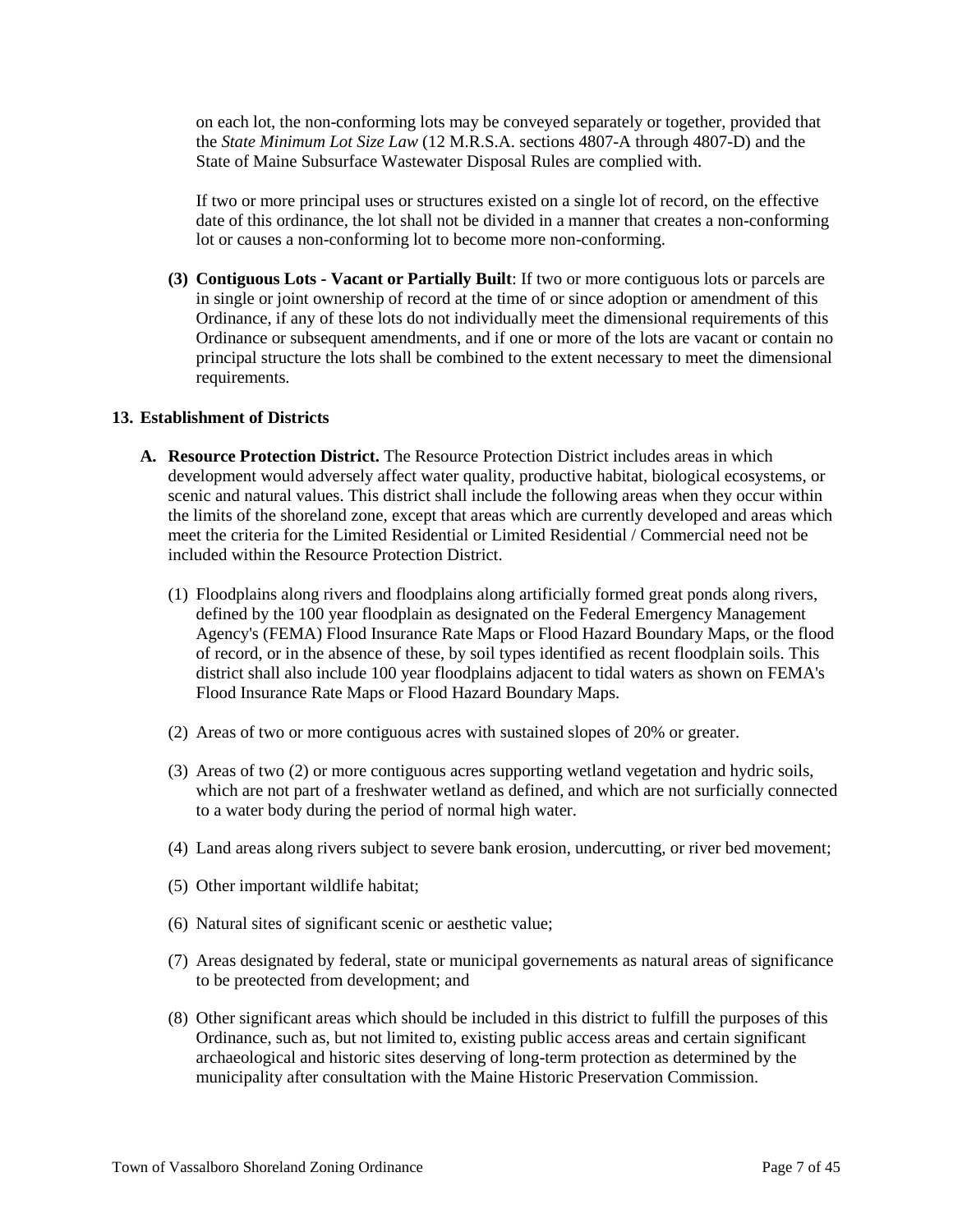on each lot, the non-conforming lots may be conveyed separately or together, provided that the *State Minimum Lot Size Law* (12 M.R.S.A. sections 4807-A through 4807-D) and the State of Maine Subsurface Wastewater Disposal Rules are complied with.

If two or more principal uses or structures existed on a single lot of record, on the effective date of this ordinance, the lot shall not be divided in a manner that creates a non-conforming lot or causes a non-conforming lot to become more non-conforming.

**(3) Contiguous Lots - Vacant or Partially Built**: If two or more contiguous lots or parcels are in single or joint ownership of record at the time of or since adoption or amendment of this Ordinance, if any of these lots do not individually meet the dimensional requirements of this Ordinance or subsequent amendments, and if one or more of the lots are vacant or contain no principal structure the lots shall be combined to the extent necessary to meet the dimensional requirements.

## 13. Establishment of Districts

**A. Resource Protection District.** The Resource Protection District includes areas in which development would adversely affect water quality, productive habitat, biological ecosystems, or scenic and natural values. This district shall include the following areas when they occur within the limits of the shoreland zone, except that areas which are currently developed and areas which meet the criteria for the Limited Residential or Limited Residential / Commercial need not be included within the Resource Protection District.

(1) Floodplains along rivers and floodplains along artificially formed great ponds along rivers, defined by the 100 year floodplain as designated on the Federal Emergency Management Agency's (FEMA) Flood Insurance Rate Maps or Flood Hazard Boundary Maps, or the flood of record, or in the absence of these, by soil types identified as recent floodplain soils. This district shall also include 100 year floodplains adjacent to tidal waters as shown on FEMA's Flood Insurance Rate Maps or Flood Hazard Boundary Maps.

(2) Areas of two or more contiguous acres with sustained slopes of 20% or greater.

(3) Areas of two (2) or more contiguous acres supporting wetland vegetation and hydric soils, which are not part of a freshwater wetland as defined, and which are not surficially connected to a water body during the period of normal high water.

(4) Land areas along rivers subject to severe bank erosion, undercutting, or river bed movement;

(5) Other important wildlife habitat;

(6) Natural sites of significant scenic or aesthetic value;

(7) Areas designated by federal, state or municipal governements as natural areas of significance to be preotected from development; and

(8) Other significant areas which should be included in this district to fulfill the purposes of this Ordinance, such as, but not limited to, existing public access areas and certain significant archaeological and historic sites deserving of long-term protection as determined by the municipality after consultation with the Maine Historic Preservation Commission.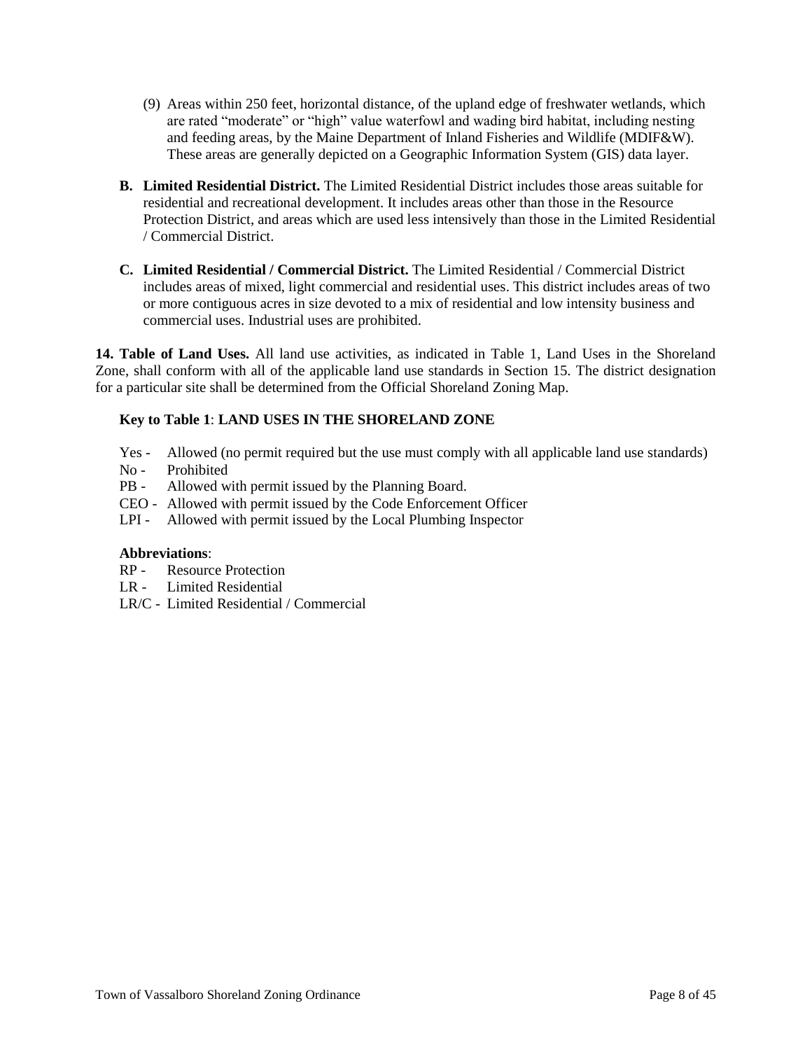(9) Areas within 250 feet, horizontal distance, of the upland edge of freshwater wetlands, which are rated "moderate" or "high" value waterfowl and wading bird habitat, including nesting and feeding areas, by the Maine Department of Inland Fisheries and Wildlife (MDIF&W). These areas are generally depicted on a Geographic Information System (GIS) data layer.

**B. Limited Residential District.** The Limited Residential District includes those areas suitable for residential and recreational development. It includes areas other than those in the Resource Protection District, and areas which are used less intensively than those in the Limited Residential / Commercial District.

**C. Limited Residential / Commercial District.** The Limited Residential / Commercial District includes areas of mixed, light commercial and residential uses. This district includes areas of two or more contiguous acres in size devoted to a mix of residential and low intensity business and commercial uses. Industrial uses are prohibited.

**14. Table of Land Uses.** All land use activities, as indicated in Table 1, Land Uses in the Shoreland Zone, shall conform with all of the applicable land use standards in Section 15. The district designation for a particular site shall be determined from the Official Shoreland Zoning Map.

**Key to Table 1**: **LAND USES IN THE SHORELAND ZONE**

Yes - Allowed (no permit required but the use must comply with all applicable land use standards)
No - Prohibited
PB - Allowed with permit issued by the Planning Board.
CEO - Allowed with permit issued by the Code Enforcement Officer
LPI - Allowed with permit issued by the Local Plumbing Inspector

**Abbreviations**:
RP - Resource Protection
LR - Limited Residential
LR/C - Limited Residential / Commercial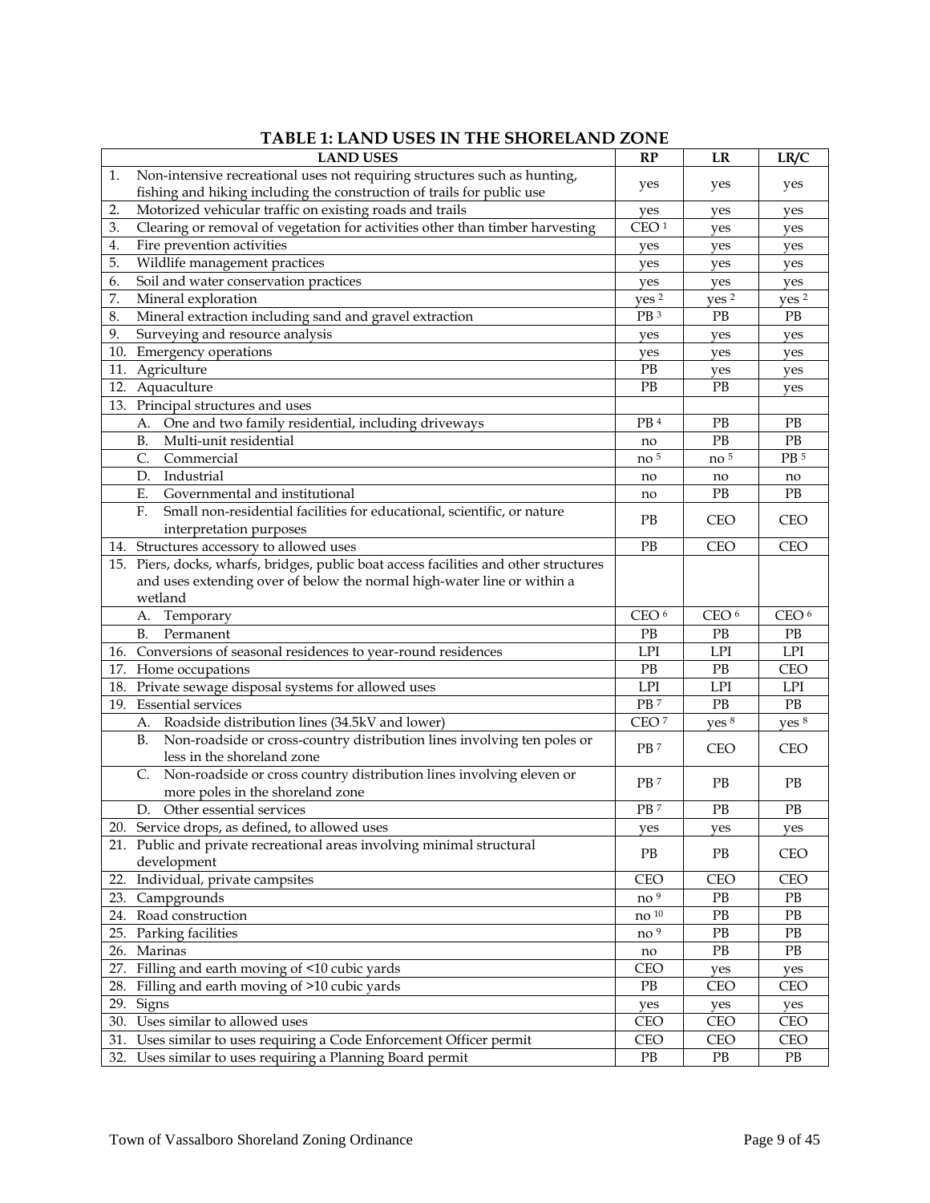# TABLE 1: LAND USES IN THE SHORELAND ZONE

| LAND USES | RP | LR | LR/C |
|---|---|---|---|
| 1. Non-intensive recreational uses not requiring structures such as hunting, fishing and hiking including the construction of trails for public use | yes | yes | yes |
| 2. Motorized vehicular traffic on existing roads and trails | yes | yes | yes |
| 3. Clearing or removal of vegetation for activities other than timber harvesting | CEO [1] | yes | yes |
| 4. Fire prevention activities | yes | yes | yes |
| 5. Wildlife management practices | yes | yes | yes |
| 6. Soil and water conservation practices | yes | yes | yes |
| 7. Mineral exploration | yes [2] | yes [2] | yes [2] |
| 8. Mineral extraction including sand and gravel extraction | PB [3] | PB | PB |
| 9. Surveying and resource analysis | yes | yes | yes |
| 10. Emergency operations | yes | yes | yes |
| 11. Agriculture | PB | yes | yes |
| 12. Aquaculture | PB | PB | yes |
| 13. Principal structures and uses | | | |
| A. One and two family residential, including driveways | PB [4] | PB | PB |
| B. Multi-unit residential | no | PB | PB |
| C. Commercial | no [5] | no [5] | PB [5] |
| D. Industrial | no | no | no |
| E. Governmental and institutional | no | PB | PB |
| F. Small non-residential facilities for educational, scientific, or nature interpretation purposes | PB | CEO | CEO |
| 14. Structures accessory to allowed uses | PB | CEO | CEO |
| 15. Piers, docks, wharfs, bridges, public boat access facilities and other structures and uses extending over of below the normal high-water line or within a wetland | | | |
| A. Temporary | CEO [6] | CEO [6] | CEO [6] |
| B. Permanent | PB | PB | PB |
| 16. Conversions of seasonal residences to year-round residences | LPI | LPI | LPI |
| 17. Home occupations | PB | PB | CEO |
| 18. Private sewage disposal systems for allowed uses | LPI | LPI | LPI |
| 19. Essential services | PB [7] | PB | PB |
| A. Roadside distribution lines (34.5kV and lower) | CEO [7] | yes [8] | yes [8] |
| B. Non-roadside or cross-country distribution lines involving ten poles or less in the shoreland zone | PB [7] | CEO | CEO |
| C. Non-roadside or cross country distribution lines involving eleven or more poles in the shoreland zone | PB [7] | PB | PB |
| D. Other essential services | PB [7] | PB | PB |
| 20. Service drops, as defined, to allowed uses | yes | yes | yes |
| 21. Public and private recreational areas involving minimal structural development | PB | PB | CEO |
| 22. Individual, private campsites | CEO | CEO | CEO |
| 23. Campgrounds | no [9] | PB | PB |
| 24. Road construction | no [10] | PB | PB |
| 25. Parking facilities | no [9] | PB | PB |
| 26. Marinas | no | PB | PB |
| 27. Filling and earth moving of <10 cubic yards | CEO | yes | yes |
| 28. Filling and earth moving of >10 cubic yards | PB | CEO | CEO |
| 29. Signs | yes | yes | yes |
| 30. Uses similar to allowed uses | CEO | CEO | CEO |
| 31. Uses similar to uses requiring a Code Enforcement Officer permit | CEO | CEO | CEO |
| 32. Uses similar to uses requiring a Planning Board permit | PB | PB | PB |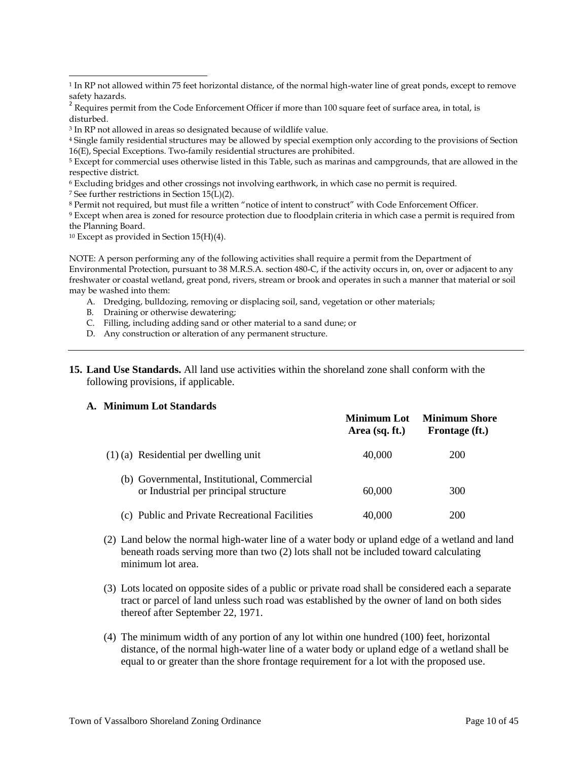[1] In RP not allowed within 75 feet horizontal distance, of the normal high-water line of great ponds, except to remove safety hazards.

[2] Requires permit from the Code Enforcement Officer if more than 100 square feet of surface area, in total, is disturbed.

[3] In RP not allowed in areas so designated because of wildlife value.

[4] Single family residential structures may be allowed by special exemption only according to the provisions of Section 16(E), Special Exceptions. Two-family residential structures are prohibited.

[5] Except for commercial uses otherwise listed in this Table, such as marinas and campgrounds, that are allowed in the respective district.

[6] Excluding bridges and other crossings not involving earthwork, in which case no permit is required.

[7] See further restrictions in Section 15(L)(2).

[8] Permit not required, but must file a written "notice of intent to construct" with Code Enforcement Officer.

[9] Except when area is zoned for resource protection due to floodplain criteria in which case a permit is required from the Planning Board.

[10] Except as provided in Section 15(H)(4).

NOTE: A person performing any of the following activities shall require a permit from the Department of Environmental Protection, pursuant to 38 M.R.S.A. section 480-C, if the activity occurs in, on, over or adjacent to any freshwater or coastal wetland, great pond, rivers, stream or brook and operates in such a manner that material or soil may be washed into them:

A. Dredging, bulldozing, removing or displacing soil, sand, vegetation or other materials;
B. Draining or otherwise dewatering;
C. Filling, including adding sand or other material to a sand dune; or
D. Any construction or alteration of any permanent structure.

---

**15. Land Use Standards.** All land use activities within the shoreland zone shall conform with the following provisions, if applicable.

**A. Minimum Lot Standards**

| | Minimum Lot Area (sq. ft.) | Minimum Shore Frontage (ft.) |
|---|---|---|
| (1) (a) Residential per dwelling unit | 40,000 | 200 |
| (b) Governmental, Institutional, Commercial or Industrial per principal structure | 60,000 | 300 |
| (c) Public and Private Recreational Facilities | 40,000 | 200 |

(2) Land below the normal high-water line of a water body or upland edge of a wetland and land beneath roads serving more than two (2) lots shall not be included toward calculating minimum lot area.

(3) Lots located on opposite sides of a public or private road shall be considered each a separate tract or parcel of land unless such road was established by the owner of land on both sides thereof after September 22, 1971.

(4) The minimum width of any portion of any lot within one hundred (100) feet, horizontal distance, of the normal high-water line of a water body or upland edge of a wetland shall be equal to or greater than the shore frontage requirement for a lot with the proposed use.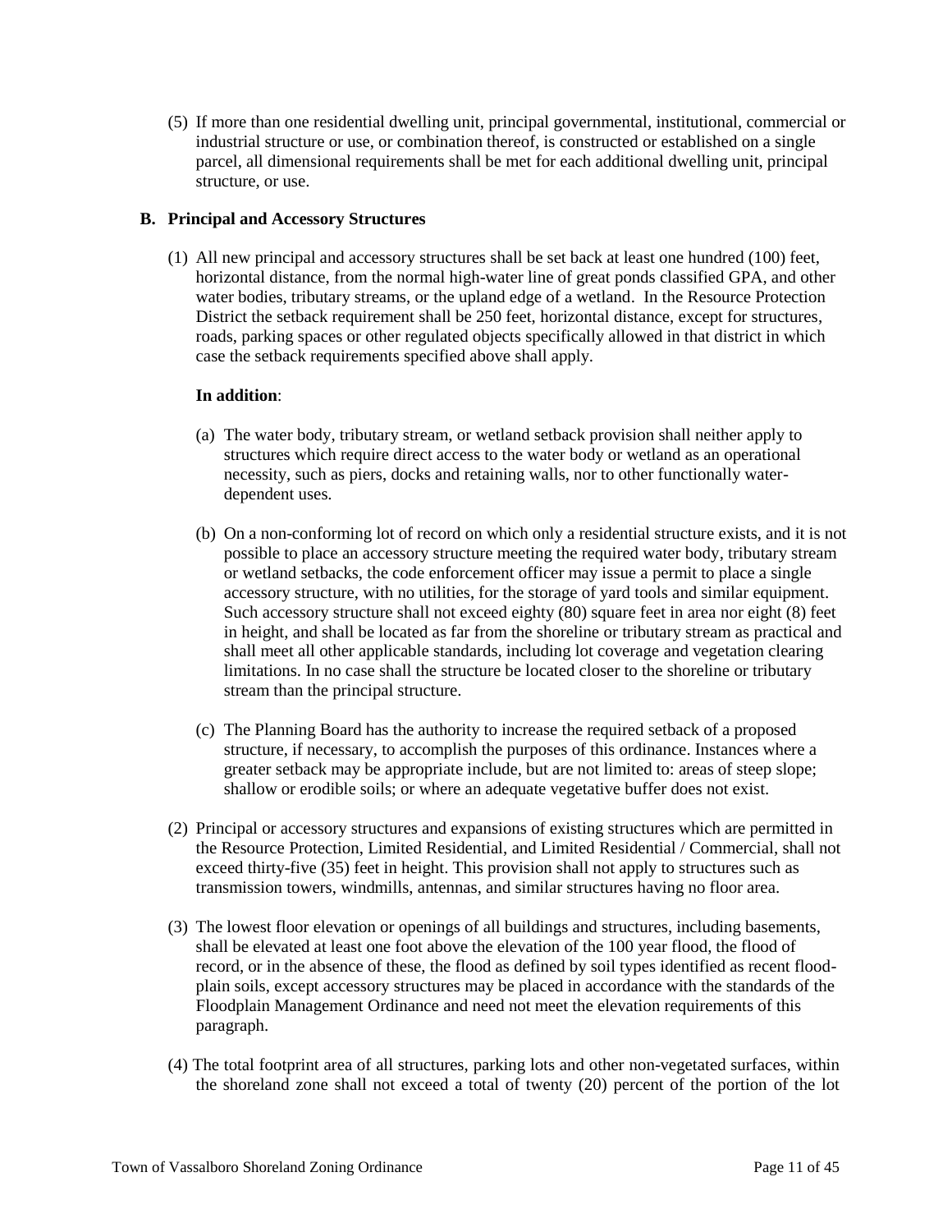(5) If more than one residential dwelling unit, principal governmental, institutional, commercial or industrial structure or use, or combination thereof, is constructed or established on a single parcel, all dimensional requirements shall be met for each additional dwelling unit, principal structure, or use.

### B. Principal and Accessory Structures

(1) All new principal and accessory structures shall be set back at least one hundred (100) feet, horizontal distance, from the normal high-water line of great ponds classified GPA, and other water bodies, tributary streams, or the upland edge of a wetland. In the Resource Protection District the setback requirement shall be 250 feet, horizontal distance, except for structures, roads, parking spaces or other regulated objects specifically allowed in that district in which case the setback requirements specified above shall apply.

**In addition**:

(a) The water body, tributary stream, or wetland setback provision shall neither apply to structures which require direct access to the water body or wetland as an operational necessity, such as piers, docks and retaining walls, nor to other functionally water-dependent uses.

(b) On a non-conforming lot of record on which only a residential structure exists, and it is not possible to place an accessory structure meeting the required water body, tributary stream or wetland setbacks, the code enforcement officer may issue a permit to place a single accessory structure, with no utilities, for the storage of yard tools and similar equipment. Such accessory structure shall not exceed eighty (80) square feet in area nor eight (8) feet in height, and shall be located as far from the shoreline or tributary stream as practical and shall meet all other applicable standards, including lot coverage and vegetation clearing limitations. In no case shall the structure be located closer to the shoreline or tributary stream than the principal structure.

(c) The Planning Board has the authority to increase the required setback of a proposed structure, if necessary, to accomplish the purposes of this ordinance. Instances where a greater setback may be appropriate include, but are not limited to: areas of steep slope; shallow or erodible soils; or where an adequate vegetative buffer does not exist.

(2) Principal or accessory structures and expansions of existing structures which are permitted in the Resource Protection, Limited Residential, and Limited Residential / Commercial, shall not exceed thirty-five (35) feet in height. This provision shall not apply to structures such as transmission towers, windmills, antennas, and similar structures having no floor area.

(3) The lowest floor elevation or openings of all buildings and structures, including basements, shall be elevated at least one foot above the elevation of the 100 year flood, the flood of record, or in the absence of these, the flood as defined by soil types identified as recent flood-plain soils, except accessory structures may be placed in accordance with the standards of the Floodplain Management Ordinance and need not meet the elevation requirements of this paragraph.

(4) The total footprint area of all structures, parking lots and other non-vegetated surfaces, within the shoreland zone shall not exceed a total of twenty (20) percent of the portion of the lot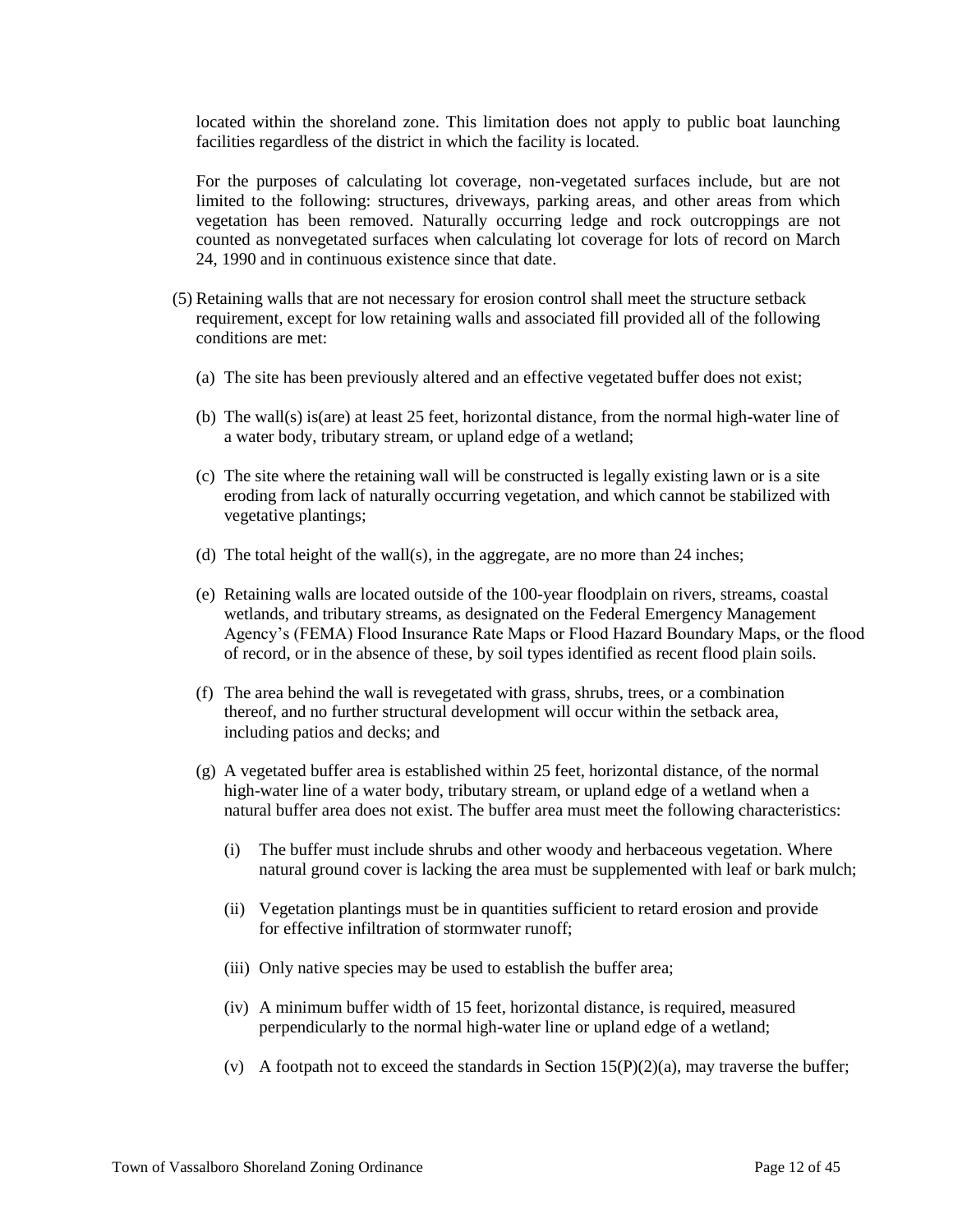located within the shoreland zone. This limitation does not apply to public boat launching facilities regardless of the district in which the facility is located.

For the purposes of calculating lot coverage, non-vegetated surfaces include, but are not limited to the following: structures, driveways, parking areas, and other areas from which vegetation has been removed. Naturally occurring ledge and rock outcroppings are not counted as nonvegetated surfaces when calculating lot coverage for lots of record on March 24, 1990 and in continuous existence since that date.

(5) Retaining walls that are not necessary for erosion control shall meet the structure setback requirement, except for low retaining walls and associated fill provided all of the following conditions are met:

(a) The site has been previously altered and an effective vegetated buffer does not exist;

(b) The wall(s) is(are) at least 25 feet, horizontal distance, from the normal high-water line of a water body, tributary stream, or upland edge of a wetland;

(c) The site where the retaining wall will be constructed is legally existing lawn or is a site eroding from lack of naturally occurring vegetation, and which cannot be stabilized with vegetative plantings;

(d) The total height of the wall(s), in the aggregate, are no more than 24 inches;

(e) Retaining walls are located outside of the 100-year floodplain on rivers, streams, coastal wetlands, and tributary streams, as designated on the Federal Emergency Management Agency's (FEMA) Flood Insurance Rate Maps or Flood Hazard Boundary Maps, or the flood of record, or in the absence of these, by soil types identified as recent flood plain soils.

(f) The area behind the wall is revegetated with grass, shrubs, trees, or a combination thereof, and no further structural development will occur within the setback area, including patios and decks; and

(g) A vegetated buffer area is established within 25 feet, horizontal distance, of the normal high-water line of a water body, tributary stream, or upland edge of a wetland when a natural buffer area does not exist. The buffer area must meet the following characteristics:

(i) The buffer must include shrubs and other woody and herbaceous vegetation. Where natural ground cover is lacking the area must be supplemented with leaf or bark mulch;

(ii) Vegetation plantings must be in quantities sufficient to retard erosion and provide for effective infiltration of stormwater runoff;

(iii) Only native species may be used to establish the buffer area;

(iv) A minimum buffer width of 15 feet, horizontal distance, is required, measured perpendicularly to the normal high-water line or upland edge of a wetland;

(v) A footpath not to exceed the standards in Section 15(P)(2)(a), may traverse the buffer;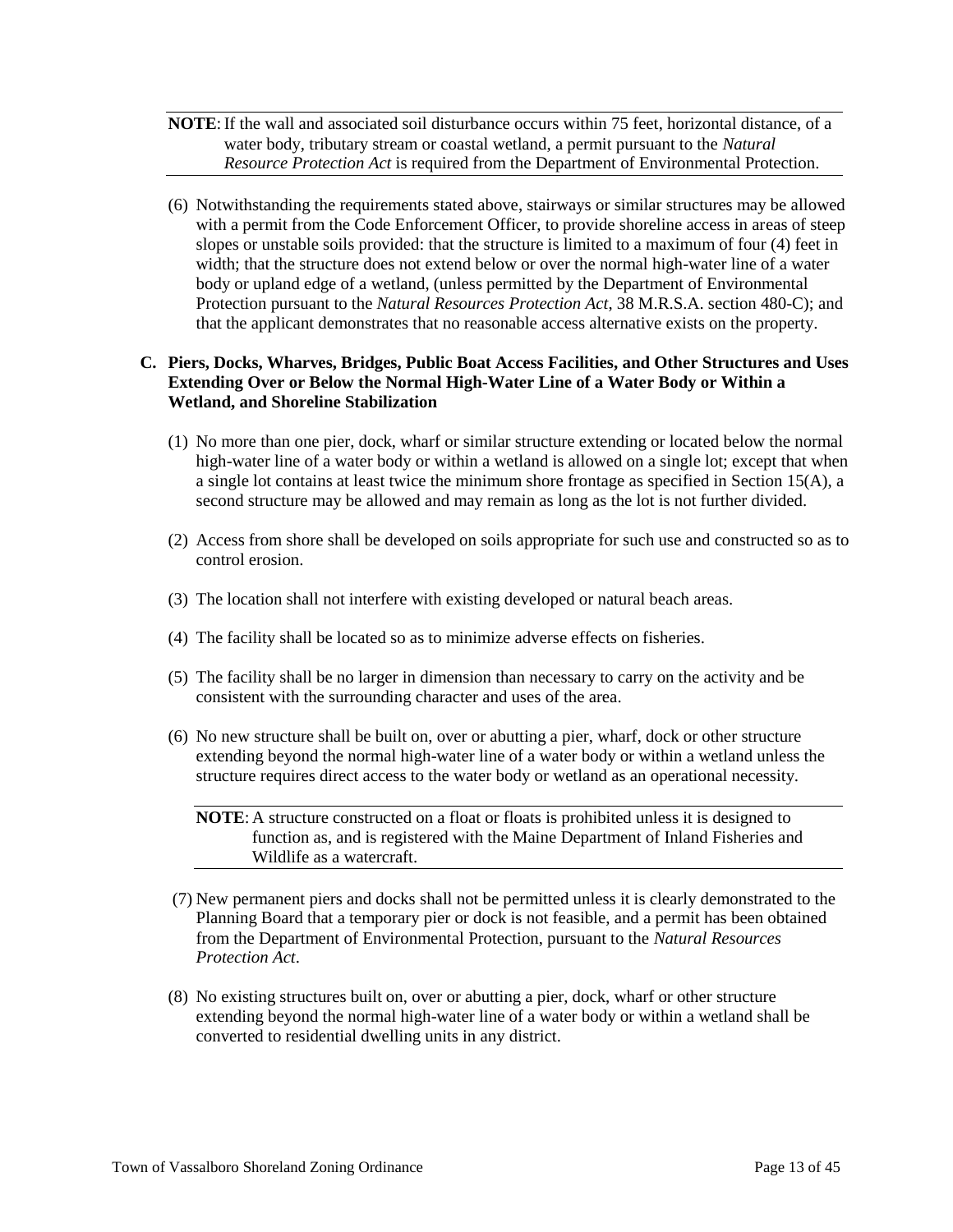**NOTE**: If the wall and associated soil disturbance occurs within 75 feet, horizontal distance, of a water body, tributary stream or coastal wetland, a permit pursuant to the *Natural Resource Protection Act* is required from the Department of Environmental Protection.

(6) Notwithstanding the requirements stated above, stairways or similar structures may be allowed with a permit from the Code Enforcement Officer, to provide shoreline access in areas of steep slopes or unstable soils provided: that the structure is limited to a maximum of four (4) feet in width; that the structure does not extend below or over the normal high-water line of a water body or upland edge of a wetland, (unless permitted by the Department of Environmental Protection pursuant to the *Natural Resources Protection Act*, 38 M.R.S.A. section 480-C); and that the applicant demonstrates that no reasonable access alternative exists on the property.

**C. Piers, Docks, Wharves, Bridges, Public Boat Access Facilities, and Other Structures and Uses Extending Over or Below the Normal High-Water Line of a Water Body or Within a Wetland, and Shoreline Stabilization**

(1) No more than one pier, dock, wharf or similar structure extending or located below the normal high-water line of a water body or within a wetland is allowed on a single lot; except that when a single lot contains at least twice the minimum shore frontage as specified in Section 15(A), a second structure may be allowed and may remain as long as the lot is not further divided.

(2) Access from shore shall be developed on soils appropriate for such use and constructed so as to control erosion.

(3) The location shall not interfere with existing developed or natural beach areas.

(4) The facility shall be located so as to minimize adverse effects on fisheries.

(5) The facility shall be no larger in dimension than necessary to carry on the activity and be consistent with the surrounding character and uses of the area.

(6) No new structure shall be built on, over or abutting a pier, wharf, dock or other structure extending beyond the normal high-water line of a water body or within a wetland unless the structure requires direct access to the water body or wetland as an operational necessity.

**NOTE**: A structure constructed on a float or floats is prohibited unless it is designed to function as, and is registered with the Maine Department of Inland Fisheries and Wildlife as a watercraft.

(7) New permanent piers and docks shall not be permitted unless it is clearly demonstrated to the Planning Board that a temporary pier or dock is not feasible, and a permit has been obtained from the Department of Environmental Protection, pursuant to the *Natural Resources Protection Act*.

(8) No existing structures built on, over or abutting a pier, dock, wharf or other structure extending beyond the normal high-water line of a water body or within a wetland shall be converted to residential dwelling units in any district.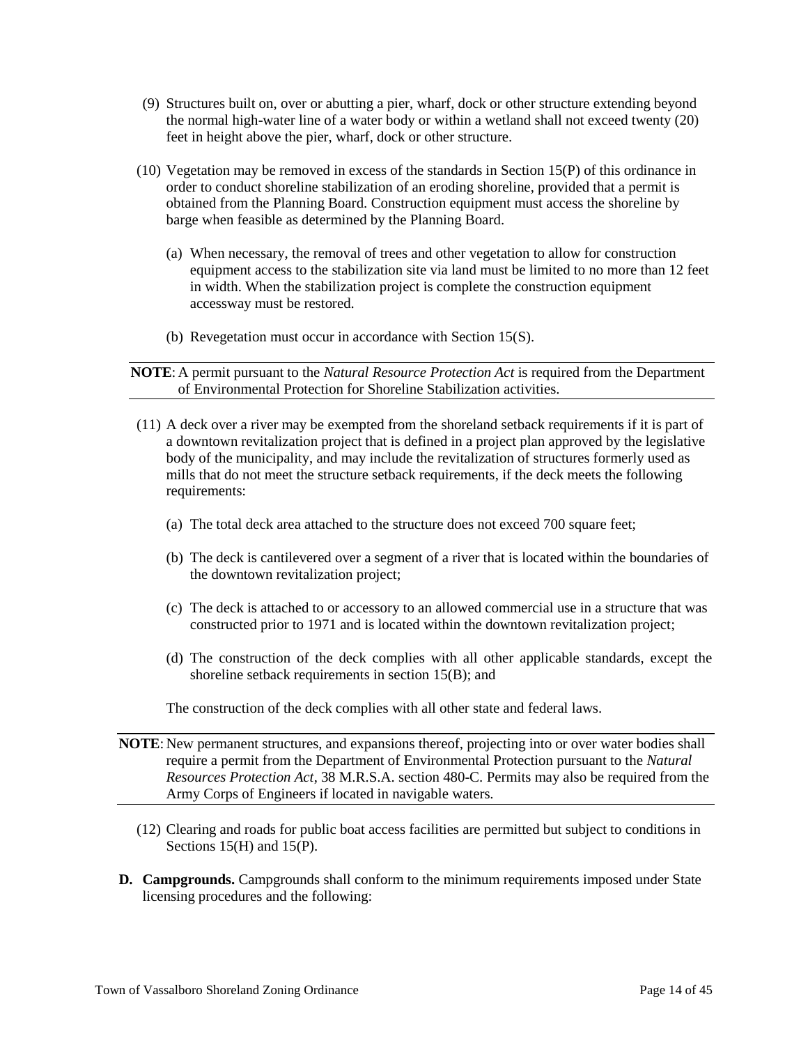(9) Structures built on, over or abutting a pier, wharf, dock or other structure extending beyond the normal high-water line of a water body or within a wetland shall not exceed twenty (20) feet in height above the pier, wharf, dock or other structure.

(10) Vegetation may be removed in excess of the standards in Section 15(P) of this ordinance in order to conduct shoreline stabilization of an eroding shoreline, provided that a permit is obtained from the Planning Board. Construction equipment must access the shoreline by barge when feasible as determined by the Planning Board.

(a) When necessary, the removal of trees and other vegetation to allow for construction equipment access to the stabilization site via land must be limited to no more than 12 feet in width. When the stabilization project is complete the construction equipment accessway must be restored.

(b) Revegetation must occur in accordance with Section 15(S).

---

**NOTE**: A permit pursuant to the *Natural Resource Protection Act* is required from the Department of Environmental Protection for Shoreline Stabilization activities.

---

(11) A deck over a river may be exempted from the shoreland setback requirements if it is part of a downtown revitalization project that is defined in a project plan approved by the legislative body of the municipality, and may include the revitalization of structures formerly used as mills that do not meet the structure setback requirements, if the deck meets the following requirements:

(a) The total deck area attached to the structure does not exceed 700 square feet;

(b) The deck is cantilevered over a segment of a river that is located within the boundaries of the downtown revitalization project;

(c) The deck is attached to or accessory to an allowed commercial use in a structure that was constructed prior to 1971 and is located within the downtown revitalization project;

(d) The construction of the deck complies with all other applicable standards, except the shoreline setback requirements in section 15(B); and

The construction of the deck complies with all other state and federal laws.

---

**NOTE**: New permanent structures, and expansions thereof, projecting into or over water bodies shall require a permit from the Department of Environmental Protection pursuant to the *Natural Resources Protection Act*, 38 M.R.S.A. section 480-C. Permits may also be required from the Army Corps of Engineers if located in navigable waters.

---

(12) Clearing and roads for public boat access facilities are permitted but subject to conditions in Sections 15(H) and 15(P).

**D. Campgrounds.** Campgrounds shall conform to the minimum requirements imposed under State licensing procedures and the following: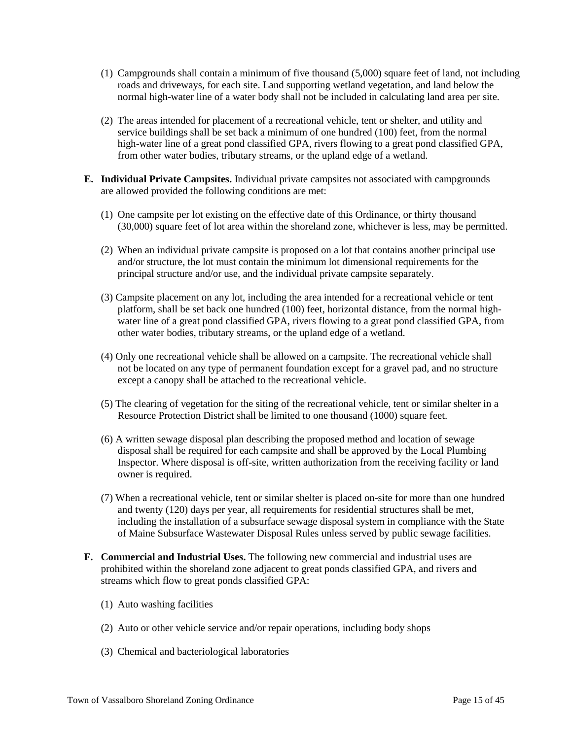(1) Campgrounds shall contain a minimum of five thousand (5,000) square feet of land, not including roads and driveways, for each site. Land supporting wetland vegetation, and land below the normal high-water line of a water body shall not be included in calculating land area per site.

(2) The areas intended for placement of a recreational vehicle, tent or shelter, and utility and service buildings shall be set back a minimum of one hundred (100) feet, from the normal high-water line of a great pond classified GPA, rivers flowing to a great pond classified GPA, from other water bodies, tributary streams, or the upland edge of a wetland.

**E. Individual Private Campsites.** Individual private campsites not associated with campgrounds are allowed provided the following conditions are met:

(1) One campsite per lot existing on the effective date of this Ordinance, or thirty thousand (30,000) square feet of lot area within the shoreland zone, whichever is less, may be permitted.

(2) When an individual private campsite is proposed on a lot that contains another principal use and/or structure, the lot must contain the minimum lot dimensional requirements for the principal structure and/or use, and the individual private campsite separately.

(3) Campsite placement on any lot, including the area intended for a recreational vehicle or tent platform, shall be set back one hundred (100) feet, horizontal distance, from the normal high-water line of a great pond classified GPA, rivers flowing to a great pond classified GPA, from other water bodies, tributary streams, or the upland edge of a wetland.

(4) Only one recreational vehicle shall be allowed on a campsite. The recreational vehicle shall not be located on any type of permanent foundation except for a gravel pad, and no structure except a canopy shall be attached to the recreational vehicle.

(5) The clearing of vegetation for the siting of the recreational vehicle, tent or similar shelter in a Resource Protection District shall be limited to one thousand (1000) square feet.

(6) A written sewage disposal plan describing the proposed method and location of sewage disposal shall be required for each campsite and shall be approved by the Local Plumbing Inspector. Where disposal is off-site, written authorization from the receiving facility or land owner is required.

(7) When a recreational vehicle, tent or similar shelter is placed on-site for more than one hundred and twenty (120) days per year, all requirements for residential structures shall be met, including the installation of a subsurface sewage disposal system in compliance with the State of Maine Subsurface Wastewater Disposal Rules unless served by public sewage facilities.

**F. Commercial and Industrial Uses.** The following new commercial and industrial uses are prohibited within the shoreland zone adjacent to great ponds classified GPA, and rivers and streams which flow to great ponds classified GPA:

(1) Auto washing facilities

(2) Auto or other vehicle service and/or repair operations, including body shops

(3) Chemical and bacteriological laboratories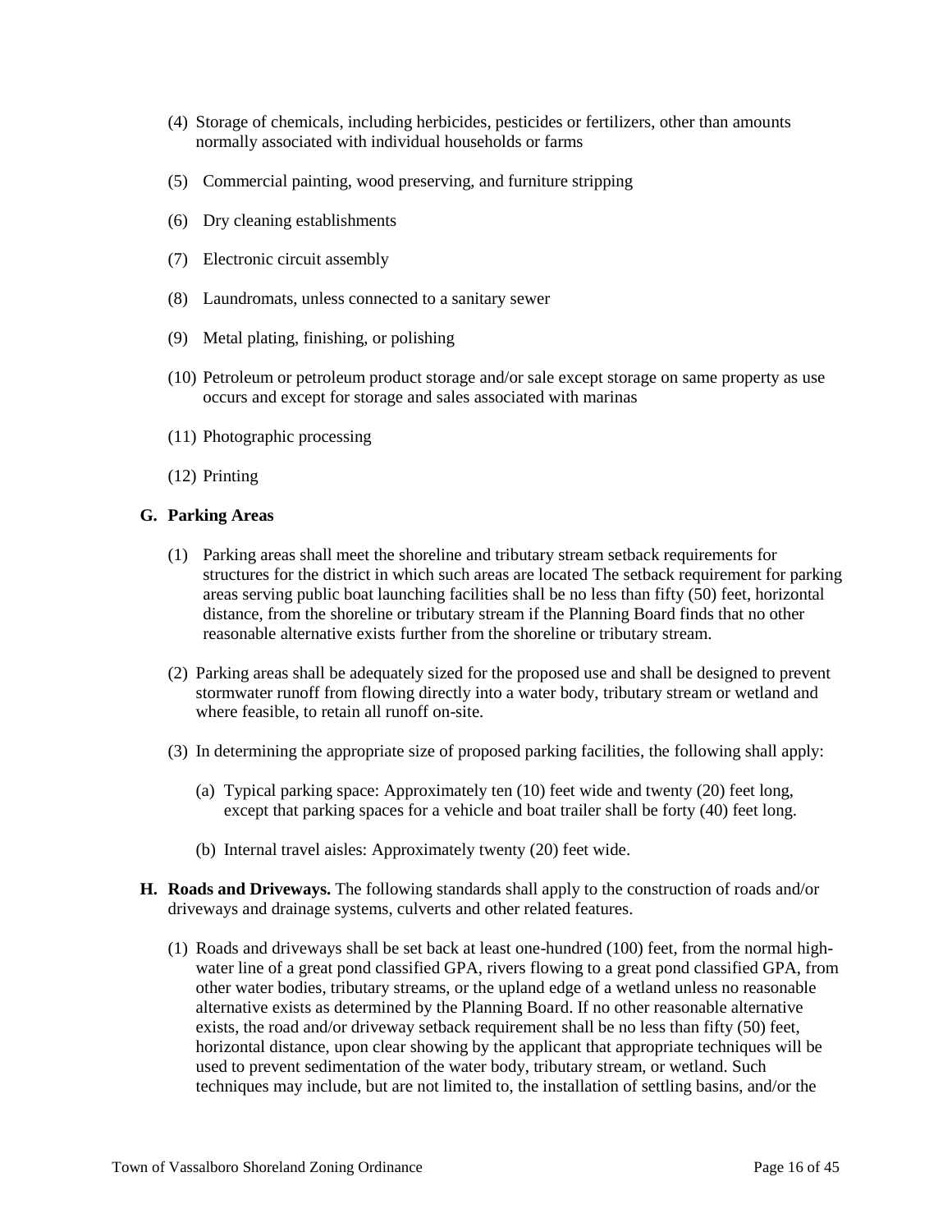(4) Storage of chemicals, including herbicides, pesticides or fertilizers, other than amounts normally associated with individual households or farms

(5) Commercial painting, wood preserving, and furniture stripping

(6) Dry cleaning establishments

(7) Electronic circuit assembly

(8) Laundromats, unless connected to a sanitary sewer

(9) Metal plating, finishing, or polishing

(10) Petroleum or petroleum product storage and/or sale except storage on same property as use occurs and except for storage and sales associated with marinas

(11) Photographic processing

(12) Printing

**G. Parking Areas**

(1) Parking areas shall meet the shoreline and tributary stream setback requirements for structures for the district in which such areas are located The setback requirement for parking areas serving public boat launching facilities shall be no less than fifty (50) feet, horizontal distance, from the shoreline or tributary stream if the Planning Board finds that no other reasonable alternative exists further from the shoreline or tributary stream.

(2) Parking areas shall be adequately sized for the proposed use and shall be designed to prevent stormwater runoff from flowing directly into a water body, tributary stream or wetland and where feasible, to retain all runoff on-site.

(3) In determining the appropriate size of proposed parking facilities, the following shall apply:

(a) Typical parking space: Approximately ten (10) feet wide and twenty (20) feet long, except that parking spaces for a vehicle and boat trailer shall be forty (40) feet long.

(b) Internal travel aisles: Approximately twenty (20) feet wide.

**H. Roads and Driveways.** The following standards shall apply to the construction of roads and/or driveways and drainage systems, culverts and other related features.

(1) Roads and driveways shall be set back at least one-hundred (100) feet, from the normal high-water line of a great pond classified GPA, rivers flowing to a great pond classified GPA, from other water bodies, tributary streams, or the upland edge of a wetland unless no reasonable alternative exists as determined by the Planning Board. If no other reasonable alternative exists, the road and/or driveway setback requirement shall be no less than fifty (50) feet, horizontal distance, upon clear showing by the applicant that appropriate techniques will be used to prevent sedimentation of the water body, tributary stream, or wetland. Such techniques may include, but are not limited to, the installation of settling basins, and/or the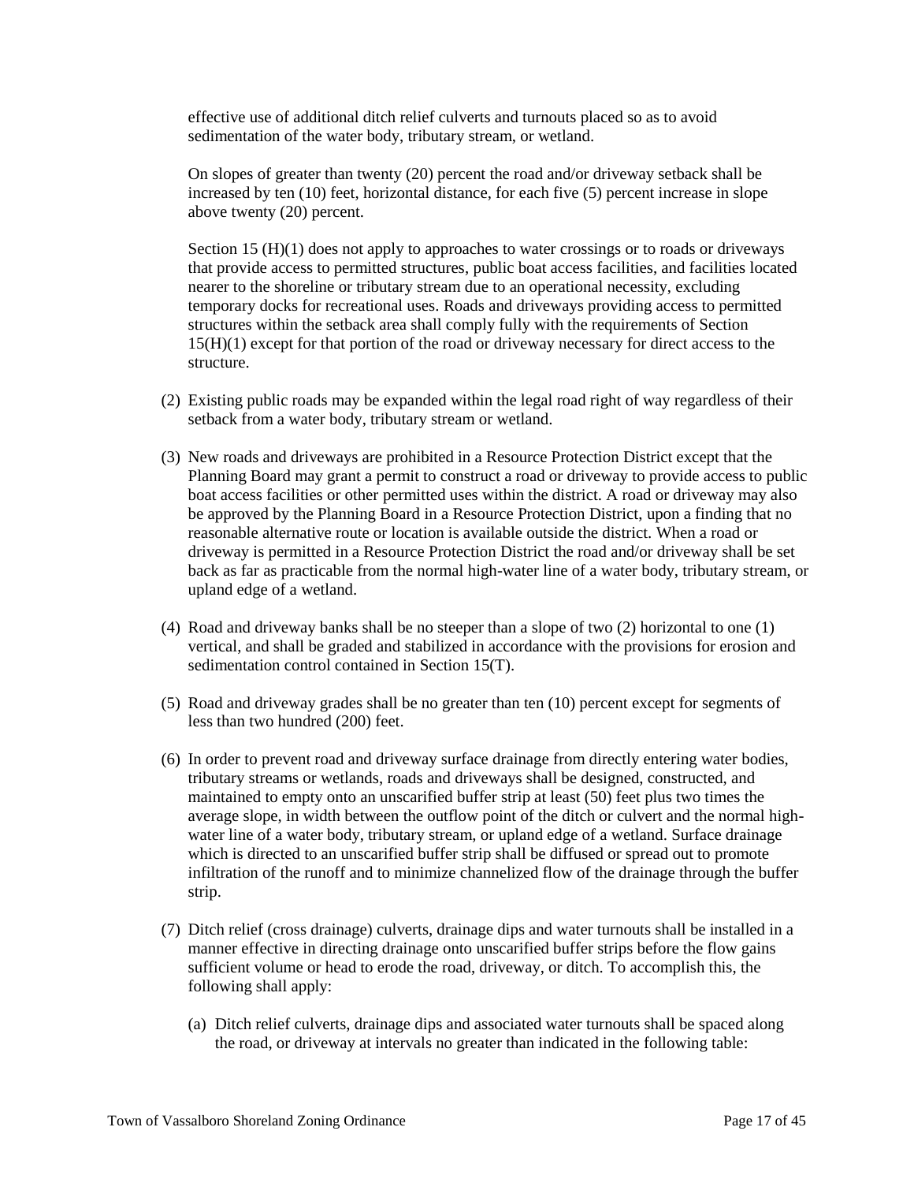effective use of additional ditch relief culverts and turnouts placed so as to avoid sedimentation of the water body, tributary stream, or wetland.

On slopes of greater than twenty (20) percent the road and/or driveway setback shall be increased by ten (10) feet, horizontal distance, for each five (5) percent increase in slope above twenty (20) percent.

Section 15 (H)(1) does not apply to approaches to water crossings or to roads or driveways that provide access to permitted structures, public boat access facilities, and facilities located nearer to the shoreline or tributary stream due to an operational necessity, excluding temporary docks for recreational uses. Roads and driveways providing access to permitted structures within the setback area shall comply fully with the requirements of Section 15(H)(1) except for that portion of the road or driveway necessary for direct access to the structure.

(2) Existing public roads may be expanded within the legal road right of way regardless of their setback from a water body, tributary stream or wetland.

(3) New roads and driveways are prohibited in a Resource Protection District except that the Planning Board may grant a permit to construct a road or driveway to provide access to public boat access facilities or other permitted uses within the district. A road or driveway may also be approved by the Planning Board in a Resource Protection District, upon a finding that no reasonable alternative route or location is available outside the district. When a road or driveway is permitted in a Resource Protection District the road and/or driveway shall be set back as far as practicable from the normal high-water line of a water body, tributary stream, or upland edge of a wetland.

(4) Road and driveway banks shall be no steeper than a slope of two (2) horizontal to one (1) vertical, and shall be graded and stabilized in accordance with the provisions for erosion and sedimentation control contained in Section 15(T).

(5) Road and driveway grades shall be no greater than ten (10) percent except for segments of less than two hundred (200) feet.

(6) In order to prevent road and driveway surface drainage from directly entering water bodies, tributary streams or wetlands, roads and driveways shall be designed, constructed, and maintained to empty onto an unscarified buffer strip at least (50) feet plus two times the average slope, in width between the outflow point of the ditch or culvert and the normal high-water line of a water body, tributary stream, or upland edge of a wetland. Surface drainage which is directed to an unscarified buffer strip shall be diffused or spread out to promote infiltration of the runoff and to minimize channelized flow of the drainage through the buffer strip.

(7) Ditch relief (cross drainage) culverts, drainage dips and water turnouts shall be installed in a manner effective in directing drainage onto unscarified buffer strips before the flow gains sufficient volume or head to erode the road, driveway, or ditch. To accomplish this, the following shall apply:

   (a) Ditch relief culverts, drainage dips and associated water turnouts shall be spaced along the road, or driveway at intervals no greater than indicated in the following table: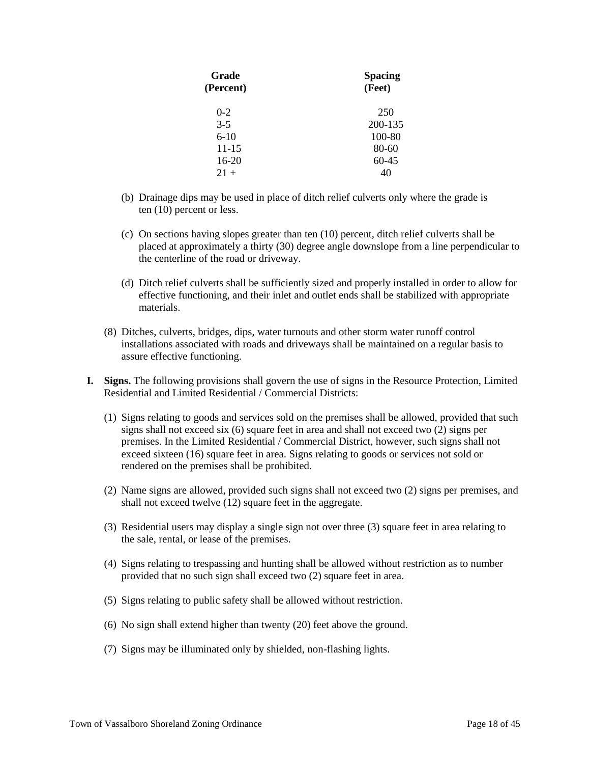| Grade (Percent) | Spacing (Feet) |
|---|---|
| 0-2 | 250 |
| 3-5 | 200-135 |
| 6-10 | 100-80 |
| 11-15 | 80-60 |
| 16-20 | 60-45 |
| 21 + | 40 |

(b) Drainage dips may be used in place of ditch relief culverts only where the grade is ten (10) percent or less.

(c) On sections having slopes greater than ten (10) percent, ditch relief culverts shall be placed at approximately a thirty (30) degree angle downslope from a line perpendicular to the centerline of the road or driveway.

(d) Ditch relief culverts shall be sufficiently sized and properly installed in order to allow for effective functioning, and their inlet and outlet ends shall be stabilized with appropriate materials.

(8) Ditches, culverts, bridges, dips, water turnouts and other storm water runoff control installations associated with roads and driveways shall be maintained on a regular basis to assure effective functioning.

**I. Signs.** The following provisions shall govern the use of signs in the Resource Protection, Limited Residential and Limited Residential / Commercial Districts:

(1) Signs relating to goods and services sold on the premises shall be allowed, provided that such signs shall not exceed six (6) square feet in area and shall not exceed two (2) signs per premises. In the Limited Residential / Commercial District, however, such signs shall not exceed sixteen (16) square feet in area. Signs relating to goods or services not sold or rendered on the premises shall be prohibited.

(2) Name signs are allowed, provided such signs shall not exceed two (2) signs per premises, and shall not exceed twelve (12) square feet in the aggregate.

(3) Residential users may display a single sign not over three (3) square feet in area relating to the sale, rental, or lease of the premises.

(4) Signs relating to trespassing and hunting shall be allowed without restriction as to number provided that no such sign shall exceed two (2) square feet in area.

(5) Signs relating to public safety shall be allowed without restriction.

(6) No sign shall extend higher than twenty (20) feet above the ground.

(7) Signs may be illuminated only by shielded, non-flashing lights.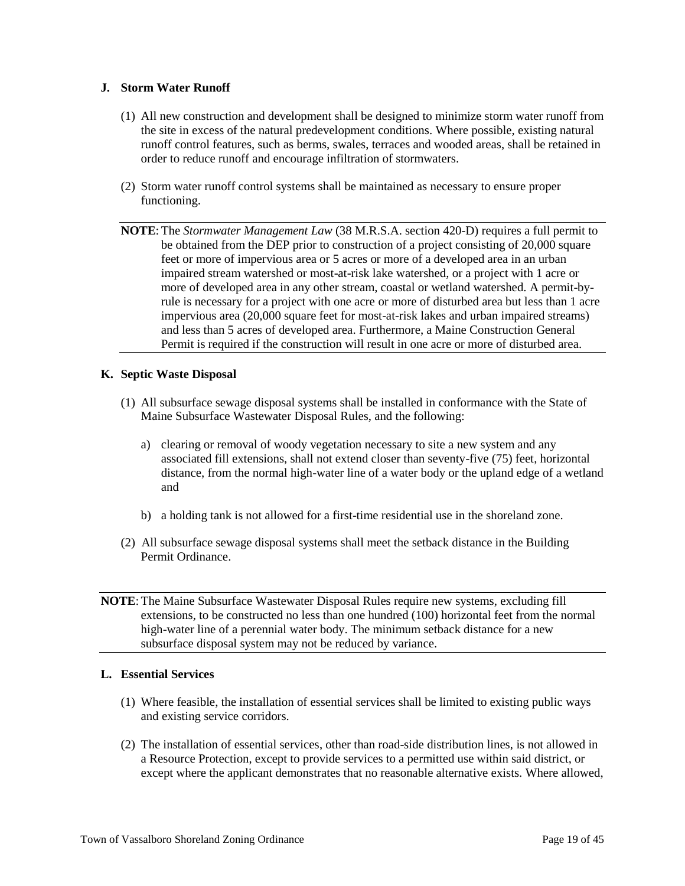### J. Storm Water Runoff

(1) All new construction and development shall be designed to minimize storm water runoff from the site in excess of the natural predevelopment conditions. Where possible, existing natural runoff control features, such as berms, swales, terraces and wooded areas, shall be retained in order to reduce runoff and encourage infiltration of stormwaters.

(2) Storm water runoff control systems shall be maintained as necessary to ensure proper functioning.

---

**NOTE**: The *Stormwater Management Law* (38 M.R.S.A. section 420-D) requires a full permit to be obtained from the DEP prior to construction of a project consisting of 20,000 square feet or more of impervious area or 5 acres or more of a developed area in an urban impaired stream watershed or most-at-risk lake watershed, or a project with 1 acre or more of developed area in any other stream, coastal or wetland watershed. A permit-by-rule is necessary for a project with one acre or more of disturbed area but less than 1 acre impervious area (20,000 square feet for most-at-risk lakes and urban impaired streams) and less than 5 acres of developed area. Furthermore, a Maine Construction General Permit is required if the construction will result in one acre or more of disturbed area.

---

### K. Septic Waste Disposal

(1) All subsurface sewage disposal systems shall be installed in conformance with the State of Maine Subsurface Wastewater Disposal Rules, and the following:

a) clearing or removal of woody vegetation necessary to site a new system and any associated fill extensions, shall not extend closer than seventy-five (75) feet, horizontal distance, from the normal high-water line of a water body or the upland edge of a wetland and

b) a holding tank is not allowed for a first-time residential use in the shoreland zone.

(2) All subsurface sewage disposal systems shall meet the setback distance in the Building Permit Ordinance.

---

**NOTE**: The Maine Subsurface Wastewater Disposal Rules require new systems, excluding fill extensions, to be constructed no less than one hundred (100) horizontal feet from the normal high-water line of a perennial water body. The minimum setback distance for a new subsurface disposal system may not be reduced by variance.

---

### L. Essential Services

(1) Where feasible, the installation of essential services shall be limited to existing public ways and existing service corridors.

(2) The installation of essential services, other than road-side distribution lines, is not allowed in a Resource Protection, except to provide services to a permitted use within said district, or except where the applicant demonstrates that no reasonable alternative exists. Where allowed,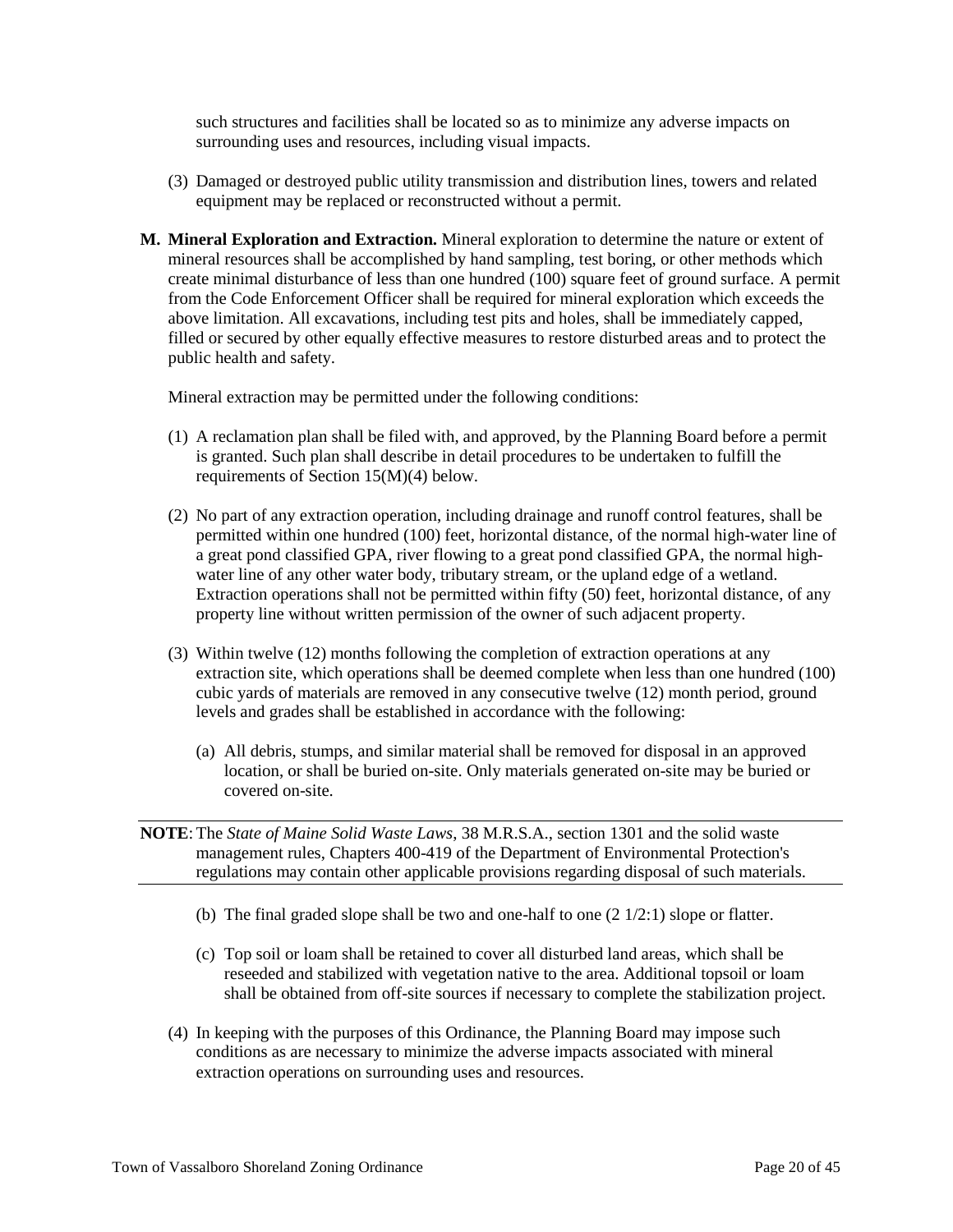such structures and facilities shall be located so as to minimize any adverse impacts on surrounding uses and resources, including visual impacts.

(3) Damaged or destroyed public utility transmission and distribution lines, towers and related equipment may be replaced or reconstructed without a permit.

**M. Mineral Exploration and Extraction.** Mineral exploration to determine the nature or extent of mineral resources shall be accomplished by hand sampling, test boring, or other methods which create minimal disturbance of less than one hundred (100) square feet of ground surface. A permit from the Code Enforcement Officer shall be required for mineral exploration which exceeds the above limitation. All excavations, including test pits and holes, shall be immediately capped, filled or secured by other equally effective measures to restore disturbed areas and to protect the public health and safety.

Mineral extraction may be permitted under the following conditions:

(1) A reclamation plan shall be filed with, and approved, by the Planning Board before a permit is granted. Such plan shall describe in detail procedures to be undertaken to fulfill the requirements of Section 15(M)(4) below.

(2) No part of any extraction operation, including drainage and runoff control features, shall be permitted within one hundred (100) feet, horizontal distance, of the normal high-water line of a great pond classified GPA, river flowing to a great pond classified GPA, the normal high-water line of any other water body, tributary stream, or the upland edge of a wetland. Extraction operations shall not be permitted within fifty (50) feet, horizontal distance, of any property line without written permission of the owner of such adjacent property.

(3) Within twelve (12) months following the completion of extraction operations at any extraction site, which operations shall be deemed complete when less than one hundred (100) cubic yards of materials are removed in any consecutive twelve (12) month period, ground levels and grades shall be established in accordance with the following:

(a) All debris, stumps, and similar material shall be removed for disposal in an approved location, or shall be buried on-site. Only materials generated on-site may be buried or covered on-site.

**NOTE**: The *State of Maine Solid Waste Laws*, 38 M.R.S.A., section 1301 and the solid waste management rules, Chapters 400-419 of the Department of Environmental Protection's regulations may contain other applicable provisions regarding disposal of such materials.

(b) The final graded slope shall be two and one-half to one (2 1/2:1) slope or flatter.

(c) Top soil or loam shall be retained to cover all disturbed land areas, which shall be reseeded and stabilized with vegetation native to the area. Additional topsoil or loam shall be obtained from off-site sources if necessary to complete the stabilization project.

(4) In keeping with the purposes of this Ordinance, the Planning Board may impose such conditions as are necessary to minimize the adverse impacts associated with mineral extraction operations on surrounding uses and resources.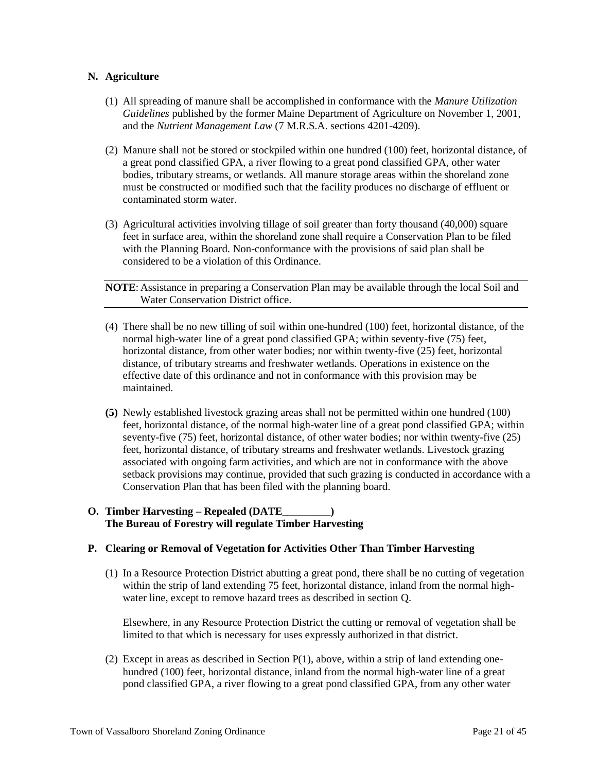## N. Agriculture

(1) All spreading of manure shall be accomplished in conformance with the *Manure Utilization Guidelines* published by the former Maine Department of Agriculture on November 1, 2001, and the *Nutrient Management Law* (7 M.R.S.A. sections 4201-4209).

(2) Manure shall not be stored or stockpiled within one hundred (100) feet, horizontal distance, of a great pond classified GPA, a river flowing to a great pond classified GPA, other water bodies, tributary streams, or wetlands. All manure storage areas within the shoreland zone must be constructed or modified such that the facility produces no discharge of effluent or contaminated storm water.

(3) Agricultural activities involving tillage of soil greater than forty thousand (40,000) square feet in surface area, within the shoreland zone shall require a Conservation Plan to be filed with the Planning Board. Non-conformance with the provisions of said plan shall be considered to be a violation of this Ordinance.

**NOTE**: Assistance in preparing a Conservation Plan may be available through the local Soil and Water Conservation District office.

(4) There shall be no new tilling of soil within one-hundred (100) feet, horizontal distance, of the normal high-water line of a great pond classified GPA; within seventy-five (75) feet, horizontal distance, from other water bodies; nor within twenty-five (25) feet, horizontal distance, of tributary streams and freshwater wetlands. Operations in existence on the effective date of this ordinance and not in conformance with this provision may be maintained.

**(5)** Newly established livestock grazing areas shall not be permitted within one hundred (100) feet, horizontal distance, of the normal high-water line of a great pond classified GPA; within seventy-five (75) feet, horizontal distance, of other water bodies; nor within twenty-five (25) feet, horizontal distance, of tributary streams and freshwater wetlands. Livestock grazing associated with ongoing farm activities, and which are not in conformance with the above setback provisions may continue, provided that such grazing is conducted in accordance with a Conservation Plan that has been filed with the planning board.

## O. Timber Harvesting – Repealed (DATE_________)
**The Bureau of Forestry will regulate Timber Harvesting**

## P. Clearing or Removal of Vegetation for Activities Other Than Timber Harvesting

(1) In a Resource Protection District abutting a great pond, there shall be no cutting of vegetation within the strip of land extending 75 feet, horizontal distance, inland from the normal high-water line, except to remove hazard trees as described in section Q.

Elsewhere, in any Resource Protection District the cutting or removal of vegetation shall be limited to that which is necessary for uses expressly authorized in that district.

(2) Except in areas as described in Section P(1), above, within a strip of land extending one-hundred (100) feet, horizontal distance, inland from the normal high-water line of a great pond classified GPA, a river flowing to a great pond classified GPA, from any other water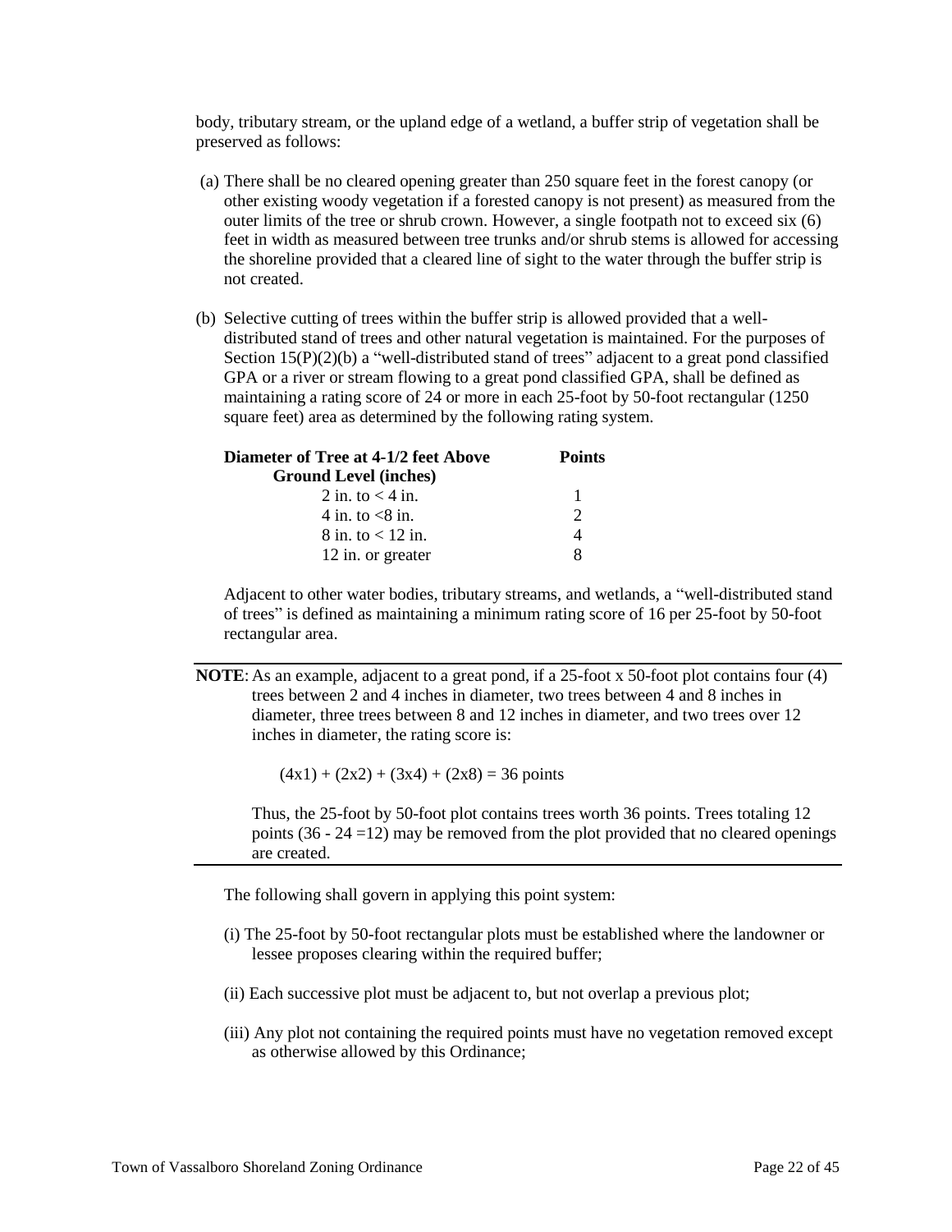body, tributary stream, or the upland edge of a wetland, a buffer strip of vegetation shall be preserved as follows:

(a) There shall be no cleared opening greater than 250 square feet in the forest canopy (or other existing woody vegetation if a forested canopy is not present) as measured from the outer limits of the tree or shrub crown. However, a single footpath not to exceed six (6) feet in width as measured between tree trunks and/or shrub stems is allowed for accessing the shoreline provided that a cleared line of sight to the water through the buffer strip is not created.

(b) Selective cutting of trees within the buffer strip is allowed provided that a well-distributed stand of trees and other natural vegetation is maintained. For the purposes of Section 15(P)(2)(b) a "well-distributed stand of trees" adjacent to a great pond classified GPA or a river or stream flowing to a great pond classified GPA, shall be defined as maintaining a rating score of 24 or more in each 25-foot by 50-foot rectangular (1250 square feet) area as determined by the following rating system.

| Diameter of Tree at 4-1/2 feet Above Ground Level (inches) | Points |
|---|---|
| 2 in. to < 4 in. | 1 |
| 4 in. to <8 in. | 2 |
| 8 in. to < 12 in. | 4 |
| 12 in. or greater | 8 |

Adjacent to other water bodies, tributary streams, and wetlands, a "well-distributed stand of trees" is defined as maintaining a minimum rating score of 16 per 25-foot by 50-foot rectangular area.

---

**NOTE**: As an example, adjacent to a great pond, if a 25-foot x 50-foot plot contains four (4) trees between 2 and 4 inches in diameter, two trees between 4 and 8 inches in diameter, three trees between 8 and 12 inches in diameter, and two trees over 12 inches in diameter, the rating score is:

$(4x1) + (2x2) + (3x4) + (2x8) = 36$ points

Thus, the 25-foot by 50-foot plot contains trees worth 36 points. Trees totaling 12 points ($36 - 24 = 12$) may be removed from the plot provided that no cleared openings are created.

---

The following shall govern in applying this point system:

(i) The 25-foot by 50-foot rectangular plots must be established where the landowner or lessee proposes clearing within the required buffer;

(ii) Each successive plot must be adjacent to, but not overlap a previous plot;

(iii) Any plot not containing the required points must have no vegetation removed except as otherwise allowed by this Ordinance;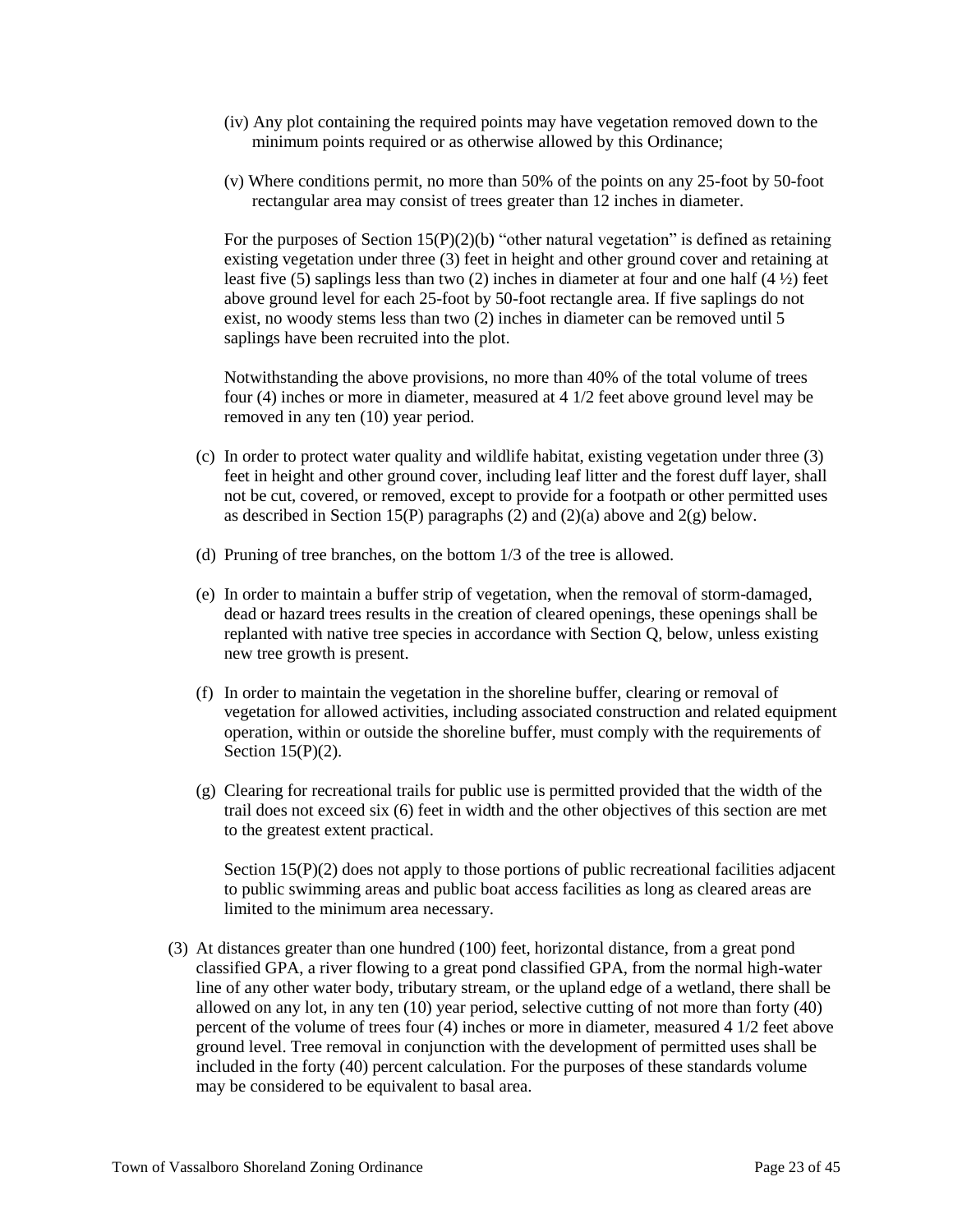(iv) Any plot containing the required points may have vegetation removed down to the minimum points required or as otherwise allowed by this Ordinance;

(v) Where conditions permit, no more than 50% of the points on any 25-foot by 50-foot rectangular area may consist of trees greater than 12 inches in diameter.

For the purposes of Section 15(P)(2)(b) "other natural vegetation" is defined as retaining existing vegetation under three (3) feet in height and other ground cover and retaining at least five (5) saplings less than two (2) inches in diameter at four and one half (4 ½) feet above ground level for each 25-foot by 50-foot rectangle area. If five saplings do not exist, no woody stems less than two (2) inches in diameter can be removed until 5 saplings have been recruited into the plot.

Notwithstanding the above provisions, no more than 40% of the total volume of trees four (4) inches or more in diameter, measured at 4 1/2 feet above ground level may be removed in any ten (10) year period.

(c) In order to protect water quality and wildlife habitat, existing vegetation under three (3) feet in height and other ground cover, including leaf litter and the forest duff layer, shall not be cut, covered, or removed, except to provide for a footpath or other permitted uses as described in Section 15(P) paragraphs (2) and (2)(a) above and 2(g) below.

(d) Pruning of tree branches, on the bottom 1/3 of the tree is allowed.

(e) In order to maintain a buffer strip of vegetation, when the removal of storm-damaged, dead or hazard trees results in the creation of cleared openings, these openings shall be replanted with native tree species in accordance with Section Q, below, unless existing new tree growth is present.

(f) In order to maintain the vegetation in the shoreline buffer, clearing or removal of vegetation for allowed activities, including associated construction and related equipment operation, within or outside the shoreline buffer, must comply with the requirements of Section 15(P)(2).

(g) Clearing for recreational trails for public use is permitted provided that the width of the trail does not exceed six (6) feet in width and the other objectives of this section are met to the greatest extent practical.

Section 15(P)(2) does not apply to those portions of public recreational facilities adjacent to public swimming areas and public boat access facilities as long as cleared areas are limited to the minimum area necessary.

(3) At distances greater than one hundred (100) feet, horizontal distance, from a great pond classified GPA, a river flowing to a great pond classified GPA, from the normal high-water line of any other water body, tributary stream, or the upland edge of a wetland, there shall be allowed on any lot, in any ten (10) year period, selective cutting of not more than forty (40) percent of the volume of trees four (4) inches or more in diameter, measured 4 1/2 feet above ground level. Tree removal in conjunction with the development of permitted uses shall be included in the forty (40) percent calculation. For the purposes of these standards volume may be considered to be equivalent to basal area.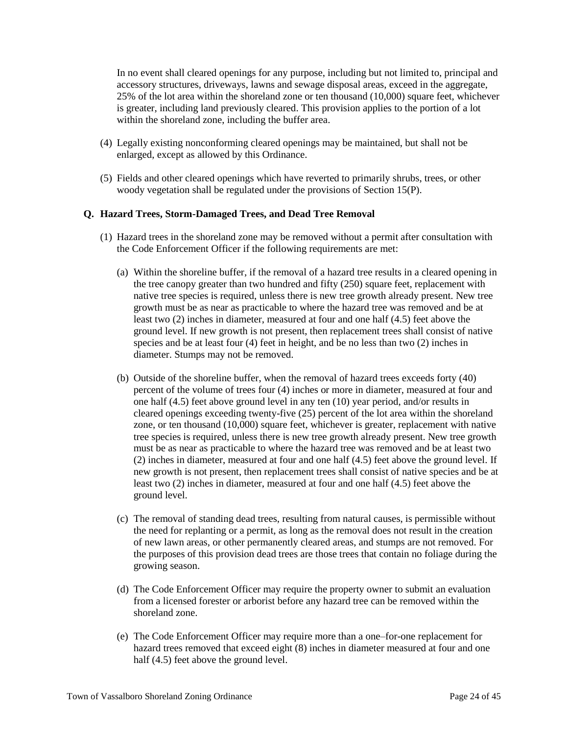In no event shall cleared openings for any purpose, including but not limited to, principal and accessory structures, driveways, lawns and sewage disposal areas, exceed in the aggregate, 25% of the lot area within the shoreland zone or ten thousand (10,000) square feet, whichever is greater, including land previously cleared. This provision applies to the portion of a lot within the shoreland zone, including the buffer area.

(4) Legally existing nonconforming cleared openings may be maintained, but shall not be enlarged, except as allowed by this Ordinance.

(5) Fields and other cleared openings which have reverted to primarily shrubs, trees, or other woody vegetation shall be regulated under the provisions of Section 15(P).

**Q. Hazard Trees, Storm-Damaged Trees, and Dead Tree Removal**

(1) Hazard trees in the shoreland zone may be removed without a permit after consultation with the Code Enforcement Officer if the following requirements are met:

(a) Within the shoreline buffer, if the removal of a hazard tree results in a cleared opening in the tree canopy greater than two hundred and fifty (250) square feet, replacement with native tree species is required, unless there is new tree growth already present. New tree growth must be as near as practicable to where the hazard tree was removed and be at least two (2) inches in diameter, measured at four and one half (4.5) feet above the ground level. If new growth is not present, then replacement trees shall consist of native species and be at least four (4) feet in height, and be no less than two (2) inches in diameter. Stumps may not be removed.

(b) Outside of the shoreline buffer, when the removal of hazard trees exceeds forty (40) percent of the volume of trees four (4) inches or more in diameter, measured at four and one half (4.5) feet above ground level in any ten (10) year period, and/or results in cleared openings exceeding twenty-five (25) percent of the lot area within the shoreland zone, or ten thousand (10,000) square feet, whichever is greater, replacement with native tree species is required, unless there is new tree growth already present. New tree growth must be as near as practicable to where the hazard tree was removed and be at least two (2) inches in diameter, measured at four and one half (4.5) feet above the ground level. If new growth is not present, then replacement trees shall consist of native species and be at least two (2) inches in diameter, measured at four and one half (4.5) feet above the ground level.

(c) The removal of standing dead trees, resulting from natural causes, is permissible without the need for replanting or a permit, as long as the removal does not result in the creation of new lawn areas, or other permanently cleared areas, and stumps are not removed. For the purposes of this provision dead trees are those trees that contain no foliage during the growing season.

(d) The Code Enforcement Officer may require the property owner to submit an evaluation from a licensed forester or arborist before any hazard tree can be removed within the shoreland zone.

(e) The Code Enforcement Officer may require more than a one–for-one replacement for hazard trees removed that exceed eight (8) inches in diameter measured at four and one half (4.5) feet above the ground level.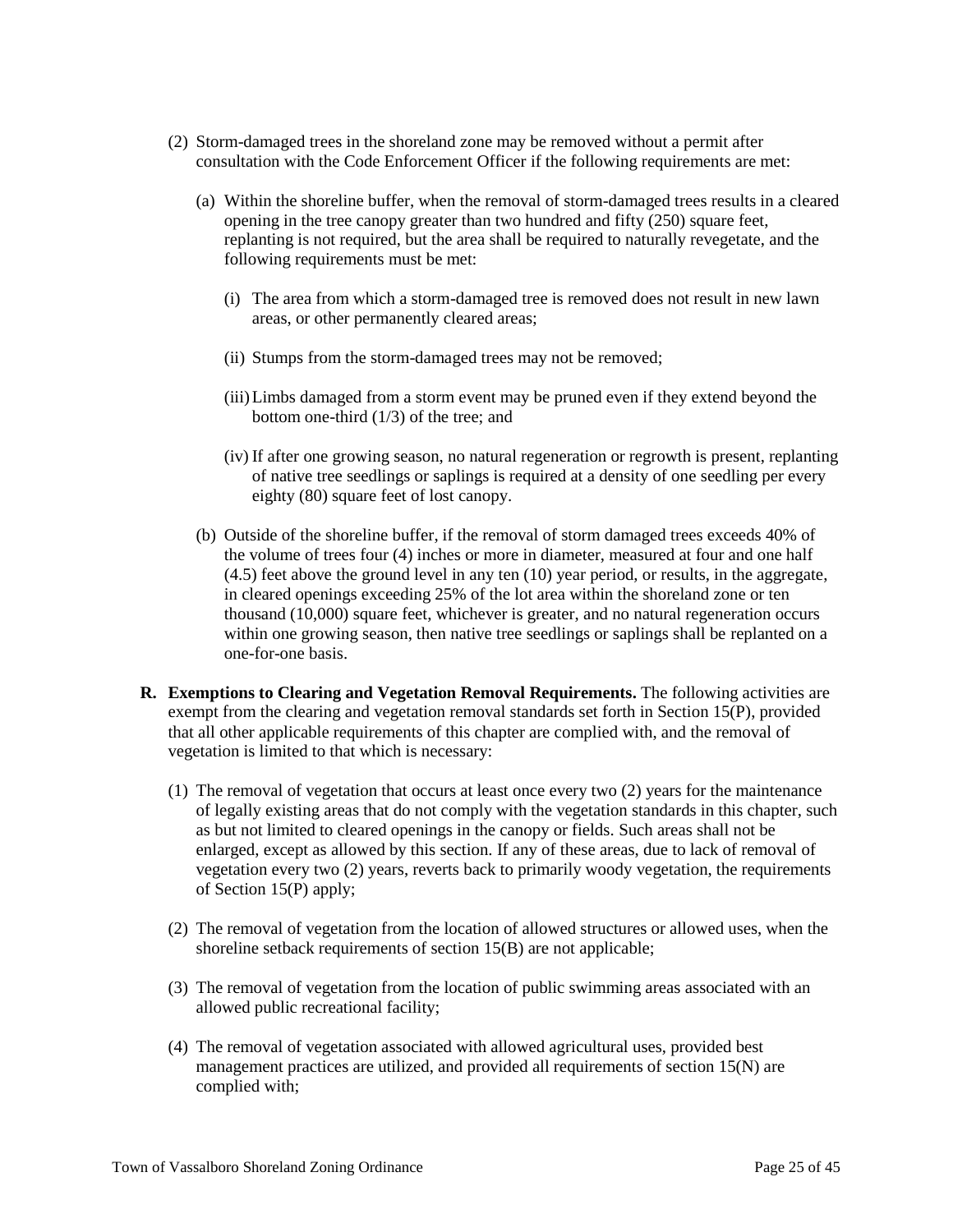(2) Storm-damaged trees in the shoreland zone may be removed without a permit after consultation with the Code Enforcement Officer if the following requirements are met:

   (a) Within the shoreline buffer, when the removal of storm-damaged trees results in a cleared opening in the tree canopy greater than two hundred and fifty (250) square feet, replanting is not required, but the area shall be required to naturally revegetate, and the following requirements must be met:

      (i) The area from which a storm-damaged tree is removed does not result in new lawn areas, or other permanently cleared areas;

      (ii) Stumps from the storm-damaged trees may not be removed;

      (iii) Limbs damaged from a storm event may be pruned even if they extend beyond the bottom one-third (1/3) of the tree; and

      (iv) If after one growing season, no natural regeneration or regrowth is present, replanting of native tree seedlings or saplings is required at a density of one seedling per every eighty (80) square feet of lost canopy.

   (b) Outside of the shoreline buffer, if the removal of storm damaged trees exceeds 40% of the volume of trees four (4) inches or more in diameter, measured at four and one half (4.5) feet above the ground level in any ten (10) year period, or results, in the aggregate, in cleared openings exceeding 25% of the lot area within the shoreland zone or ten thousand (10,000) square feet, whichever is greater, and no natural regeneration occurs within one growing season, then native tree seedlings or saplings shall be replanted on a one-for-one basis.

**R. Exemptions to Clearing and Vegetation Removal Requirements.** The following activities are exempt from the clearing and vegetation removal standards set forth in Section 15(P), provided that all other applicable requirements of this chapter are complied with, and the removal of vegetation is limited to that which is necessary:

(1) The removal of vegetation that occurs at least once every two (2) years for the maintenance of legally existing areas that do not comply with the vegetation standards in this chapter, such as but not limited to cleared openings in the canopy or fields. Such areas shall not be enlarged, except as allowed by this section. If any of these areas, due to lack of removal of vegetation every two (2) years, reverts back to primarily woody vegetation, the requirements of Section 15(P) apply;

(2) The removal of vegetation from the location of allowed structures or allowed uses, when the shoreline setback requirements of section 15(B) are not applicable;

(3) The removal of vegetation from the location of public swimming areas associated with an allowed public recreational facility;

(4) The removal of vegetation associated with allowed agricultural uses, provided best management practices are utilized, and provided all requirements of section 15(N) are complied with;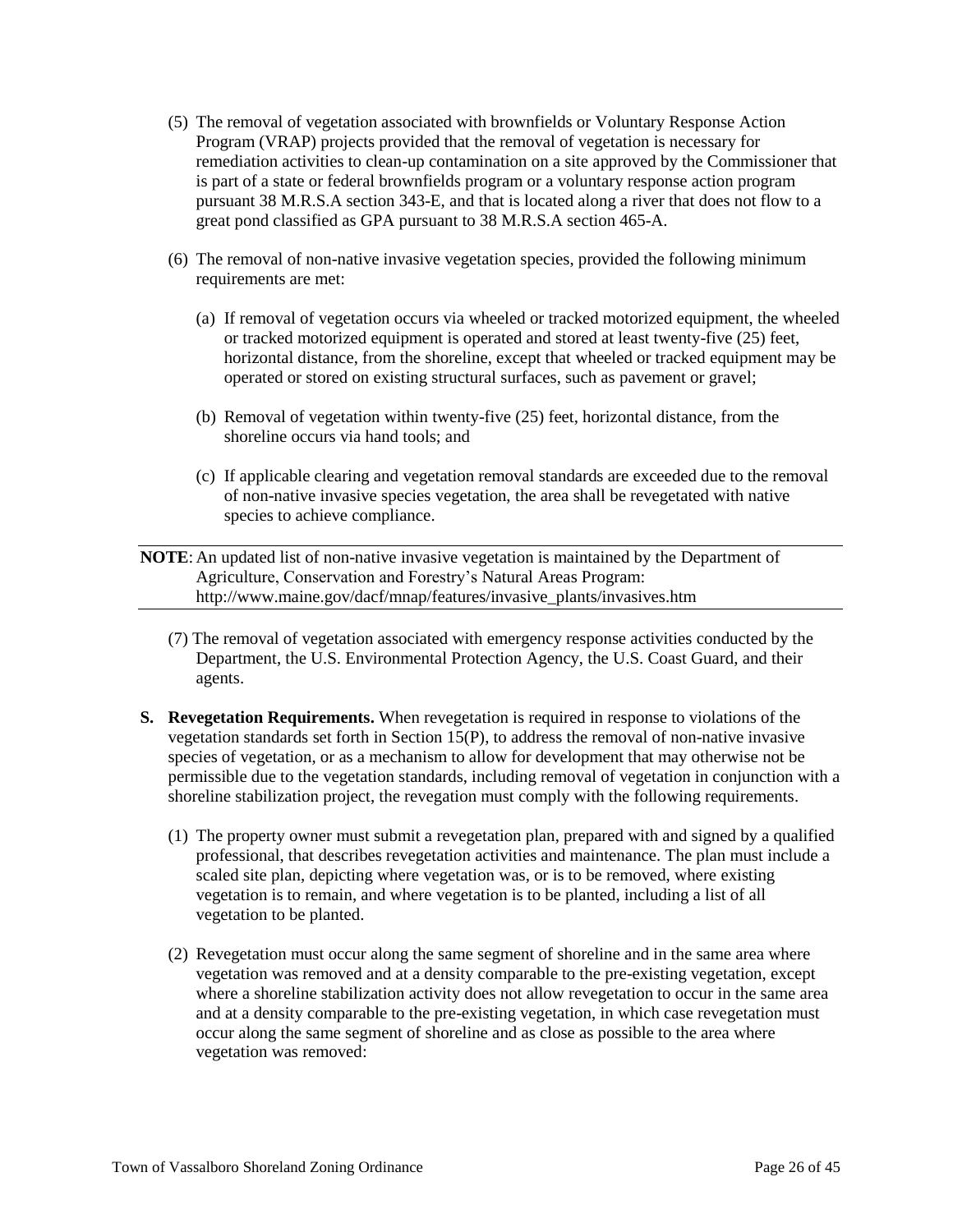(5) The removal of vegetation associated with brownfields or Voluntary Response Action Program (VRAP) projects provided that the removal of vegetation is necessary for remediation activities to clean-up contamination on a site approved by the Commissioner that is part of a state or federal brownfields program or a voluntary response action program pursuant 38 M.R.S.A section 343-E, and that is located along a river that does not flow to a great pond classified as GPA pursuant to 38 M.R.S.A section 465-A.

(6) The removal of non-native invasive vegetation species, provided the following minimum requirements are met:

(a) If removal of vegetation occurs via wheeled or tracked motorized equipment, the wheeled or tracked motorized equipment is operated and stored at least twenty-five (25) feet, horizontal distance, from the shoreline, except that wheeled or tracked equipment may be operated or stored on existing structural surfaces, such as pavement or gravel;

(b) Removal of vegetation within twenty-five (25) feet, horizontal distance, from the shoreline occurs via hand tools; and

(c) If applicable clearing and vegetation removal standards are exceeded due to the removal of non-native invasive species vegetation, the area shall be revegetated with native species to achieve compliance.

---

**NOTE**: An updated list of non-native invasive vegetation is maintained by the Department of Agriculture, Conservation and Forestry's Natural Areas Program: http://www.maine.gov/dacf/mnap/features/invasive_plants/invasives.htm

---

(7) The removal of vegetation associated with emergency response activities conducted by the Department, the U.S. Environmental Protection Agency, the U.S. Coast Guard, and their agents.

**S. Revegetation Requirements.** When revegetation is required in response to violations of the vegetation standards set forth in Section 15(P), to address the removal of non-native invasive species of vegetation, or as a mechanism to allow for development that may otherwise not be permissible due to the vegetation standards, including removal of vegetation in conjunction with a shoreline stabilization project, the revegation must comply with the following requirements.

(1) The property owner must submit a revegetation plan, prepared with and signed by a qualified professional, that describes revegetation activities and maintenance. The plan must include a scaled site plan, depicting where vegetation was, or is to be removed, where existing vegetation is to remain, and where vegetation is to be planted, including a list of all vegetation to be planted.

(2) Revegetation must occur along the same segment of shoreline and in the same area where vegetation was removed and at a density comparable to the pre-existing vegetation, except where a shoreline stabilization activity does not allow revegetation to occur in the same area and at a density comparable to the pre-existing vegetation, in which case revegetation must occur along the same segment of shoreline and as close as possible to the area where vegetation was removed: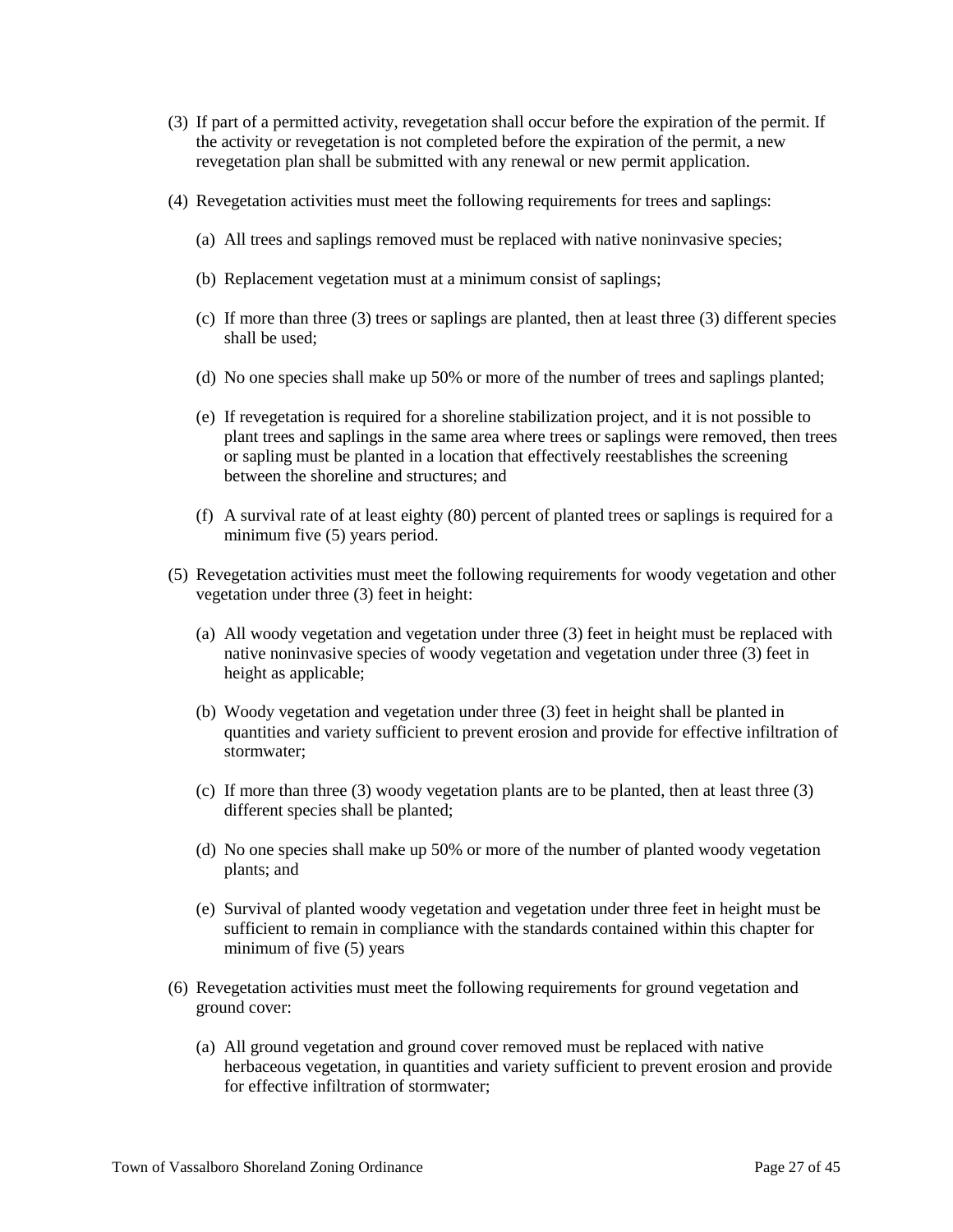(3) If part of a permitted activity, revegetation shall occur before the expiration of the permit. If the activity or revegetation is not completed before the expiration of the permit, a new revegetation plan shall be submitted with any renewal or new permit application.

(4) Revegetation activities must meet the following requirements for trees and saplings:

   (a) All trees and saplings removed must be replaced with native noninvasive species;

   (b) Replacement vegetation must at a minimum consist of saplings;

   (c) If more than three (3) trees or saplings are planted, then at least three (3) different species shall be used;

   (d) No one species shall make up 50% or more of the number of trees and saplings planted;

   (e) If revegetation is required for a shoreline stabilization project, and it is not possible to plant trees and saplings in the same area where trees or saplings were removed, then trees or sapling must be planted in a location that effectively reestablishes the screening between the shoreline and structures; and

   (f) A survival rate of at least eighty (80) percent of planted trees or saplings is required for a minimum five (5) years period.

(5) Revegetation activities must meet the following requirements for woody vegetation and other vegetation under three (3) feet in height:

   (a) All woody vegetation and vegetation under three (3) feet in height must be replaced with native noninvasive species of woody vegetation and vegetation under three (3) feet in height as applicable;

   (b) Woody vegetation and vegetation under three (3) feet in height shall be planted in quantities and variety sufficient to prevent erosion and provide for effective infiltration of stormwater;

   (c) If more than three (3) woody vegetation plants are to be planted, then at least three (3) different species shall be planted;

   (d) No one species shall make up 50% or more of the number of planted woody vegetation plants; and

   (e) Survival of planted woody vegetation and vegetation under three feet in height must be sufficient to remain in compliance with the standards contained within this chapter for minimum of five (5) years

(6) Revegetation activities must meet the following requirements for ground vegetation and ground cover:

   (a) All ground vegetation and ground cover removed must be replaced with native herbaceous vegetation, in quantities and variety sufficient to prevent erosion and provide for effective infiltration of stormwater;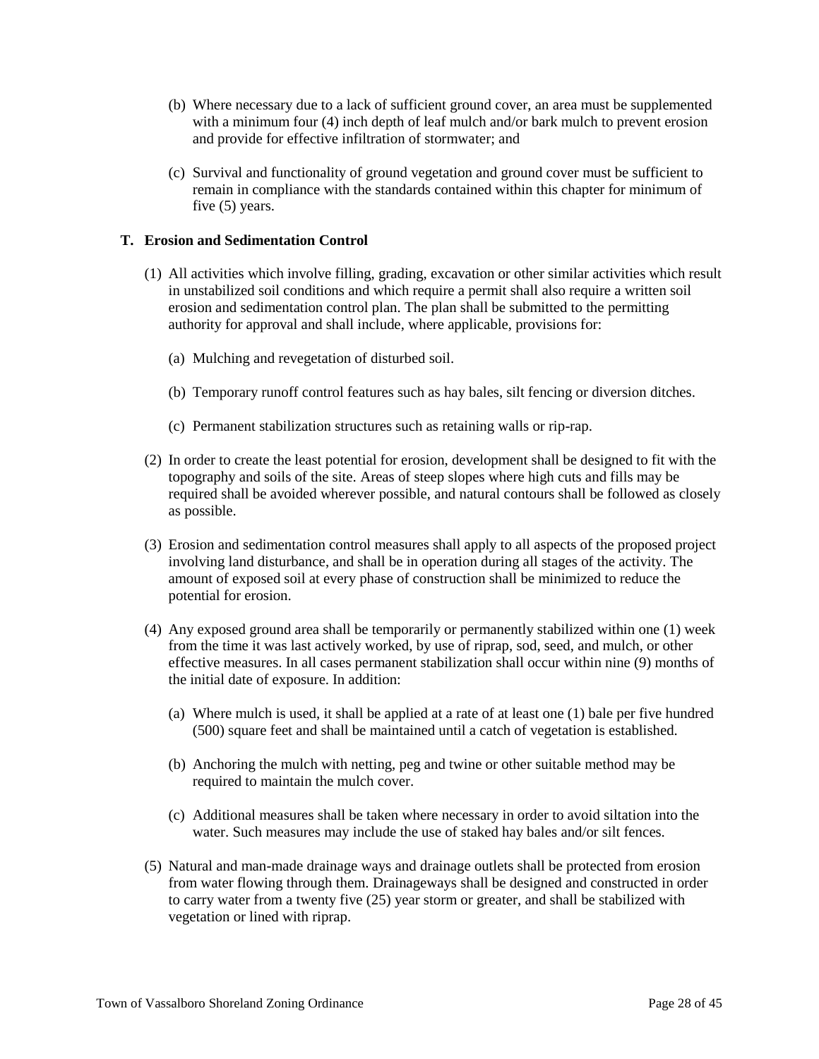(b) Where necessary due to a lack of sufficient ground cover, an area must be supplemented with a minimum four (4) inch depth of leaf mulch and/or bark mulch to prevent erosion and provide for effective infiltration of stormwater; and

(c) Survival and functionality of ground vegetation and ground cover must be sufficient to remain in compliance with the standards contained within this chapter for minimum of five (5) years.

**T. Erosion and Sedimentation Control**

(1) All activities which involve filling, grading, excavation or other similar activities which result in unstabilized soil conditions and which require a permit shall also require a written soil erosion and sedimentation control plan. The plan shall be submitted to the permitting authority for approval and shall include, where applicable, provisions for:

(a) Mulching and revegetation of disturbed soil.

(b) Temporary runoff control features such as hay bales, silt fencing or diversion ditches.

(c) Permanent stabilization structures such as retaining walls or rip-rap.

(2) In order to create the least potential for erosion, development shall be designed to fit with the topography and soils of the site. Areas of steep slopes where high cuts and fills may be required shall be avoided wherever possible, and natural contours shall be followed as closely as possible.

(3) Erosion and sedimentation control measures shall apply to all aspects of the proposed project involving land disturbance, and shall be in operation during all stages of the activity. The amount of exposed soil at every phase of construction shall be minimized to reduce the potential for erosion.

(4) Any exposed ground area shall be temporarily or permanently stabilized within one (1) week from the time it was last actively worked, by use of riprap, sod, seed, and mulch, or other effective measures. In all cases permanent stabilization shall occur within nine (9) months of the initial date of exposure. In addition:

(a) Where mulch is used, it shall be applied at a rate of at least one (1) bale per five hundred (500) square feet and shall be maintained until a catch of vegetation is established.

(b) Anchoring the mulch with netting, peg and twine or other suitable method may be required to maintain the mulch cover.

(c) Additional measures shall be taken where necessary in order to avoid siltation into the water. Such measures may include the use of staked hay bales and/or silt fences.

(5) Natural and man-made drainage ways and drainage outlets shall be protected from erosion from water flowing through them. Drainageways shall be designed and constructed in order to carry water from a twenty five (25) year storm or greater, and shall be stabilized with vegetation or lined with riprap.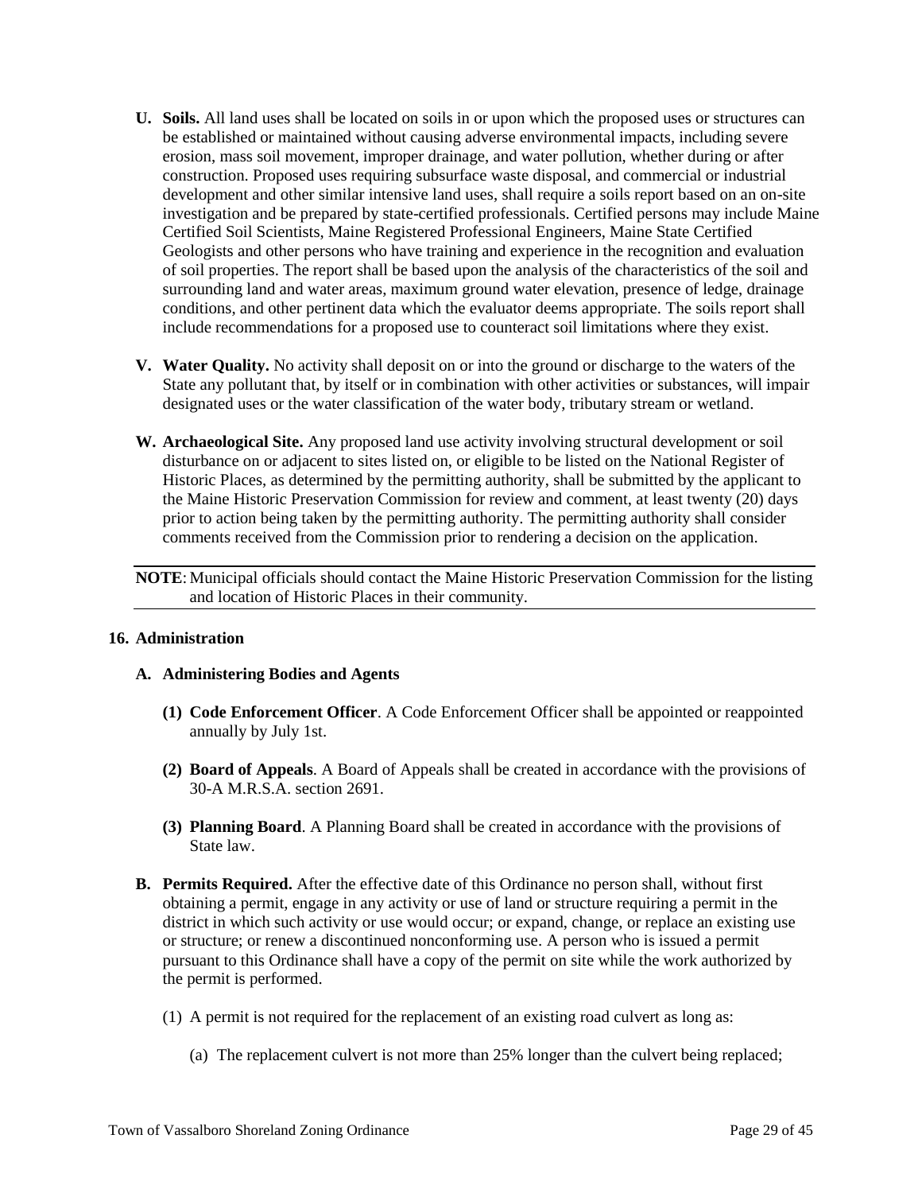**U. Soils.** All land uses shall be located on soils in or upon which the proposed uses or structures can be established or maintained without causing adverse environmental impacts, including severe erosion, mass soil movement, improper drainage, and water pollution, whether during or after construction. Proposed uses requiring subsurface waste disposal, and commercial or industrial development and other similar intensive land uses, shall require a soils report based on an on-site investigation and be prepared by state-certified professionals. Certified persons may include Maine Certified Soil Scientists, Maine Registered Professional Engineers, Maine State Certified Geologists and other persons who have training and experience in the recognition and evaluation of soil properties. The report shall be based upon the analysis of the characteristics of the soil and surrounding land and water areas, maximum ground water elevation, presence of ledge, drainage conditions, and other pertinent data which the evaluator deems appropriate. The soils report shall include recommendations for a proposed use to counteract soil limitations where they exist.

**V. Water Quality.** No activity shall deposit on or into the ground or discharge to the waters of the State any pollutant that, by itself or in combination with other activities or substances, will impair designated uses or the water classification of the water body, tributary stream or wetland.

**W. Archaeological Site.** Any proposed land use activity involving structural development or soil disturbance on or adjacent to sites listed on, or eligible to be listed on the National Register of Historic Places, as determined by the permitting authority, shall be submitted by the applicant to the Maine Historic Preservation Commission for review and comment, at least twenty (20) days prior to action being taken by the permitting authority. The permitting authority shall consider comments received from the Commission prior to rendering a decision on the application.

---

**NOTE**: Municipal officials should contact the Maine Historic Preservation Commission for the listing and location of Historic Places in their community.

---

## 16. Administration

### A. Administering Bodies and Agents

**(1) Code Enforcement Officer**. A Code Enforcement Officer shall be appointed or reappointed annually by July 1st.

**(2) Board of Appeals**. A Board of Appeals shall be created in accordance with the provisions of 30-A M.R.S.A. section 2691.

**(3) Planning Board**. A Planning Board shall be created in accordance with the provisions of State law.

**B. Permits Required.** After the effective date of this Ordinance no person shall, without first obtaining a permit, engage in any activity or use of land or structure requiring a permit in the district in which such activity or use would occur; or expand, change, or replace an existing use or structure; or renew a discontinued nonconforming use. A person who is issued a permit pursuant to this Ordinance shall have a copy of the permit on site while the work authorized by the permit is performed.

(1) A permit is not required for the replacement of an existing road culvert as long as:

(a) The replacement culvert is not more than 25% longer than the culvert being replaced;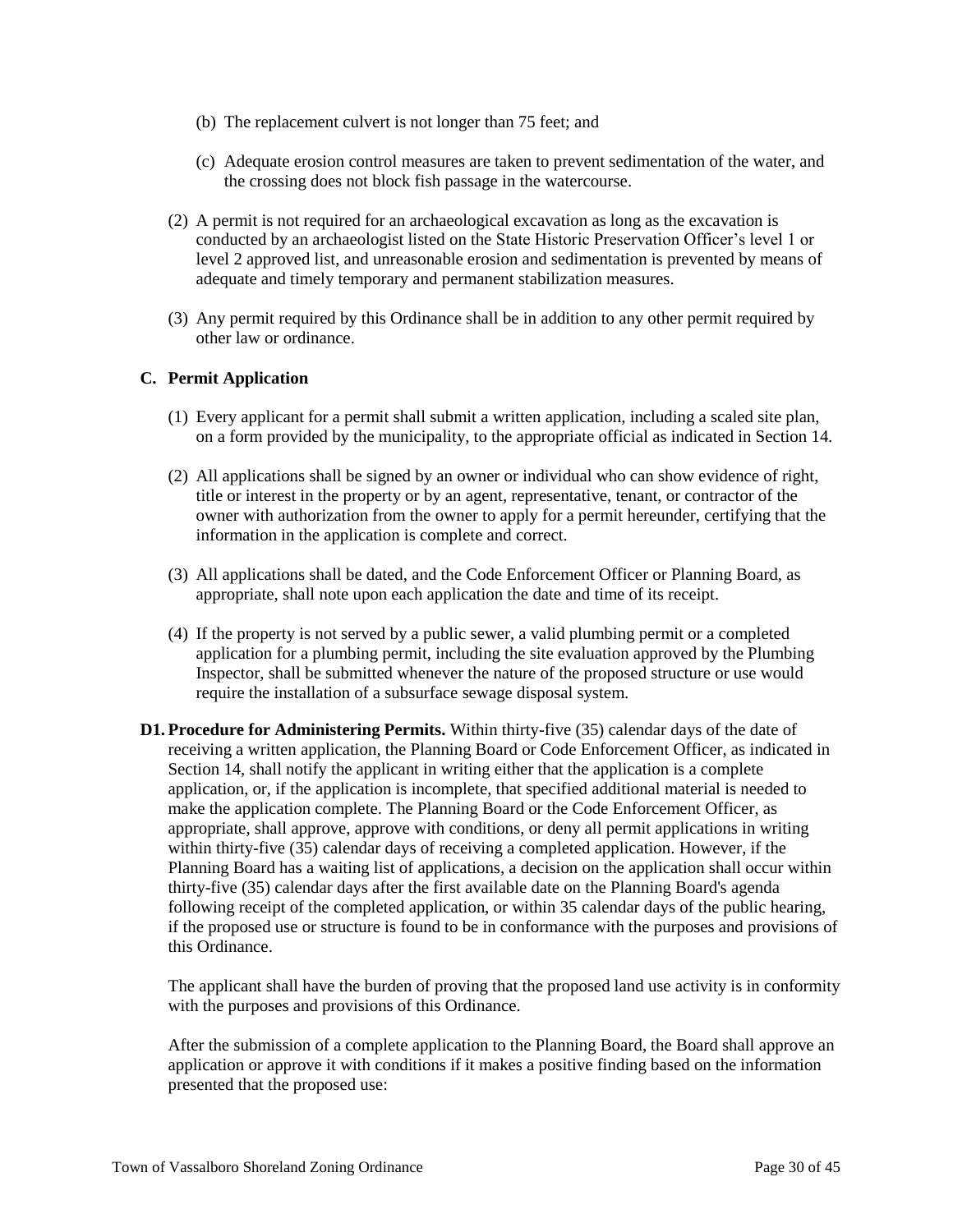(b) The replacement culvert is not longer than 75 feet; and

(c) Adequate erosion control measures are taken to prevent sedimentation of the water, and the crossing does not block fish passage in the watercourse.

(2) A permit is not required for an archaeological excavation as long as the excavation is conducted by an archaeologist listed on the State Historic Preservation Officer's level 1 or level 2 approved list, and unreasonable erosion and sedimentation is prevented by means of adequate and timely temporary and permanent stabilization measures.

(3) Any permit required by this Ordinance shall be in addition to any other permit required by other law or ordinance.

**C. Permit Application**

(1) Every applicant for a permit shall submit a written application, including a scaled site plan, on a form provided by the municipality, to the appropriate official as indicated in Section 14.

(2) All applications shall be signed by an owner or individual who can show evidence of right, title or interest in the property or by an agent, representative, tenant, or contractor of the owner with authorization from the owner to apply for a permit hereunder, certifying that the information in the application is complete and correct.

(3) All applications shall be dated, and the Code Enforcement Officer or Planning Board, as appropriate, shall note upon each application the date and time of its receipt.

(4) If the property is not served by a public sewer, a valid plumbing permit or a completed application for a plumbing permit, including the site evaluation approved by the Plumbing Inspector, shall be submitted whenever the nature of the proposed structure or use would require the installation of a subsurface sewage disposal system.

**D1. Procedure for Administering Permits.** Within thirty-five (35) calendar days of the date of receiving a written application, the Planning Board or Code Enforcement Officer, as indicated in Section 14, shall notify the applicant in writing either that the application is a complete application, or, if the application is incomplete, that specified additional material is needed to make the application complete. The Planning Board or the Code Enforcement Officer, as appropriate, shall approve, approve with conditions, or deny all permit applications in writing within thirty-five (35) calendar days of receiving a completed application. However, if the Planning Board has a waiting list of applications, a decision on the application shall occur within thirty-five (35) calendar days after the first available date on the Planning Board's agenda following receipt of the completed application, or within 35 calendar days of the public hearing, if the proposed use or structure is found to be in conformance with the purposes and provisions of this Ordinance.

The applicant shall have the burden of proving that the proposed land use activity is in conformity with the purposes and provisions of this Ordinance.

After the submission of a complete application to the Planning Board, the Board shall approve an application or approve it with conditions if it makes a positive finding based on the information presented that the proposed use: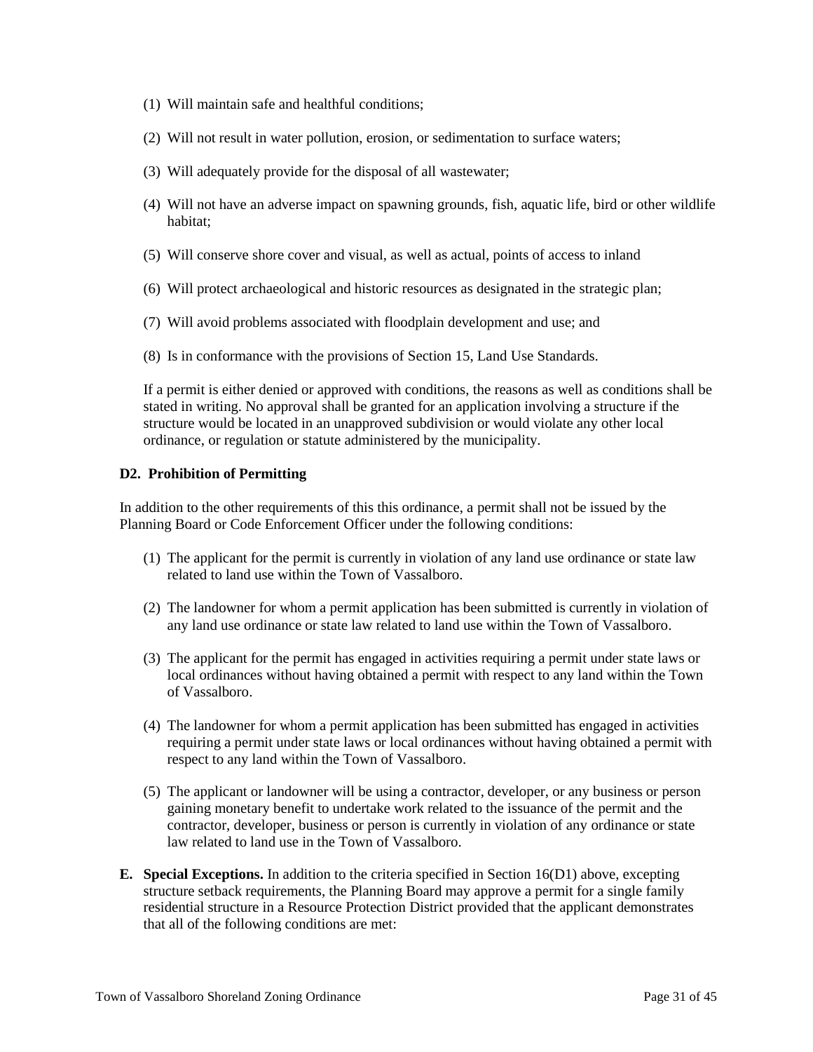(1) Will maintain safe and healthful conditions;

(2) Will not result in water pollution, erosion, or sedimentation to surface waters;

(3) Will adequately provide for the disposal of all wastewater;

(4) Will not have an adverse impact on spawning grounds, fish, aquatic life, bird or other wildlife habitat;

(5) Will conserve shore cover and visual, as well as actual, points of access to inland

(6) Will protect archaeological and historic resources as designated in the strategic plan;

(7) Will avoid problems associated with floodplain development and use; and

(8) Is in conformance with the provisions of Section 15, Land Use Standards.

If a permit is either denied or approved with conditions, the reasons as well as conditions shall be stated in writing. No approval shall be granted for an application involving a structure if the structure would be located in an unapproved subdivision or would violate any other local ordinance, or regulation or statute administered by the municipality.

**D2. Prohibition of Permitting**

In addition to the other requirements of this this ordinance, a permit shall not be issued by the Planning Board or Code Enforcement Officer under the following conditions:

(1) The applicant for the permit is currently in violation of any land use ordinance or state law related to land use within the Town of Vassalboro.

(2) The landowner for whom a permit application has been submitted is currently in violation of any land use ordinance or state law related to land use within the Town of Vassalboro.

(3) The applicant for the permit has engaged in activities requiring a permit under state laws or local ordinances without having obtained a permit with respect to any land within the Town of Vassalboro.

(4) The landowner for whom a permit application has been submitted has engaged in activities requiring a permit under state laws or local ordinances without having obtained a permit with respect to any land within the Town of Vassalboro.

(5) The applicant or landowner will be using a contractor, developer, or any business or person gaining monetary benefit to undertake work related to the issuance of the permit and the contractor, developer, business or person is currently in violation of any ordinance or state law related to land use in the Town of Vassalboro.

**E. Special Exceptions.** In addition to the criteria specified in Section 16(D1) above, excepting structure setback requirements, the Planning Board may approve a permit for a single family residential structure in a Resource Protection District provided that the applicant demonstrates that all of the following conditions are met: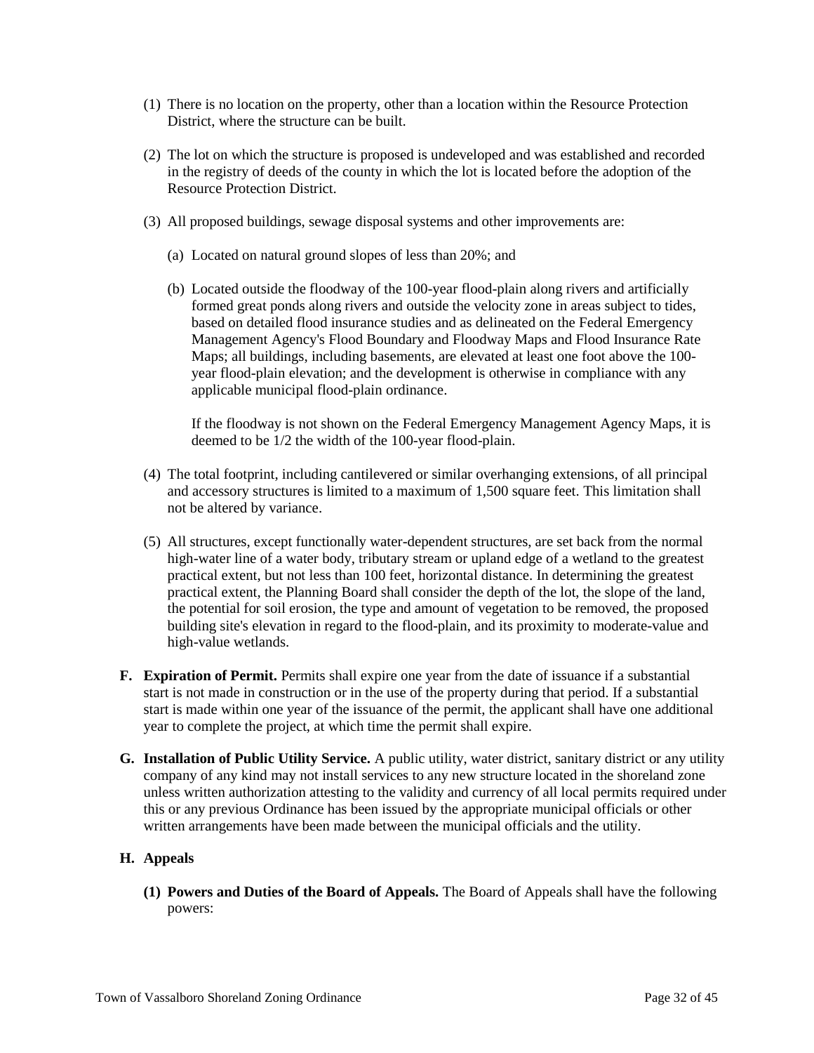(1) There is no location on the property, other than a location within the Resource Protection District, where the structure can be built.

(2) The lot on which the structure is proposed is undeveloped and was established and recorded in the registry of deeds of the county in which the lot is located before the adoption of the Resource Protection District.

(3) All proposed buildings, sewage disposal systems and other improvements are:

(a) Located on natural ground slopes of less than 20%; and

(b) Located outside the floodway of the 100-year flood-plain along rivers and artificially formed great ponds along rivers and outside the velocity zone in areas subject to tides, based on detailed flood insurance studies and as delineated on the Federal Emergency Management Agency's Flood Boundary and Floodway Maps and Flood Insurance Rate Maps; all buildings, including basements, are elevated at least one foot above the 100-year flood-plain elevation; and the development is otherwise in compliance with any applicable municipal flood-plain ordinance.

If the floodway is not shown on the Federal Emergency Management Agency Maps, it is deemed to be 1/2 the width of the 100-year flood-plain.

(4) The total footprint, including cantilevered or similar overhanging extensions, of all principal and accessory structures is limited to a maximum of 1,500 square feet. This limitation shall not be altered by variance.

(5) All structures, except functionally water-dependent structures, are set back from the normal high-water line of a water body, tributary stream or upland edge of a wetland to the greatest practical extent, but not less than 100 feet, horizontal distance. In determining the greatest practical extent, the Planning Board shall consider the depth of the lot, the slope of the land, the potential for soil erosion, the type and amount of vegetation to be removed, the proposed building site's elevation in regard to the flood-plain, and its proximity to moderate-value and high-value wetlands.

**F. Expiration of Permit.** Permits shall expire one year from the date of issuance if a substantial start is not made in construction or in the use of the property during that period. If a substantial start is made within one year of the issuance of the permit, the applicant shall have one additional year to complete the project, at which time the permit shall expire.

**G. Installation of Public Utility Service.** A public utility, water district, sanitary district or any utility company of any kind may not install services to any new structure located in the shoreland zone unless written authorization attesting to the validity and currency of all local permits required under this or any previous Ordinance has been issued by the appropriate municipal officials or other written arrangements have been made between the municipal officials and the utility.

**H. Appeals**

**(1) Powers and Duties of the Board of Appeals.** The Board of Appeals shall have the following powers: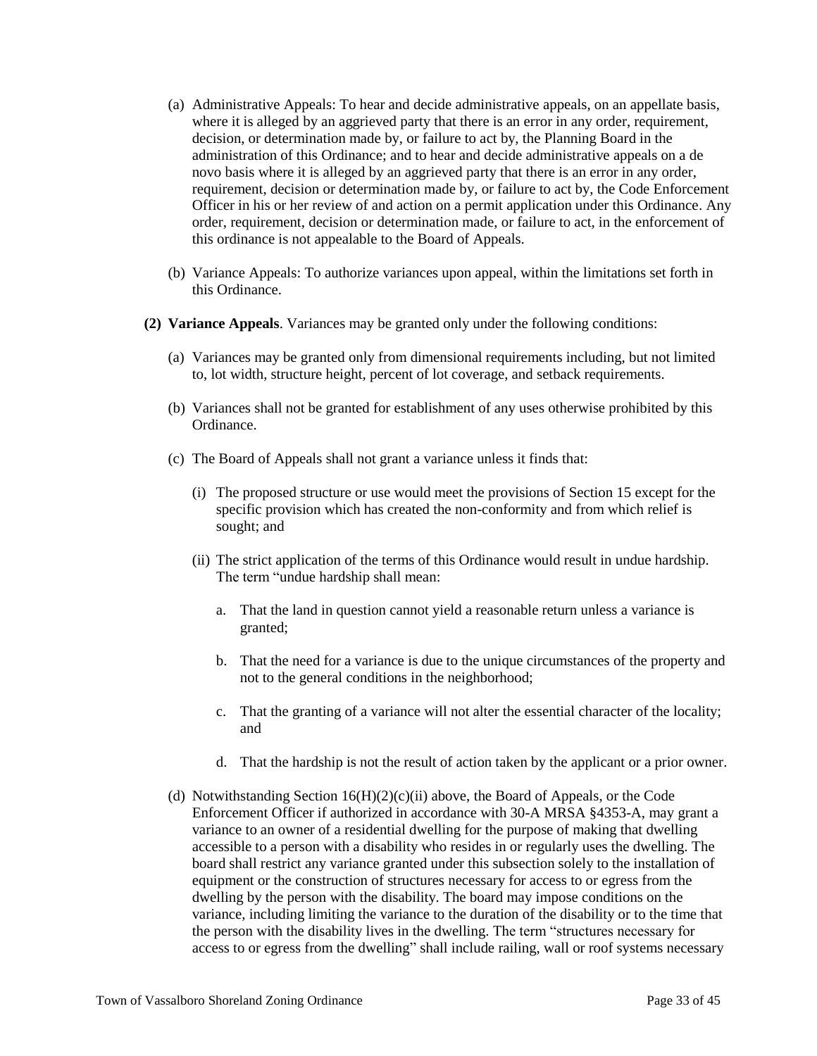(a) Administrative Appeals: To hear and decide administrative appeals, on an appellate basis, where it is alleged by an aggrieved party that there is an error in any order, requirement, decision, or determination made by, or failure to act by, the Planning Board in the administration of this Ordinance; and to hear and decide administrative appeals on a de novo basis where it is alleged by an aggrieved party that there is an error in any order, requirement, decision or determination made by, or failure to act by, the Code Enforcement Officer in his or her review of and action on a permit application under this Ordinance. Any order, requirement, decision or determination made, or failure to act, in the enforcement of this ordinance is not appealable to the Board of Appeals.

(b) Variance Appeals: To authorize variances upon appeal, within the limitations set forth in this Ordinance.

**(2) Variance Appeals**. Variances may be granted only under the following conditions:

(a) Variances may be granted only from dimensional requirements including, but not limited to, lot width, structure height, percent of lot coverage, and setback requirements.

(b) Variances shall not be granted for establishment of any uses otherwise prohibited by this Ordinance.

(c) The Board of Appeals shall not grant a variance unless it finds that:

(i) The proposed structure or use would meet the provisions of Section 15 except for the specific provision which has created the non-conformity and from which relief is sought; and

(ii) The strict application of the terms of this Ordinance would result in undue hardship. The term "undue hardship shall mean:

a. That the land in question cannot yield a reasonable return unless a variance is granted;

b. That the need for a variance is due to the unique circumstances of the property and not to the general conditions in the neighborhood;

c. That the granting of a variance will not alter the essential character of the locality; and

d. That the hardship is not the result of action taken by the applicant or a prior owner.

(d) Notwithstanding Section 16(H)(2)(c)(ii) above, the Board of Appeals, or the Code Enforcement Officer if authorized in accordance with 30-A MRSA §4353-A, may grant a variance to an owner of a residential dwelling for the purpose of making that dwelling accessible to a person with a disability who resides in or regularly uses the dwelling. The board shall restrict any variance granted under this subsection solely to the installation of equipment or the construction of structures necessary for access to or egress from the dwelling by the person with the disability. The board may impose conditions on the variance, including limiting the variance to the duration of the disability or to the time that the person with the disability lives in the dwelling. The term "structures necessary for access to or egress from the dwelling" shall include railing, wall or roof systems necessary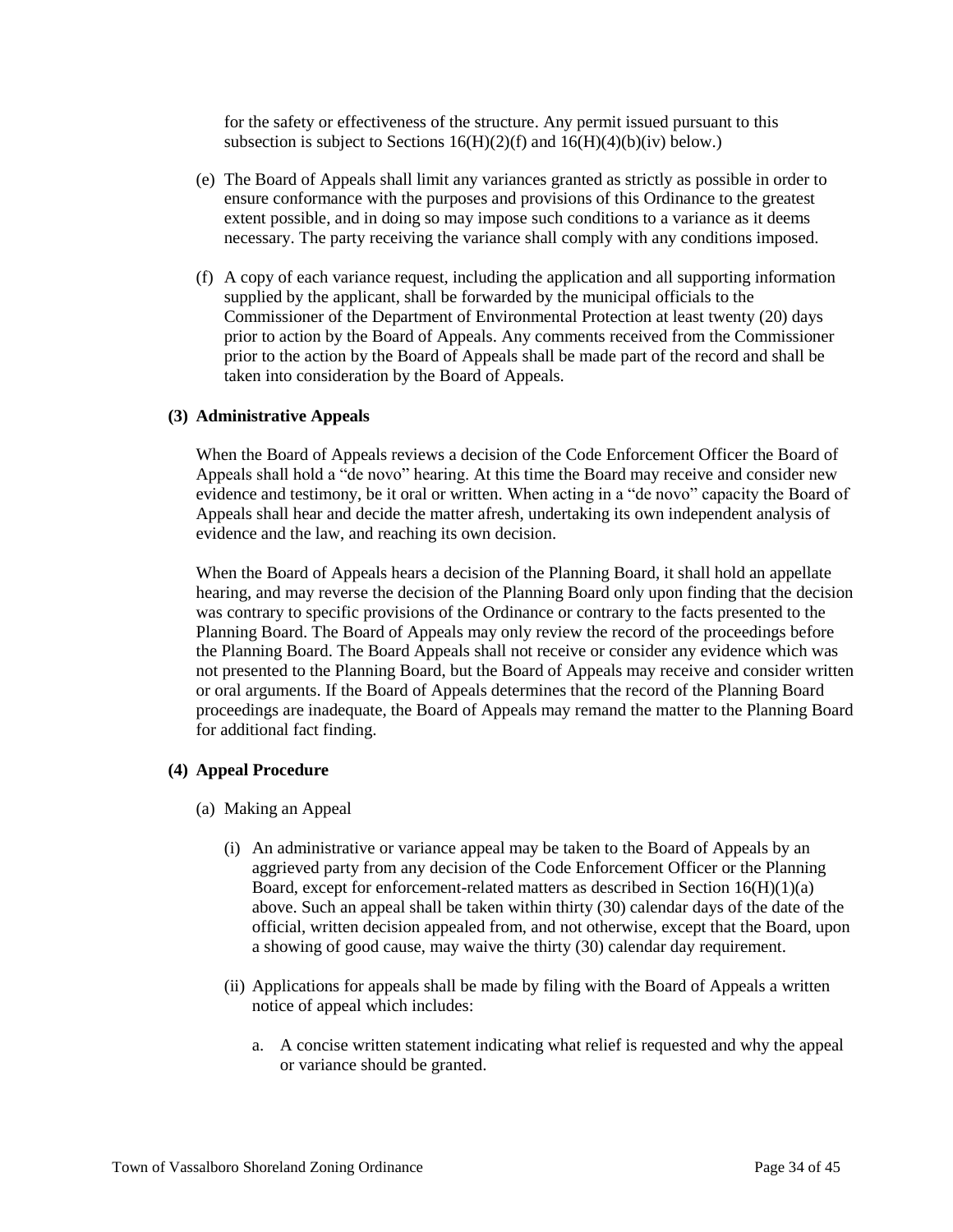for the safety or effectiveness of the structure. Any permit issued pursuant to this subsection is subject to Sections 16(H)(2)(f) and 16(H)(4)(b)(iv) below.)

(e) The Board of Appeals shall limit any variances granted as strictly as possible in order to ensure conformance with the purposes and provisions of this Ordinance to the greatest extent possible, and in doing so may impose such conditions to a variance as it deems necessary. The party receiving the variance shall comply with any conditions imposed.

(f) A copy of each variance request, including the application and all supporting information supplied by the applicant, shall be forwarded by the municipal officials to the Commissioner of the Department of Environmental Protection at least twenty (20) days prior to action by the Board of Appeals. Any comments received from the Commissioner prior to the action by the Board of Appeals shall be made part of the record and shall be taken into consideration by the Board of Appeals.

**(3) Administrative Appeals**

When the Board of Appeals reviews a decision of the Code Enforcement Officer the Board of Appeals shall hold a "de novo" hearing. At this time the Board may receive and consider new evidence and testimony, be it oral or written. When acting in a "de novo" capacity the Board of Appeals shall hear and decide the matter afresh, undertaking its own independent analysis of evidence and the law, and reaching its own decision.

When the Board of Appeals hears a decision of the Planning Board, it shall hold an appellate hearing, and may reverse the decision of the Planning Board only upon finding that the decision was contrary to specific provisions of the Ordinance or contrary to the facts presented to the Planning Board. The Board of Appeals may only review the record of the proceedings before the Planning Board. The Board Appeals shall not receive or consider any evidence which was not presented to the Planning Board, but the Board of Appeals may receive and consider written or oral arguments. If the Board of Appeals determines that the record of the Planning Board proceedings are inadequate, the Board of Appeals may remand the matter to the Planning Board for additional fact finding.

**(4) Appeal Procedure**

(a) Making an Appeal

(i) An administrative or variance appeal may be taken to the Board of Appeals by an aggrieved party from any decision of the Code Enforcement Officer or the Planning Board, except for enforcement-related matters as described in Section 16(H)(1)(a) above. Such an appeal shall be taken within thirty (30) calendar days of the date of the official, written decision appealed from, and not otherwise, except that the Board, upon a showing of good cause, may waive the thirty (30) calendar day requirement.

(ii) Applications for appeals shall be made by filing with the Board of Appeals a written notice of appeal which includes:

a. A concise written statement indicating what relief is requested and why the appeal or variance should be granted.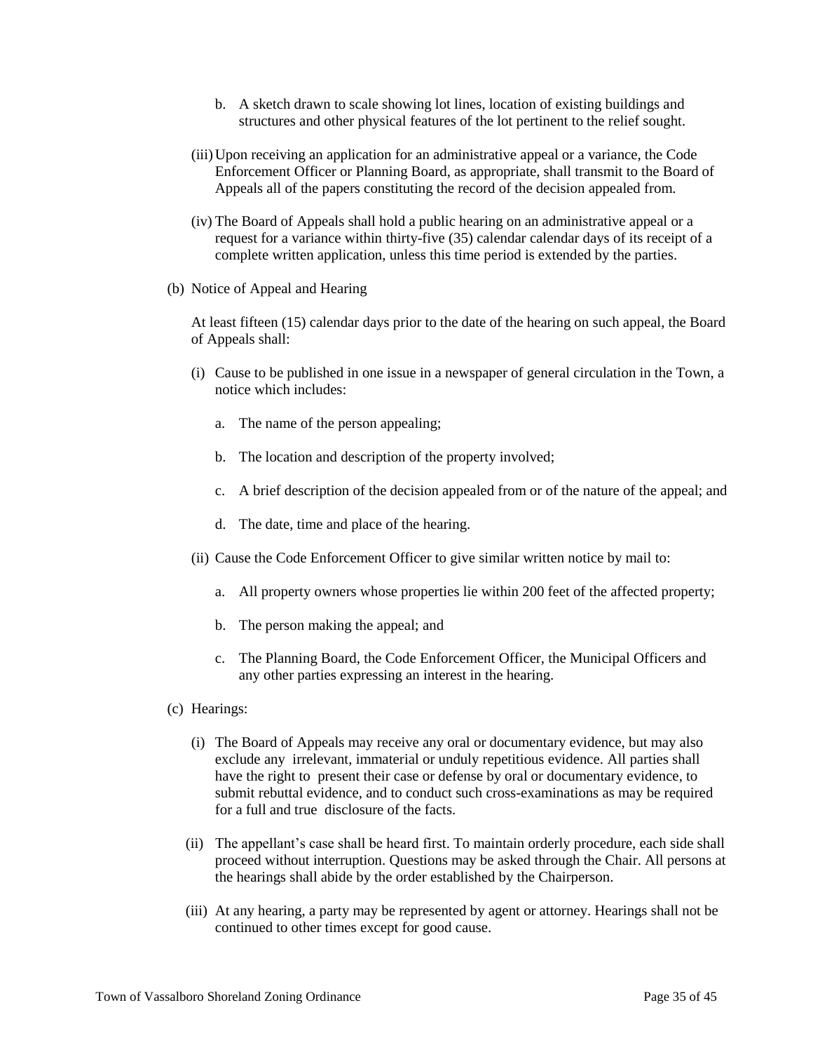b. A sketch drawn to scale showing lot lines, location of existing buildings and structures and other physical features of the lot pertinent to the relief sought.

(iii) Upon receiving an application for an administrative appeal or a variance, the Code Enforcement Officer or Planning Board, as appropriate, shall transmit to the Board of Appeals all of the papers constituting the record of the decision appealed from.

(iv) The Board of Appeals shall hold a public hearing on an administrative appeal or a request for a variance within thirty-five (35) calendar calendar days of its receipt of a complete written application, unless this time period is extended by the parties.

(b) Notice of Appeal and Hearing

At least fifteen (15) calendar days prior to the date of the hearing on such appeal, the Board of Appeals shall:

(i) Cause to be published in one issue in a newspaper of general circulation in the Town, a notice which includes:

a. The name of the person appealing;

b. The location and description of the property involved;

c. A brief description of the decision appealed from or of the nature of the appeal; and

d. The date, time and place of the hearing.

(ii) Cause the Code Enforcement Officer to give similar written notice by mail to:

a. All property owners whose properties lie within 200 feet of the affected property;

b. The person making the appeal; and

c. The Planning Board, the Code Enforcement Officer, the Municipal Officers and any other parties expressing an interest in the hearing.

(c) Hearings:

(i) The Board of Appeals may receive any oral or documentary evidence, but may also exclude any irrelevant, immaterial or unduly repetitious evidence. All parties shall have the right to present their case or defense by oral or documentary evidence, to submit rebuttal evidence, and to conduct such cross-examinations as may be required for a full and true disclosure of the facts.

(ii) The appellant's case shall be heard first. To maintain orderly procedure, each side shall proceed without interruption. Questions may be asked through the Chair. All persons at the hearings shall abide by the order established by the Chairperson.

(iii) At any hearing, a party may be represented by agent or attorney. Hearings shall not be continued to other times except for good cause.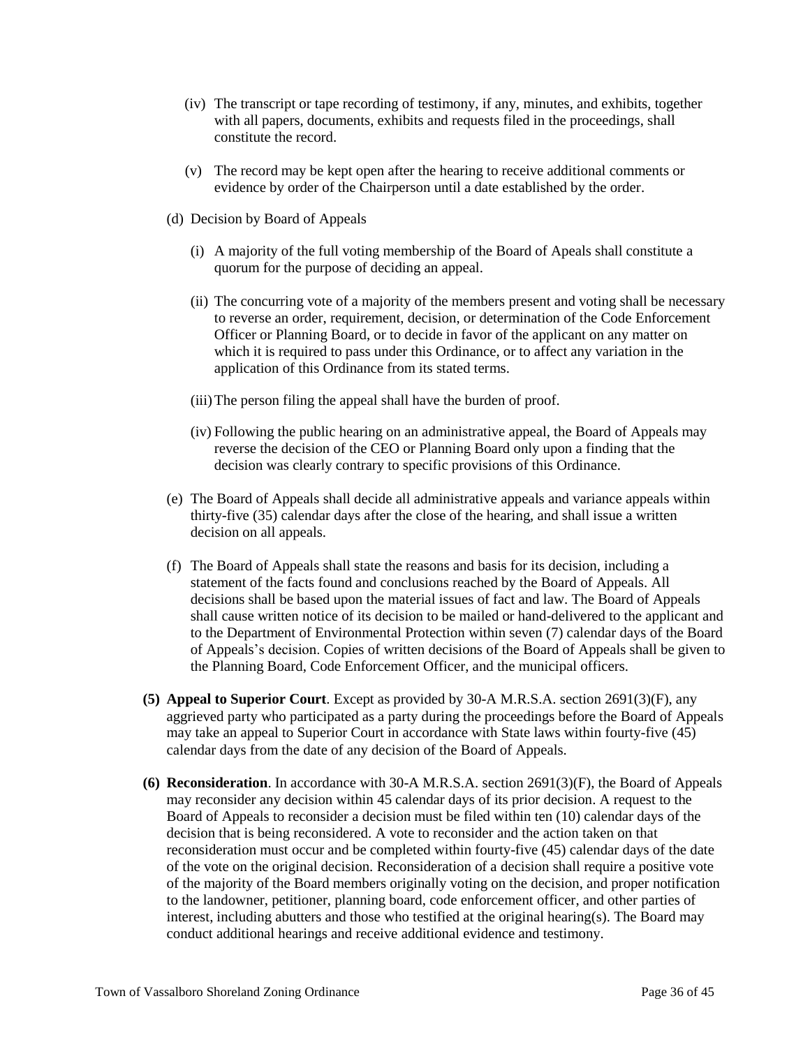(iv) The transcript or tape recording of testimony, if any, minutes, and exhibits, together with all papers, documents, exhibits and requests filed in the proceedings, shall constitute the record.

(v) The record may be kept open after the hearing to receive additional comments or evidence by order of the Chairperson until a date established by the order.

(d) Decision by Board of Appeals

(i) A majority of the full voting membership of the Board of Apeals shall constitute a quorum for the purpose of deciding an appeal.

(ii) The concurring vote of a majority of the members present and voting shall be necessary to reverse an order, requirement, decision, or determination of the Code Enforcement Officer or Planning Board, or to decide in favor of the applicant on any matter on which it is required to pass under this Ordinance, or to affect any variation in the application of this Ordinance from its stated terms.

(iii) The person filing the appeal shall have the burden of proof.

(iv) Following the public hearing on an administrative appeal, the Board of Appeals may reverse the decision of the CEO or Planning Board only upon a finding that the decision was clearly contrary to specific provisions of this Ordinance.

(e) The Board of Appeals shall decide all administrative appeals and variance appeals within thirty-five (35) calendar days after the close of the hearing, and shall issue a written decision on all appeals.

(f) The Board of Appeals shall state the reasons and basis for its decision, including a statement of the facts found and conclusions reached by the Board of Appeals. All decisions shall be based upon the material issues of fact and law. The Board of Appeals shall cause written notice of its decision to be mailed or hand-delivered to the applicant and to the Department of Environmental Protection within seven (7) calendar days of the Board of Appeals's decision. Copies of written decisions of the Board of Appeals shall be given to the Planning Board, Code Enforcement Officer, and the municipal officers.

**(5) Appeal to Superior Court**. Except as provided by 30-A M.R.S.A. section 2691(3)(F), any aggrieved party who participated as a party during the proceedings before the Board of Appeals may take an appeal to Superior Court in accordance with State laws within fourty-five (45) calendar days from the date of any decision of the Board of Appeals.

**(6) Reconsideration**. In accordance with 30-A M.R.S.A. section 2691(3)(F), the Board of Appeals may reconsider any decision within 45 calendar days of its prior decision. A request to the Board of Appeals to reconsider a decision must be filed within ten (10) calendar days of the decision that is being reconsidered. A vote to reconsider and the action taken on that reconsideration must occur and be completed within fourty-five (45) calendar days of the date of the vote on the original decision. Reconsideration of a decision shall require a positive vote of the majority of the Board members originally voting on the decision, and proper notification to the landowner, petitioner, planning board, code enforcement officer, and other parties of interest, including abutters and those who testified at the original hearing(s). The Board may conduct additional hearings and receive additional evidence and testimony.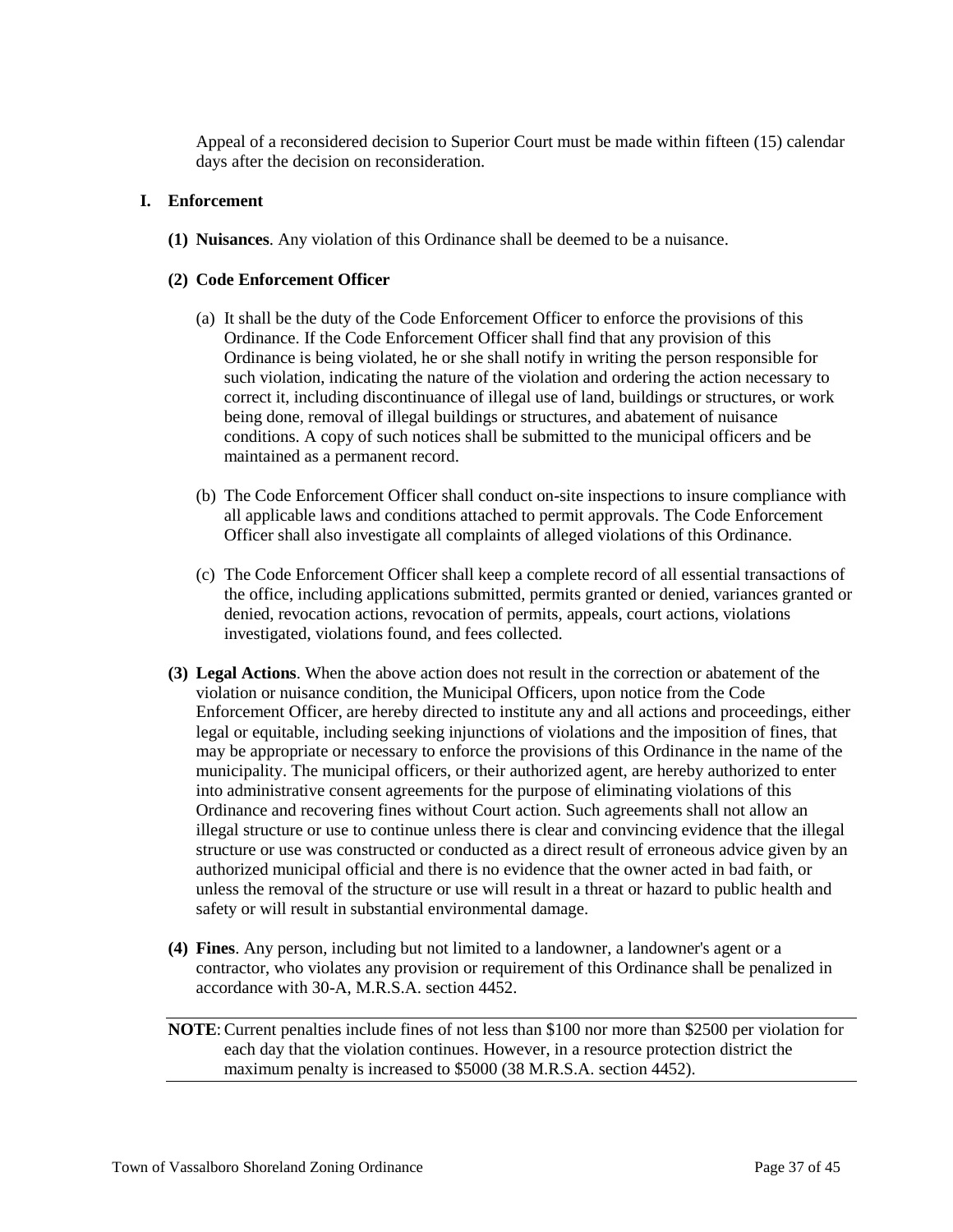Appeal of a reconsidered decision to Superior Court must be made within fifteen (15) calendar days after the decision on reconsideration.

## I. Enforcement

**(1) Nuisances**. Any violation of this Ordinance shall be deemed to be a nuisance.

**(2) Code Enforcement Officer**

(a) It shall be the duty of the Code Enforcement Officer to enforce the provisions of this Ordinance. If the Code Enforcement Officer shall find that any provision of this Ordinance is being violated, he or she shall notify in writing the person responsible for such violation, indicating the nature of the violation and ordering the action necessary to correct it, including discontinuance of illegal use of land, buildings or structures, or work being done, removal of illegal buildings or structures, and abatement of nuisance conditions. A copy of such notices shall be submitted to the municipal officers and be maintained as a permanent record.

(b) The Code Enforcement Officer shall conduct on-site inspections to insure compliance with all applicable laws and conditions attached to permit approvals. The Code Enforcement Officer shall also investigate all complaints of alleged violations of this Ordinance.

(c) The Code Enforcement Officer shall keep a complete record of all essential transactions of the office, including applications submitted, permits granted or denied, variances granted or denied, revocation actions, revocation of permits, appeals, court actions, violations investigated, violations found, and fees collected.

**(3) Legal Actions**. When the above action does not result in the correction or abatement of the violation or nuisance condition, the Municipal Officers, upon notice from the Code Enforcement Officer, are hereby directed to institute any and all actions and proceedings, either legal or equitable, including seeking injunctions of violations and the imposition of fines, that may be appropriate or necessary to enforce the provisions of this Ordinance in the name of the municipality. The municipal officers, or their authorized agent, are hereby authorized to enter into administrative consent agreements for the purpose of eliminating violations of this Ordinance and recovering fines without Court action. Such agreements shall not allow an illegal structure or use to continue unless there is clear and convincing evidence that the illegal structure or use was constructed or conducted as a direct result of erroneous advice given by an authorized municipal official and there is no evidence that the owner acted in bad faith, or unless the removal of the structure or use will result in a threat or hazard to public health and safety or will result in substantial environmental damage.

**(4) Fines**. Any person, including but not limited to a landowner, a landowner's agent or a contractor, who violates any provision or requirement of this Ordinance shall be penalized in accordance with 30-A, M.R.S.A. section 4452.

---

**NOTE**: Current penalties include fines of not less than $100 nor more than $2500 per violation for each day that the violation continues. However, in a resource protection district the maximum penalty is increased to $5000 (38 M.R.S.A. section 4452).

---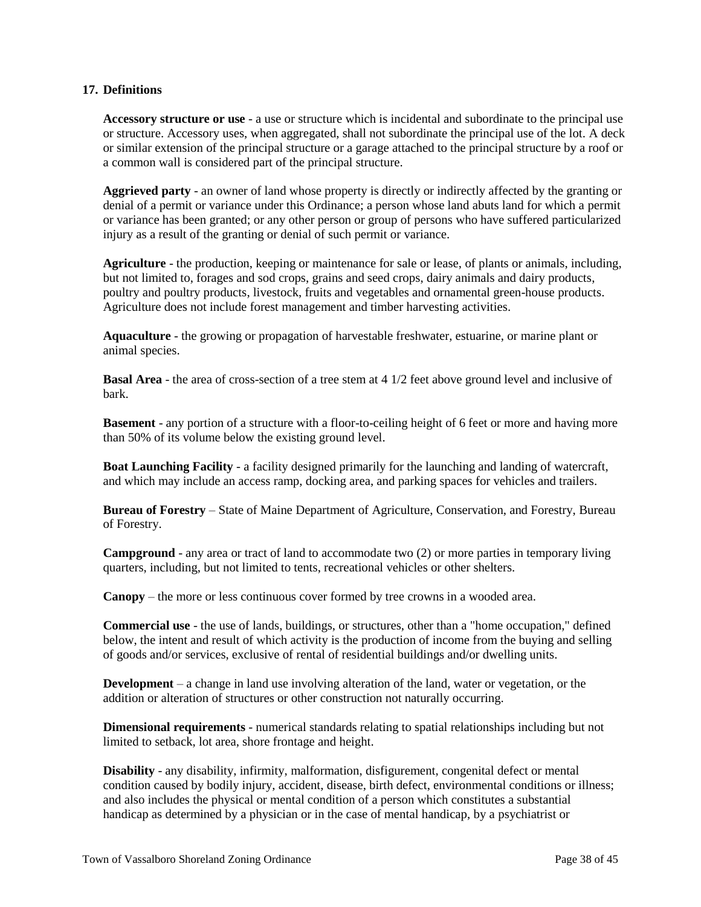## 17. Definitions

**Accessory structure or use** - a use or structure which is incidental and subordinate to the principal use or structure. Accessory uses, when aggregated, shall not subordinate the principal use of the lot. A deck or similar extension of the principal structure or a garage attached to the principal structure by a roof or a common wall is considered part of the principal structure.

**Aggrieved party** - an owner of land whose property is directly or indirectly affected by the granting or denial of a permit or variance under this Ordinance; a person whose land abuts land for which a permit or variance has been granted; or any other person or group of persons who have suffered particularized injury as a result of the granting or denial of such permit or variance.

**Agriculture** - the production, keeping or maintenance for sale or lease, of plants or animals, including, but not limited to, forages and sod crops, grains and seed crops, dairy animals and dairy products, poultry and poultry products, livestock, fruits and vegetables and ornamental green-house products. Agriculture does not include forest management and timber harvesting activities.

**Aquaculture** - the growing or propagation of harvestable freshwater, estuarine, or marine plant or animal species.

**Basal Area** - the area of cross-section of a tree stem at 4 1/2 feet above ground level and inclusive of bark.

**Basement** - any portion of a structure with a floor-to-ceiling height of 6 feet or more and having more than 50% of its volume below the existing ground level.

**Boat Launching Facility** - a facility designed primarily for the launching and landing of watercraft, and which may include an access ramp, docking area, and parking spaces for vehicles and trailers.

**Bureau of Forestry** – State of Maine Department of Agriculture, Conservation, and Forestry, Bureau of Forestry.

**Campground** - any area or tract of land to accommodate two (2) or more parties in temporary living quarters, including, but not limited to tents, recreational vehicles or other shelters.

**Canopy** – the more or less continuous cover formed by tree crowns in a wooded area.

**Commercial use** - the use of lands, buildings, or structures, other than a "home occupation," defined below, the intent and result of which activity is the production of income from the buying and selling of goods and/or services, exclusive of rental of residential buildings and/or dwelling units.

**Development** – a change in land use involving alteration of the land, water or vegetation, or the addition or alteration of structures or other construction not naturally occurring.

**Dimensional requirements** - numerical standards relating to spatial relationships including but not limited to setback, lot area, shore frontage and height.

**Disability** - any disability, infirmity, malformation, disfigurement, congenital defect or mental condition caused by bodily injury, accident, disease, birth defect, environmental conditions or illness; and also includes the physical or mental condition of a person which constitutes a substantial handicap as determined by a physician or in the case of mental handicap, by a psychiatrist or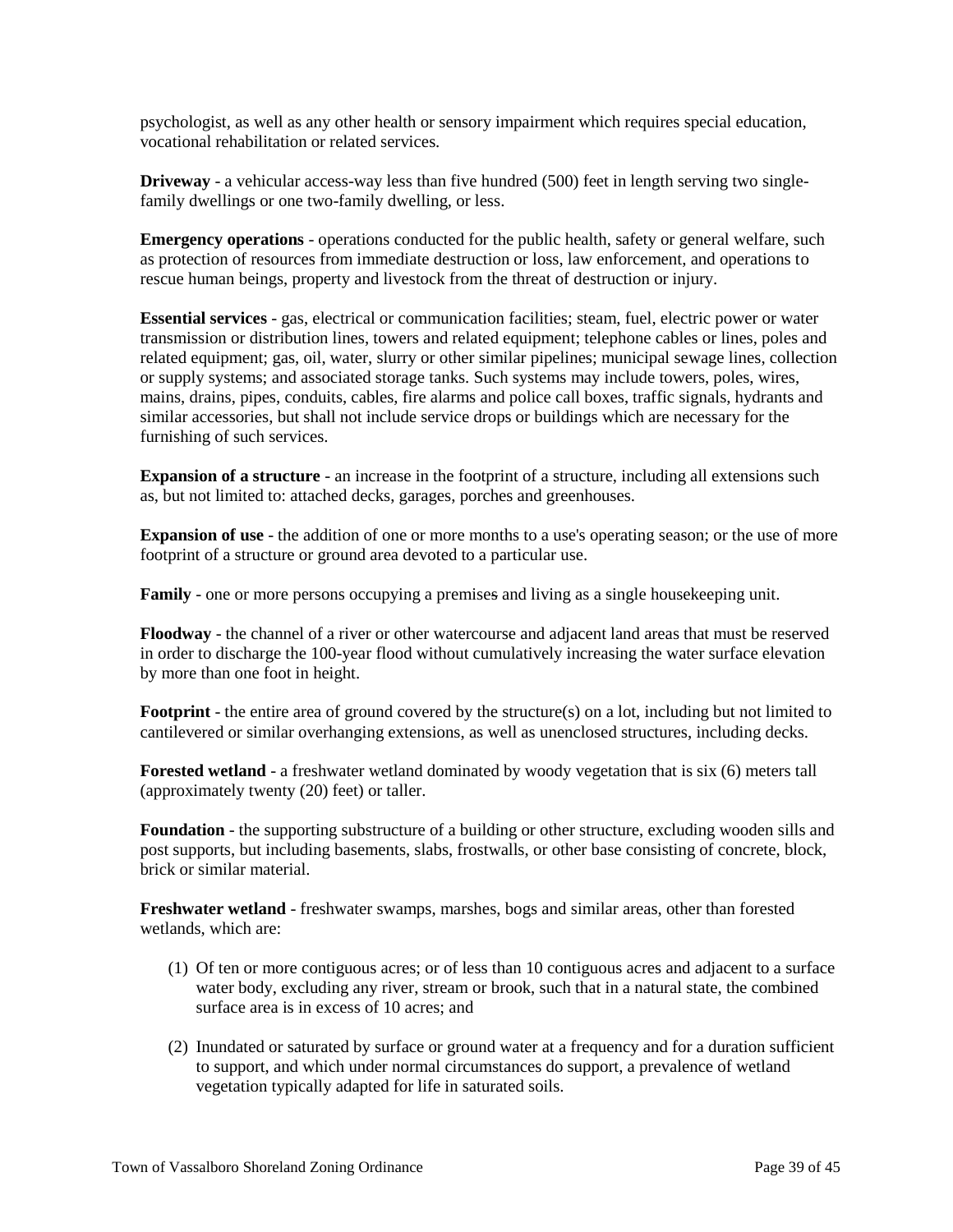psychologist, as well as any other health or sensory impairment which requires special education, vocational rehabilitation or related services.

**Driveway** - a vehicular access-way less than five hundred (500) feet in length serving two single-family dwellings or one two-family dwelling, or less.

**Emergency operations** - operations conducted for the public health, safety or general welfare, such as protection of resources from immediate destruction or loss, law enforcement, and operations to rescue human beings, property and livestock from the threat of destruction or injury.

**Essential services** - gas, electrical or communication facilities; steam, fuel, electric power or water transmission or distribution lines, towers and related equipment; telephone cables or lines, poles and related equipment; gas, oil, water, slurry or other similar pipelines; municipal sewage lines, collection or supply systems; and associated storage tanks. Such systems may include towers, poles, wires, mains, drains, pipes, conduits, cables, fire alarms and police call boxes, traffic signals, hydrants and similar accessories, but shall not include service drops or buildings which are necessary for the furnishing of such services.

**Expansion of a structure** - an increase in the footprint of a structure, including all extensions such as, but not limited to: attached decks, garages, porches and greenhouses.

**Expansion of use** - the addition of one or more months to a use's operating season; or the use of more footprint of a structure or ground area devoted to a particular use.

**Family** - one or more persons occupying a premises and living as a single housekeeping unit.

**Floodway** - the channel of a river or other watercourse and adjacent land areas that must be reserved in order to discharge the 100-year flood without cumulatively increasing the water surface elevation by more than one foot in height.

**Footprint** - the entire area of ground covered by the structure(s) on a lot, including but not limited to cantilevered or similar overhanging extensions, as well as unenclosed structures, including decks.

**Forested wetland** - a freshwater wetland dominated by woody vegetation that is six (6) meters tall (approximately twenty (20) feet) or taller.

**Foundation** - the supporting substructure of a building or other structure, excluding wooden sills and post supports, but including basements, slabs, frostwalls, or other base consisting of concrete, block, brick or similar material.

**Freshwater wetland** - freshwater swamps, marshes, bogs and similar areas, other than forested wetlands, which are:

(1) Of ten or more contiguous acres; or of less than 10 contiguous acres and adjacent to a surface water body, excluding any river, stream or brook, such that in a natural state, the combined surface area is in excess of 10 acres; and

(2) Inundated or saturated by surface or ground water at a frequency and for a duration sufficient to support, and which under normal circumstances do support, a prevalence of wetland vegetation typically adapted for life in saturated soils.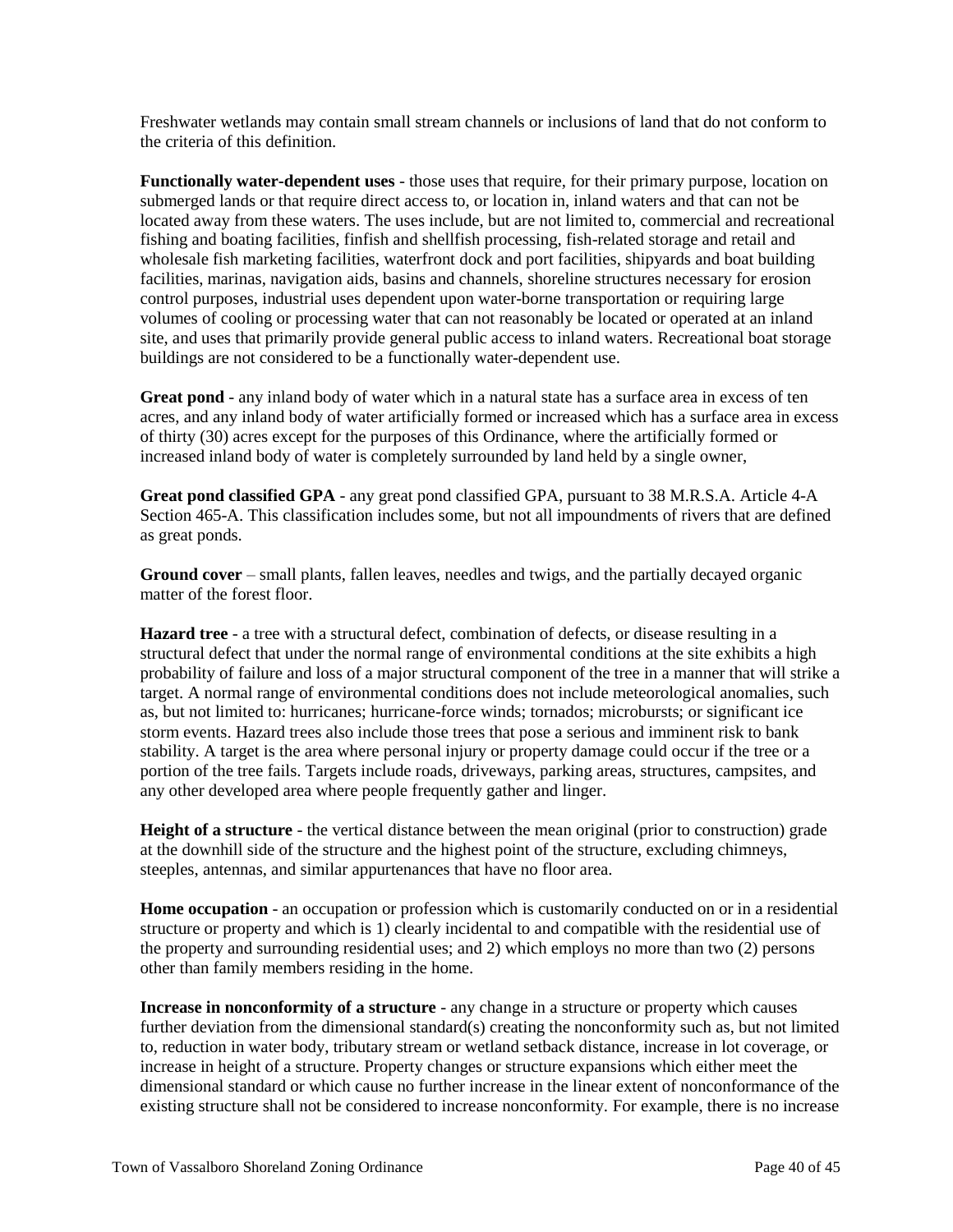Freshwater wetlands may contain small stream channels or inclusions of land that do not conform to the criteria of this definition.

**Functionally water-dependent uses** - those uses that require, for their primary purpose, location on submerged lands or that require direct access to, or location in, inland waters and that can not be located away from these waters. The uses include, but are not limited to, commercial and recreational fishing and boating facilities, finfish and shellfish processing, fish-related storage and retail and wholesale fish marketing facilities, waterfront dock and port facilities, shipyards and boat building facilities, marinas, navigation aids, basins and channels, shoreline structures necessary for erosion control purposes, industrial uses dependent upon water-borne transportation or requiring large volumes of cooling or processing water that can not reasonably be located or operated at an inland site, and uses that primarily provide general public access to inland waters. Recreational boat storage buildings are not considered to be a functionally water-dependent use.

**Great pond** - any inland body of water which in a natural state has a surface area in excess of ten acres, and any inland body of water artificially formed or increased which has a surface area in excess of thirty (30) acres except for the purposes of this Ordinance, where the artificially formed or increased inland body of water is completely surrounded by land held by a single owner,

**Great pond classified GPA** - any great pond classified GPA, pursuant to 38 M.R.S.A. Article 4-A Section 465-A. This classification includes some, but not all impoundments of rivers that are defined as great ponds.

**Ground cover** – small plants, fallen leaves, needles and twigs, and the partially decayed organic matter of the forest floor.

**Hazard tree** - a tree with a structural defect, combination of defects, or disease resulting in a structural defect that under the normal range of environmental conditions at the site exhibits a high probability of failure and loss of a major structural component of the tree in a manner that will strike a target. A normal range of environmental conditions does not include meteorological anomalies, such as, but not limited to: hurricanes; hurricane-force winds; tornados; microbursts; or significant ice storm events. Hazard trees also include those trees that pose a serious and imminent risk to bank stability. A target is the area where personal injury or property damage could occur if the tree or a portion of the tree fails. Targets include roads, driveways, parking areas, structures, campsites, and any other developed area where people frequently gather and linger.

**Height of a structure** - the vertical distance between the mean original (prior to construction) grade at the downhill side of the structure and the highest point of the structure, excluding chimneys, steeples, antennas, and similar appurtenances that have no floor area.

**Home occupation** - an occupation or profession which is customarily conducted on or in a residential structure or property and which is 1) clearly incidental to and compatible with the residential use of the property and surrounding residential uses; and 2) which employs no more than two (2) persons other than family members residing in the home.

**Increase in nonconformity of a structure** - any change in a structure or property which causes further deviation from the dimensional standard(s) creating the nonconformity such as, but not limited to, reduction in water body, tributary stream or wetland setback distance, increase in lot coverage, or increase in height of a structure. Property changes or structure expansions which either meet the dimensional standard or which cause no further increase in the linear extent of nonconformance of the existing structure shall not be considered to increase nonconformity. For example, there is no increase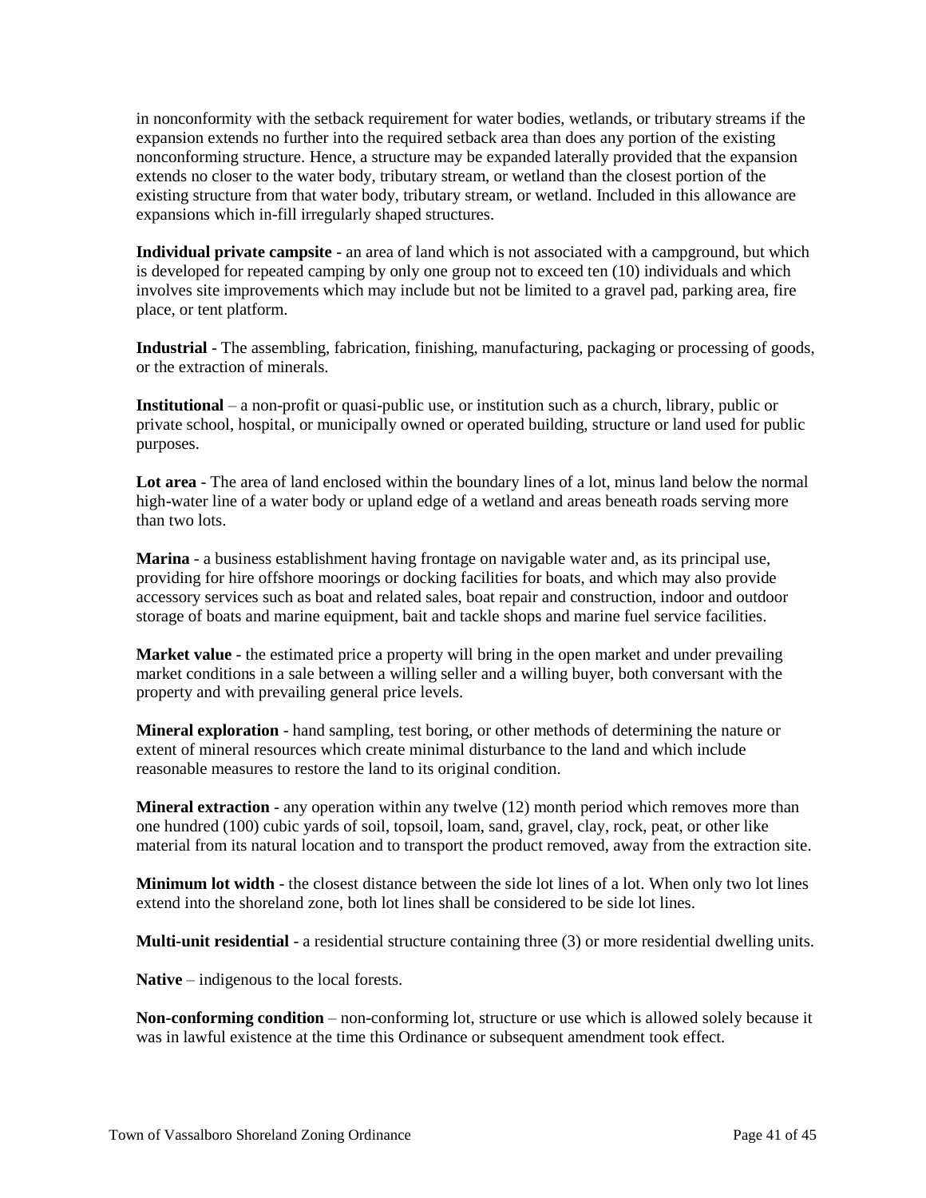in nonconformity with the setback requirement for water bodies, wetlands, or tributary streams if the expansion extends no further into the required setback area than does any portion of the existing nonconforming structure. Hence, a structure may be expanded laterally provided that the expansion extends no closer to the water body, tributary stream, or wetland than the closest portion of the existing structure from that water body, tributary stream, or wetland. Included in this allowance are expansions which in-fill irregularly shaped structures.

**Individual private campsite** - an area of land which is not associated with a campground, but which is developed for repeated camping by only one group not to exceed ten (10) individuals and which involves site improvements which may include but not be limited to a gravel pad, parking area, fire place, or tent platform.

**Industrial** - The assembling, fabrication, finishing, manufacturing, packaging or processing of goods, or the extraction of minerals.

**Institutional** – a non-profit or quasi-public use, or institution such as a church, library, public or private school, hospital, or municipally owned or operated building, structure or land used for public purposes.

**Lot area** - The area of land enclosed within the boundary lines of a lot, minus land below the normal high-water line of a water body or upland edge of a wetland and areas beneath roads serving more than two lots.

**Marina** - a business establishment having frontage on navigable water and, as its principal use, providing for hire offshore moorings or docking facilities for boats, and which may also provide accessory services such as boat and related sales, boat repair and construction, indoor and outdoor storage of boats and marine equipment, bait and tackle shops and marine fuel service facilities.

**Market value** - the estimated price a property will bring in the open market and under prevailing market conditions in a sale between a willing seller and a willing buyer, both conversant with the property and with prevailing general price levels.

**Mineral exploration** - hand sampling, test boring, or other methods of determining the nature or extent of mineral resources which create minimal disturbance to the land and which include reasonable measures to restore the land to its original condition.

**Mineral extraction** - any operation within any twelve (12) month period which removes more than one hundred (100) cubic yards of soil, topsoil, loam, sand, gravel, clay, rock, peat, or other like material from its natural location and to transport the product removed, away from the extraction site.

**Minimum lot width** - the closest distance between the side lot lines of a lot. When only two lot lines extend into the shoreland zone, both lot lines shall be considered to be side lot lines.

**Multi-unit residential** - a residential structure containing three (3) or more residential dwelling units.

**Native** – indigenous to the local forests.

**Non-conforming condition** – non-conforming lot, structure or use which is allowed solely because it was in lawful existence at the time this Ordinance or subsequent amendment took effect.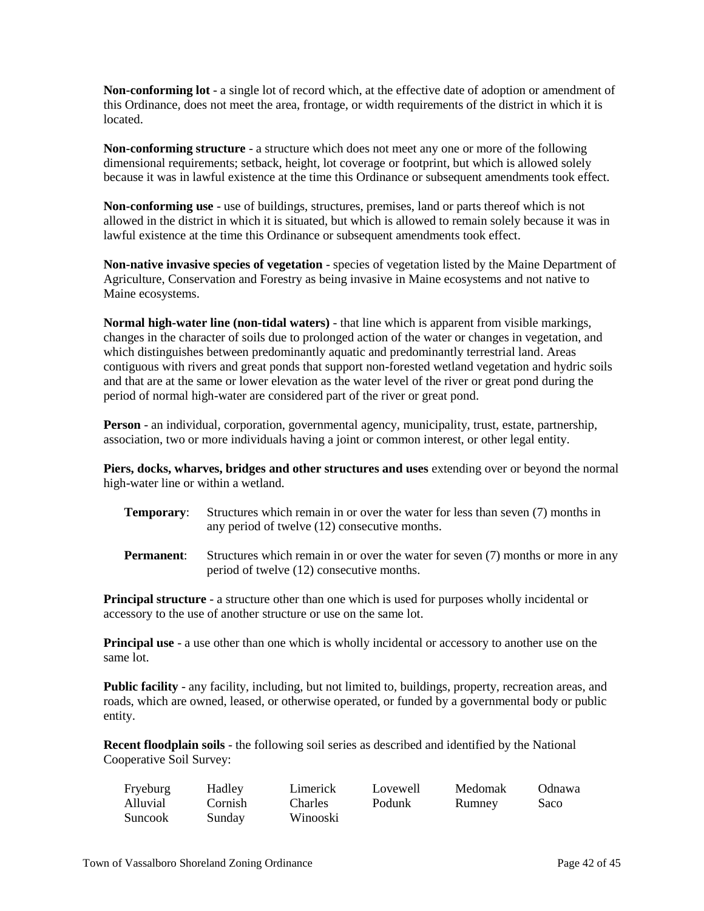**Non-conforming lot** - a single lot of record which, at the effective date of adoption or amendment of this Ordinance, does not meet the area, frontage, or width requirements of the district in which it is located.

**Non-conforming structure** - a structure which does not meet any one or more of the following dimensional requirements; setback, height, lot coverage or footprint, but which is allowed solely because it was in lawful existence at the time this Ordinance or subsequent amendments took effect.

**Non-conforming use** - use of buildings, structures, premises, land or parts thereof which is not allowed in the district in which it is situated, but which is allowed to remain solely because it was in lawful existence at the time this Ordinance or subsequent amendments took effect.

**Non-native invasive species of vegetation** - species of vegetation listed by the Maine Department of Agriculture, Conservation and Forestry as being invasive in Maine ecosystems and not native to Maine ecosystems.

**Normal high-water line (non-tidal waters)** - that line which is apparent from visible markings, changes in the character of soils due to prolonged action of the water or changes in vegetation, and which distinguishes between predominantly aquatic and predominantly terrestrial land. Areas contiguous with rivers and great ponds that support non-forested wetland vegetation and hydric soils and that are at the same or lower elevation as the water level of the river or great pond during the period of normal high-water are considered part of the river or great pond.

**Person** - an individual, corporation, governmental agency, municipality, trust, estate, partnership, association, two or more individuals having a joint or common interest, or other legal entity.

**Piers, docks, wharves, bridges and other structures and uses** extending over or beyond the normal high-water line or within a wetland.

**Temporary**: Structures which remain in or over the water for less than seven (7) months in any period of twelve (12) consecutive months.

**Permanent**: Structures which remain in or over the water for seven (7) months or more in any period of twelve (12) consecutive months.

**Principal structure** - a structure other than one which is used for purposes wholly incidental or accessory to the use of another structure or use on the same lot.

**Principal use** - a use other than one which is wholly incidental or accessory to another use on the same lot.

**Public facility** - any facility, including, but not limited to, buildings, property, recreation areas, and roads, which are owned, leased, or otherwise operated, or funded by a governmental body or public entity.

**Recent floodplain soils** - the following soil series as described and identified by the National Cooperative Soil Survey:

| | | | | | |
|---|---|---|---|---|---|
| Fryeburg | Hadley | Limerick | Lovewell | Medomak | Odnawa |
| Alluvial | Cornish | Charles | Podunk | Rumney | Saco |
| Suncook | Sunday | Winooski | | | |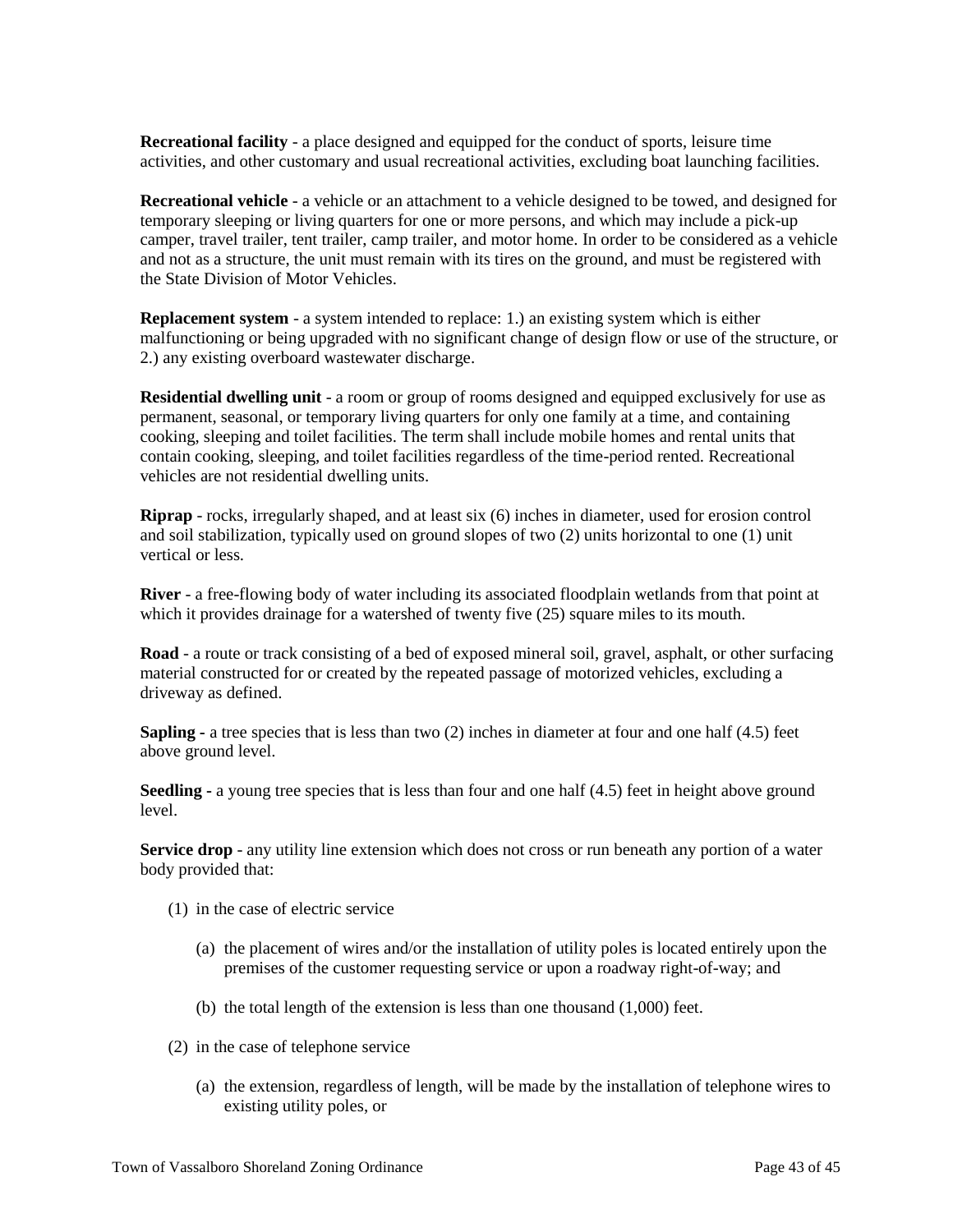**Recreational facility** - a place designed and equipped for the conduct of sports, leisure time activities, and other customary and usual recreational activities, excluding boat launching facilities.

**Recreational vehicle** - a vehicle or an attachment to a vehicle designed to be towed, and designed for temporary sleeping or living quarters for one or more persons, and which may include a pick-up camper, travel trailer, tent trailer, camp trailer, and motor home. In order to be considered as a vehicle and not as a structure, the unit must remain with its tires on the ground, and must be registered with the State Division of Motor Vehicles.

**Replacement system** - a system intended to replace: 1.) an existing system which is either malfunctioning or being upgraded with no significant change of design flow or use of the structure, or 2.) any existing overboard wastewater discharge.

**Residential dwelling unit** - a room or group of rooms designed and equipped exclusively for use as permanent, seasonal, or temporary living quarters for only one family at a time, and containing cooking, sleeping and toilet facilities. The term shall include mobile homes and rental units that contain cooking, sleeping, and toilet facilities regardless of the time-period rented. Recreational vehicles are not residential dwelling units.

**Riprap** - rocks, irregularly shaped, and at least six (6) inches in diameter, used for erosion control and soil stabilization, typically used on ground slopes of two (2) units horizontal to one (1) unit vertical or less.

**River** - a free-flowing body of water including its associated floodplain wetlands from that point at which it provides drainage for a watershed of twenty five (25) square miles to its mouth.

**Road** - a route or track consisting of a bed of exposed mineral soil, gravel, asphalt, or other surfacing material constructed for or created by the repeated passage of motorized vehicles, excluding a driveway as defined.

**Sapling -** a tree species that is less than two (2) inches in diameter at four and one half (4.5) feet above ground level.

**Seedling -** a young tree species that is less than four and one half (4.5) feet in height above ground level.

**Service drop** - any utility line extension which does not cross or run beneath any portion of a water body provided that:

(1) in the case of electric service

(a) the placement of wires and/or the installation of utility poles is located entirely upon the premises of the customer requesting service or upon a roadway right-of-way; and

(b) the total length of the extension is less than one thousand (1,000) feet.

(2) in the case of telephone service

(a) the extension, regardless of length, will be made by the installation of telephone wires to existing utility poles, or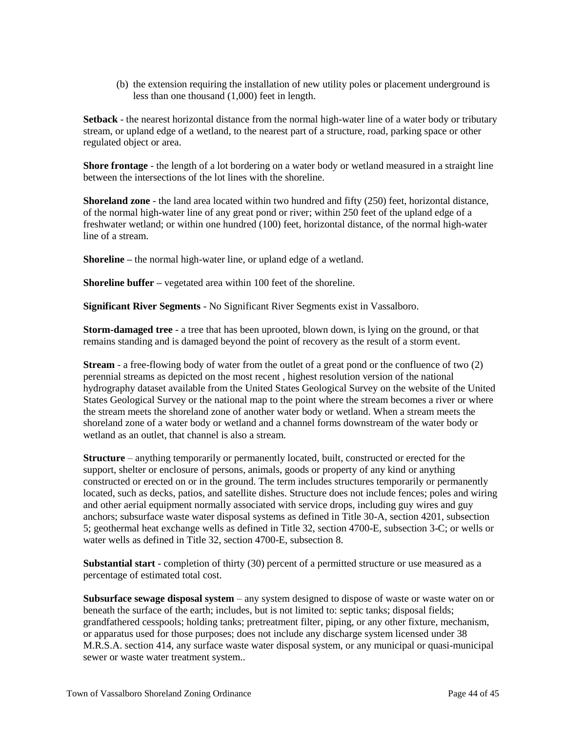(b) the extension requiring the installation of new utility poles or placement underground is less than one thousand (1,000) feet in length.

**Setback** - the nearest horizontal distance from the normal high-water line of a water body or tributary stream, or upland edge of a wetland, to the nearest part of a structure, road, parking space or other regulated object or area.

**Shore frontage** - the length of a lot bordering on a water body or wetland measured in a straight line between the intersections of the lot lines with the shoreline.

**Shoreland zone** - the land area located within two hundred and fifty (250) feet, horizontal distance, of the normal high-water line of any great pond or river; within 250 feet of the upland edge of a freshwater wetland; or within one hundred (100) feet, horizontal distance, of the normal high-water line of a stream.

**Shoreline –** the normal high-water line, or upland edge of a wetland.

**Shoreline buffer –** vegetated area within 100 feet of the shoreline.

**Significant River Segments** - No Significant River Segments exist in Vassalboro.

**Storm-damaged tree** - a tree that has been uprooted, blown down, is lying on the ground, or that remains standing and is damaged beyond the point of recovery as the result of a storm event.

**Stream** - a free-flowing body of water from the outlet of a great pond or the confluence of two (2) perennial streams as depicted on the most recent , highest resolution version of the national hydrography dataset available from the United States Geological Survey on the website of the United States Geological Survey or the national map to the point where the stream becomes a river or where the stream meets the shoreland zone of another water body or wetland. When a stream meets the shoreland zone of a water body or wetland and a channel forms downstream of the water body or wetland as an outlet, that channel is also a stream.

**Structure** – anything temporarily or permanently located, built, constructed or erected for the support, shelter or enclosure of persons, animals, goods or property of any kind or anything constructed or erected on or in the ground. The term includes structures temporarily or permanently located, such as decks, patios, and satellite dishes. Structure does not include fences; poles and wiring and other aerial equipment normally associated with service drops, including guy wires and guy anchors; subsurface waste water disposal systems as defined in Title 30-A, section 4201, subsection 5; geothermal heat exchange wells as defined in Title 32, section 4700-E, subsection 3-C; or wells or water wells as defined in Title 32, section 4700-E, subsection 8.

**Substantial start** - completion of thirty (30) percent of a permitted structure or use measured as a percentage of estimated total cost.

**Subsurface sewage disposal system** – any system designed to dispose of waste or waste water on or beneath the surface of the earth; includes, but is not limited to: septic tanks; disposal fields; grandfathered cesspools; holding tanks; pretreatment filter, piping, or any other fixture, mechanism, or apparatus used for those purposes; does not include any discharge system licensed under 38 M.R.S.A. section 414, any surface waste water disposal system, or any municipal or quasi-municipal sewer or waste water treatment system..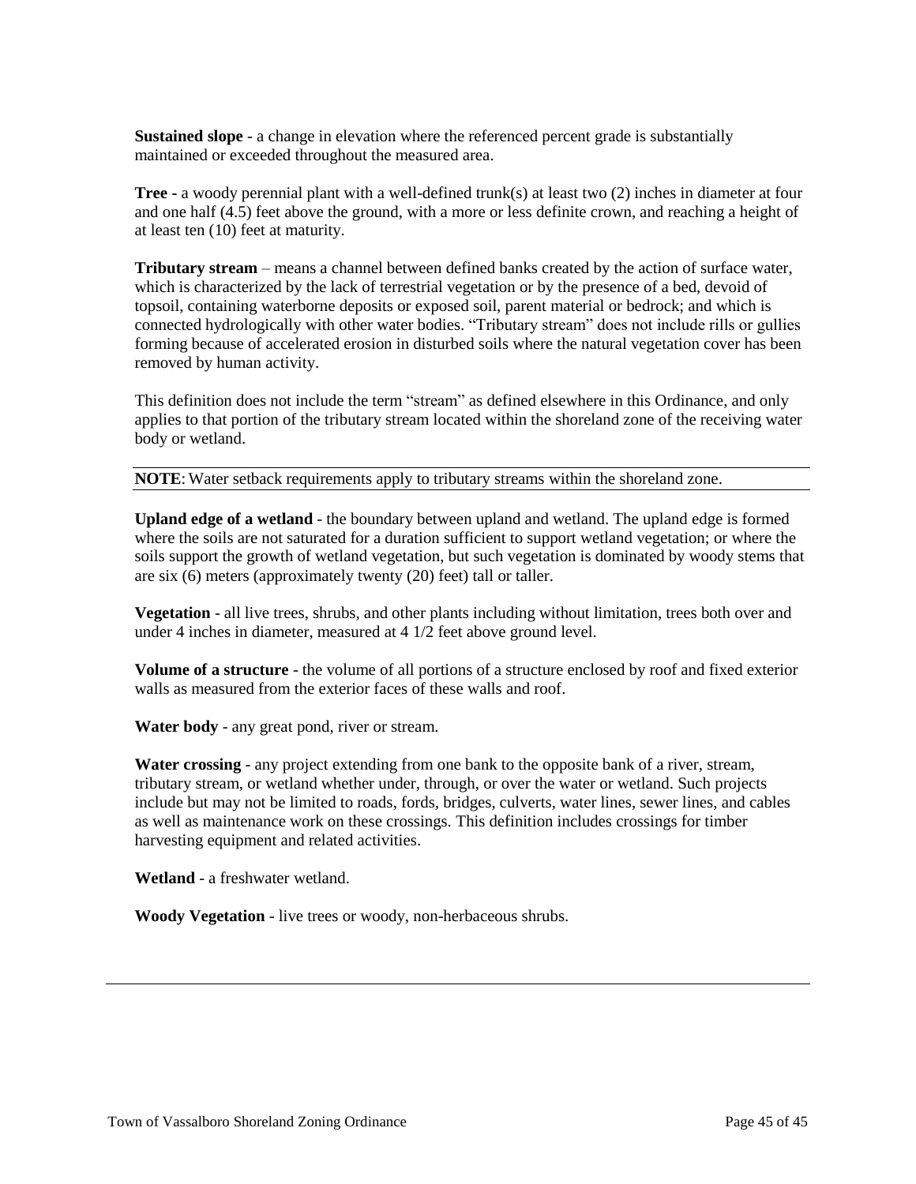**Sustained slope** - a change in elevation where the referenced percent grade is substantially maintained or exceeded throughout the measured area.

**Tree** - a woody perennial plant with a well-defined trunk(s) at least two (2) inches in diameter at four and one half (4.5) feet above the ground, with a more or less definite crown, and reaching a height of at least ten (10) feet at maturity.

**Tributary stream** – means a channel between defined banks created by the action of surface water, which is characterized by the lack of terrestrial vegetation or by the presence of a bed, devoid of topsoil, containing waterborne deposits or exposed soil, parent material or bedrock; and which is connected hydrologically with other water bodies. "Tributary stream" does not include rills or gullies forming because of accelerated erosion in disturbed soils where the natural vegetation cover has been removed by human activity.

This definition does not include the term "stream" as defined elsewhere in this Ordinance, and only applies to that portion of the tributary stream located within the shoreland zone of the receiving water body or wetland.

**NOTE**: Water setback requirements apply to tributary streams within the shoreland zone.

**Upland edge of a wetland** - the boundary between upland and wetland. The upland edge is formed where the soils are not saturated for a duration sufficient to support wetland vegetation; or where the soils support the growth of wetland vegetation, but such vegetation is dominated by woody stems that are six (6) meters (approximately twenty (20) feet) tall or taller.

**Vegetation** - all live trees, shrubs, and other plants including without limitation, trees both over and under 4 inches in diameter, measured at 4 1/2 feet above ground level.

**Volume of a structure** - the volume of all portions of a structure enclosed by roof and fixed exterior walls as measured from the exterior faces of these walls and roof.

**Water body** - any great pond, river or stream.

**Water crossing** - any project extending from one bank to the opposite bank of a river, stream, tributary stream, or wetland whether under, through, or over the water or wetland. Such projects include but may not be limited to roads, fords, bridges, culverts, water lines, sewer lines, and cables as well as maintenance work on these crossings. This definition includes crossings for timber harvesting equipment and related activities.

**Wetland** - a freshwater wetland.

**Woody Vegetation** - live trees or woody, non-herbaceous shrubs.